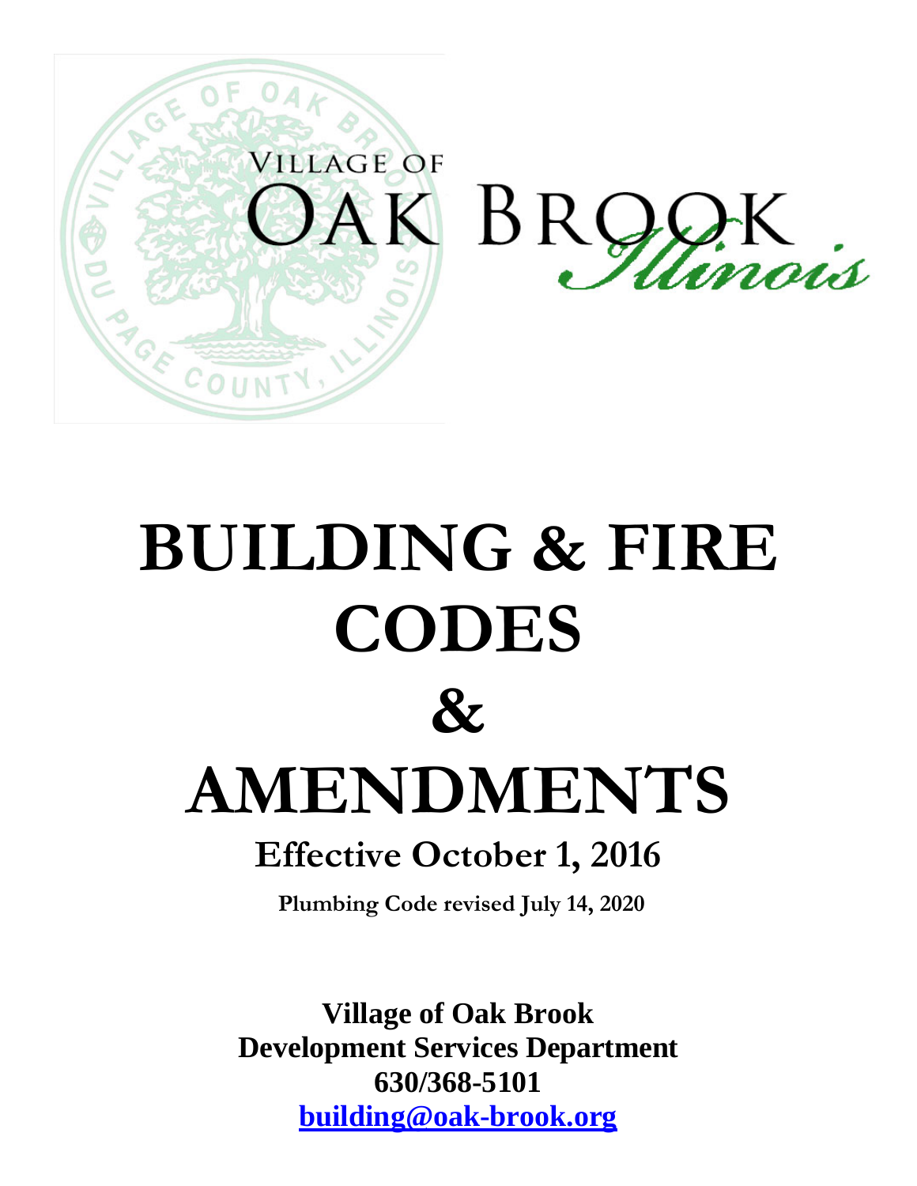VILLAGE OF

OAK BROOK *Illinois*

# BUILDING & FIRE CODES

# &

# AMENDMENTS

## Effective October 1, 2016

**Plumbing Code revised July 14, 2020**

**Village of Oak Brook**
**Development Services Department**
**630/368-5101**
**building@oak-brook.org**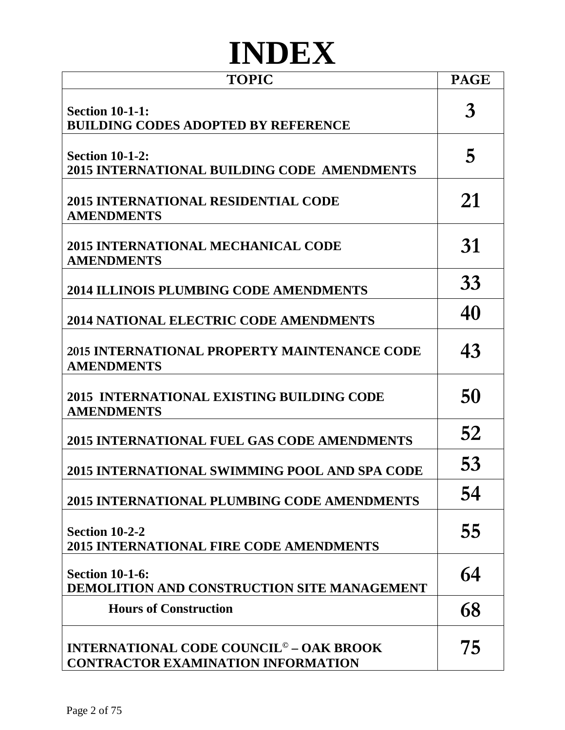# INDEX

| TOPIC | PAGE |
|---|---|
| **Section 10-1-1:**<br>**BUILDING CODES ADOPTED BY REFERENCE** | **3** |
| **Section 10-1-2:**<br>**2015 INTERNATIONAL BUILDING CODE AMENDMENTS** | **5** |
| **2015 INTERNATIONAL RESIDENTIAL CODE AMENDMENTS** | **21** |
| **2015 INTERNATIONAL MECHANICAL CODE AMENDMENTS** | **31** |
| **2014 ILLINOIS PLUMBING CODE AMENDMENTS** | **33** |
| **2014 NATIONAL ELECTRIC CODE AMENDMENTS** | **40** |
| **2015 INTERNATIONAL PROPERTY MAINTENANCE CODE AMENDMENTS** | **43** |
| **2015 INTERNATIONAL EXISTING BUILDING CODE AMENDMENTS** | **50** |
| **2015 INTERNATIONAL FUEL GAS CODE AMENDMENTS** | **52** |
| **2015 INTERNATIONAL SWIMMING POOL AND SPA CODE** | **53** |
| **2015 INTERNATIONAL PLUMBING CODE AMENDMENTS** | **54** |
| **Section 10-2-2**<br>**2015 INTERNATIONAL FIRE CODE AMENDMENTS** | **55** |
| **Section 10-1-6:**<br>**DEMOLITION AND CONSTRUCTION SITE MANAGEMENT** | **64** |
| **Hours of Construction** | **68** |
| **INTERNATIONAL CODE COUNCIL© – OAK BROOK CONTRACTOR EXAMINATION INFORMATION** | **75** |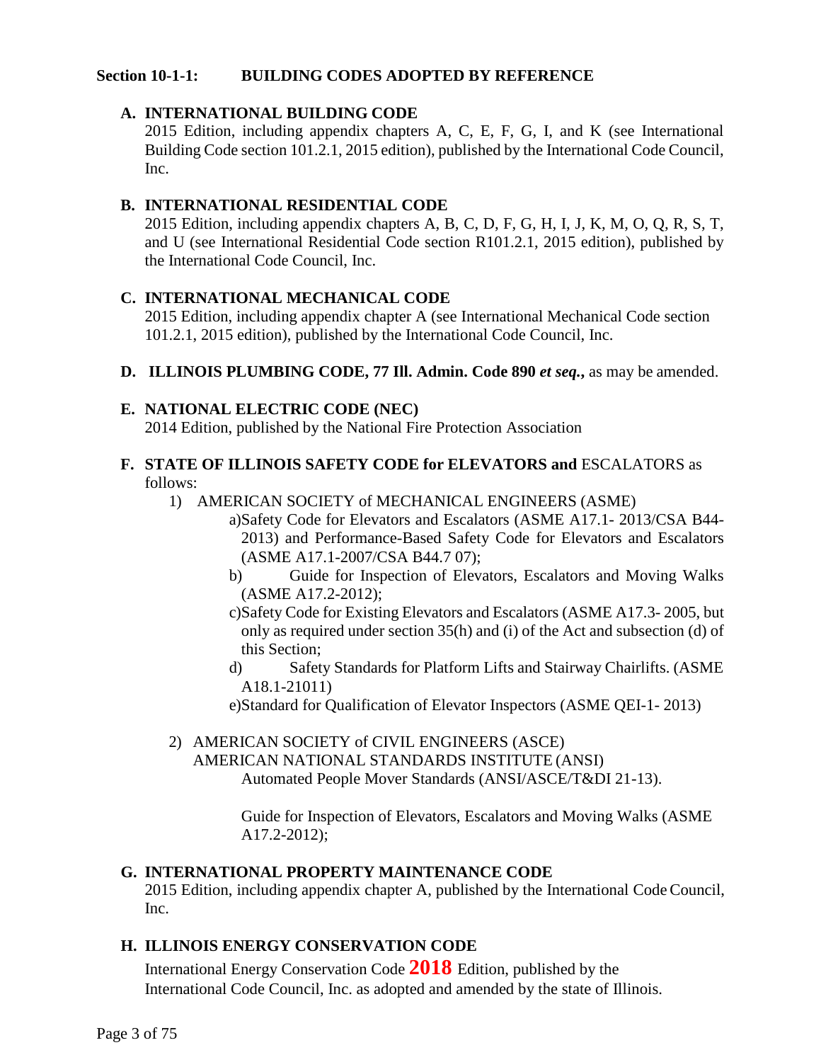### Section 10-1-1: BUILDING CODES ADOPTED BY REFERENCE

**A. INTERNATIONAL BUILDING CODE**
2015 Edition, including appendix chapters A, C, E, F, G, I, and K (see International Building Code section 101.2.1, 2015 edition), published by the International Code Council, Inc.

**B. INTERNATIONAL RESIDENTIAL CODE**
2015 Edition, including appendix chapters A, B, C, D, F, G, H, I, J, K, M, O, Q, R, S, T, and U (see International Residential Code section R101.2.1, 2015 edition), published by the International Code Council, Inc.

**C. INTERNATIONAL MECHANICAL CODE**
2015 Edition, including appendix chapter A (see International Mechanical Code section 101.2.1, 2015 edition), published by the International Code Council, Inc.

**D. ILLINOIS PLUMBING CODE, 77 Ill. Admin. Code 890 *et seq.*,** as may be amended.

**E. NATIONAL ELECTRIC CODE (NEC)**
2014 Edition, published by the National Fire Protection Association

**F. STATE OF ILLINOIS SAFETY CODE for ELEVATORS and** ESCALATORS as follows:

1) AMERICAN SOCIETY of MECHANICAL ENGINEERS (ASME)
   - a) Safety Code for Elevators and Escalators (ASME A17.1- 2013/CSA B44-2013) and Performance-Based Safety Code for Elevators and Escalators (ASME A17.1-2007/CSA B44.7 07);
   - b) Guide for Inspection of Elevators, Escalators and Moving Walks (ASME A17.2-2012);
   - c) Safety Code for Existing Elevators and Escalators (ASME A17.3- 2005, but only as required under section 35(h) and (i) of the Act and subsection (d) of this Section;
   - d) Safety Standards for Platform Lifts and Stairway Chairlifts. (ASME A18.1-21011)
   - e) Standard for Qualification of Elevator Inspectors (ASME QEI-1- 2013)

2) AMERICAN SOCIETY of CIVIL ENGINEERS (ASCE)
   AMERICAN NATIONAL STANDARDS INSTITUTE (ANSI)
   Automated People Mover Standards (ANSI/ASCE/T&DI 21-13).

   Guide for Inspection of Elevators, Escalators and Moving Walks (ASME A17.2-2012);

**G. INTERNATIONAL PROPERTY MAINTENANCE CODE**
2015 Edition, including appendix chapter A, published by the International Code Council, Inc.

**H. ILLINOIS ENERGY CONSERVATION CODE**
International Energy Conservation Code **2018** Edition, published by the International Code Council, Inc. as adopted and amended by the state of Illinois.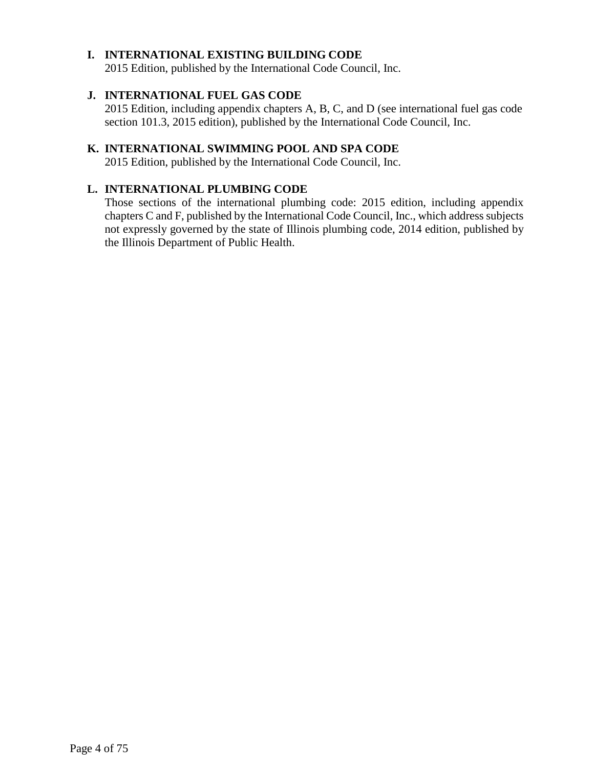**I. INTERNATIONAL EXISTING BUILDING CODE**
2015 Edition, published by the International Code Council, Inc.

**J. INTERNATIONAL FUEL GAS CODE**
2015 Edition, including appendix chapters A, B, C, and D (see international fuel gas code section 101.3, 2015 edition), published by the International Code Council, Inc.

**K. INTERNATIONAL SWIMMING POOL AND SPA CODE**
2015 Edition, published by the International Code Council, Inc.

**L. INTERNATIONAL PLUMBING CODE**
Those sections of the international plumbing code: 2015 edition, including appendix chapters C and F, published by the International Code Council, Inc., which address subjects not expressly governed by the state of Illinois plumbing code, 2014 edition, published by the Illinois Department of Public Health.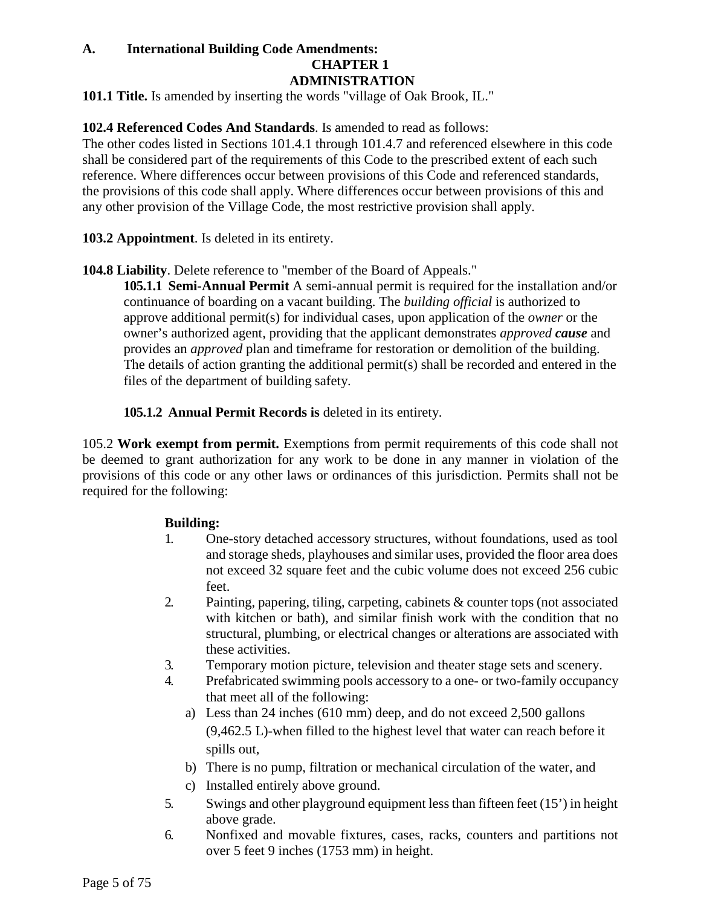**A. International Building Code Amendments:**

## CHAPTER 1
## ADMINISTRATION

**101.1 Title.** Is amended by inserting the words "village of Oak Brook, IL."

**102.4 Referenced Codes And Standards**. Is amended to read as follows:
The other codes listed in Sections 101.4.1 through 101.4.7 and referenced elsewhere in this code shall be considered part of the requirements of this Code to the prescribed extent of each such reference. Where differences occur between provisions of this Code and referenced standards, the provisions of this code shall apply. Where differences occur between provisions of this and any other provision of the Village Code, the most restrictive provision shall apply.

**103.2 Appointment**. Is deleted in its entirety.

**104.8 Liability**. Delete reference to "member of the Board of Appeals."

> **105.1.1 Semi-Annual Permit** A semi-annual permit is required for the installation and/or continuance of boarding on a vacant building. The *building official* is authorized to approve additional permit(s) for individual cases, upon application of the *owner* or the owner's authorized agent, providing that the applicant demonstrates *approved* ***cause*** and provides an *approved* plan and timeframe for restoration or demolition of the building. The details of action granting the additional permit(s) shall be recorded and entered in the files of the department of building safety.
>
> **105.1.2 Annual Permit Records is** deleted in its entirety.

105.2 **Work exempt from permit.** Exemptions from permit requirements of this code shall not be deemed to grant authorization for any work to be done in any manner in violation of the provisions of this code or any other laws or ordinances of this jurisdiction. Permits shall not be required for the following:

**Building:**

1. One-story detached accessory structures, without foundations, used as tool and storage sheds, playhouses and similar uses, provided the floor area does not exceed 32 square feet and the cubic volume does not exceed 256 cubic feet.
2. Painting, papering, tiling, carpeting, cabinets & counter tops (not associated with kitchen or bath), and similar finish work with the condition that no structural, plumbing, or electrical changes or alterations are associated with these activities.
3. Temporary motion picture, television and theater stage sets and scenery.
4. Prefabricated swimming pools accessory to a one- or two-family occupancy that meet all of the following:
   a) Less than 24 inches (610 mm) deep, and do not exceed 2,500 gallons (9,462.5 L)-when filled to the highest level that water can reach before it spills out,
   b) There is no pump, filtration or mechanical circulation of the water, and
   c) Installed entirely above ground.
5. Swings and other playground equipment less than fifteen feet (15') in height above grade.
6. Nonfixed and movable fixtures, cases, racks, counters and partitions not over 5 feet 9 inches (1753 mm) in height.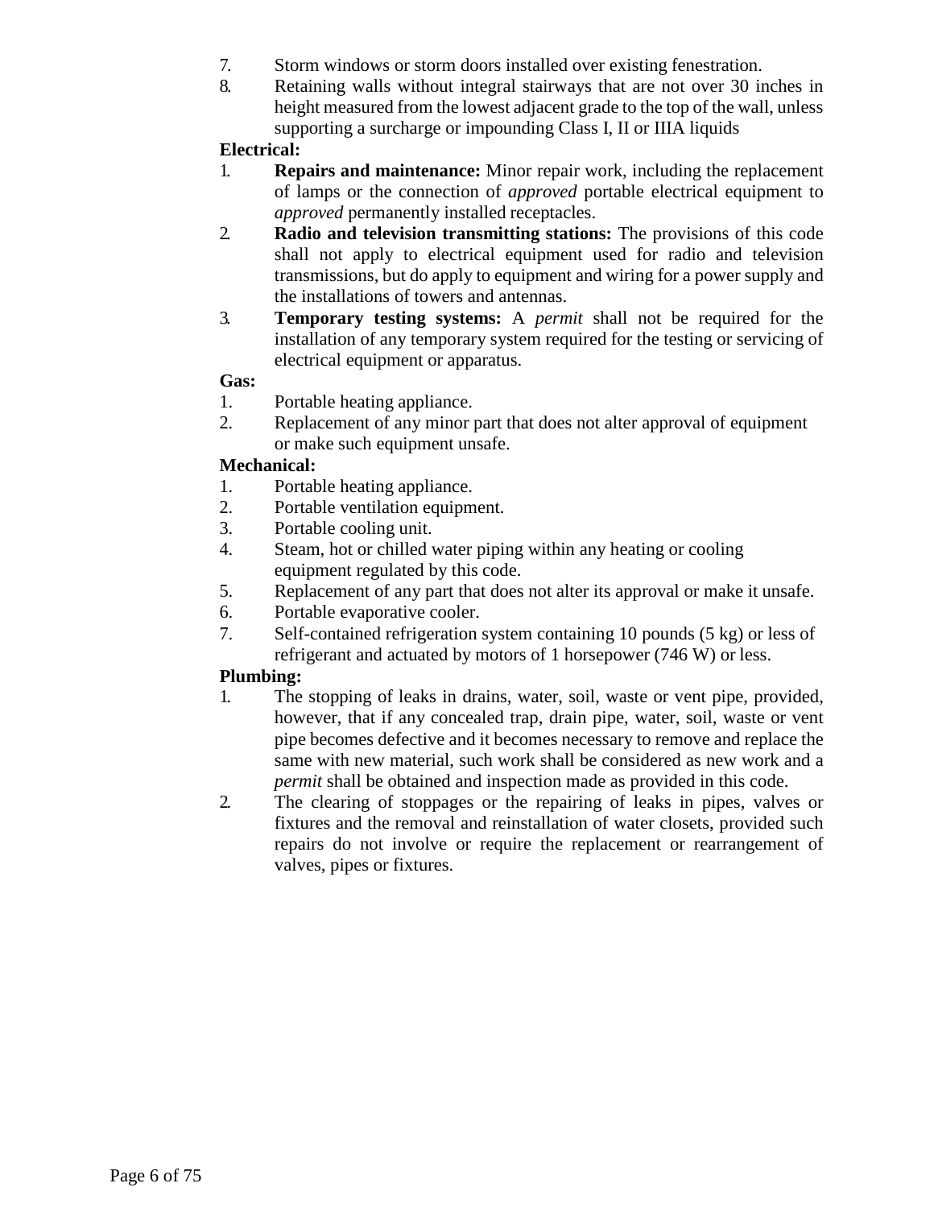7. Storm windows or storm doors installed over existing fenestration.
8. Retaining walls without integral stairways that are not over 30 inches in height measured from the lowest adjacent grade to the top of the wall, unless supporting a surcharge or impounding Class I, II or IIIA liquids

**Electrical:**

1. **Repairs and maintenance:** Minor repair work, including the replacement of lamps or the connection of *approved* portable electrical equipment to *approved* permanently installed receptacles.
2. **Radio and television transmitting stations:** The provisions of this code shall not apply to electrical equipment used for radio and television transmissions, but do apply to equipment and wiring for a power supply and the installations of towers and antennas.
3. **Temporary testing systems:** A *permit* shall not be required for the installation of any temporary system required for the testing or servicing of electrical equipment or apparatus.

**Gas:**

1. Portable heating appliance.
2. Replacement of any minor part that does not alter approval of equipment or make such equipment unsafe.

**Mechanical:**

1. Portable heating appliance.
2. Portable ventilation equipment.
3. Portable cooling unit.
4. Steam, hot or chilled water piping within any heating or cooling equipment regulated by this code.
5. Replacement of any part that does not alter its approval or make it unsafe.
6. Portable evaporative cooler.
7. Self-contained refrigeration system containing 10 pounds (5 kg) or less of refrigerant and actuated by motors of 1 horsepower (746 W) or less.

**Plumbing:**

1. The stopping of leaks in drains, water, soil, waste or vent pipe, provided, however, that if any concealed trap, drain pipe, water, soil, waste or vent pipe becomes defective and it becomes necessary to remove and replace the same with new material, such work shall be considered as new work and a *permit* shall be obtained and inspection made as provided in this code.
2. The clearing of stoppages or the repairing of leaks in pipes, valves or fixtures and the removal and reinstallation of water closets, provided such repairs do not involve or require the replacement or rearrangement of valves, pipes or fixtures.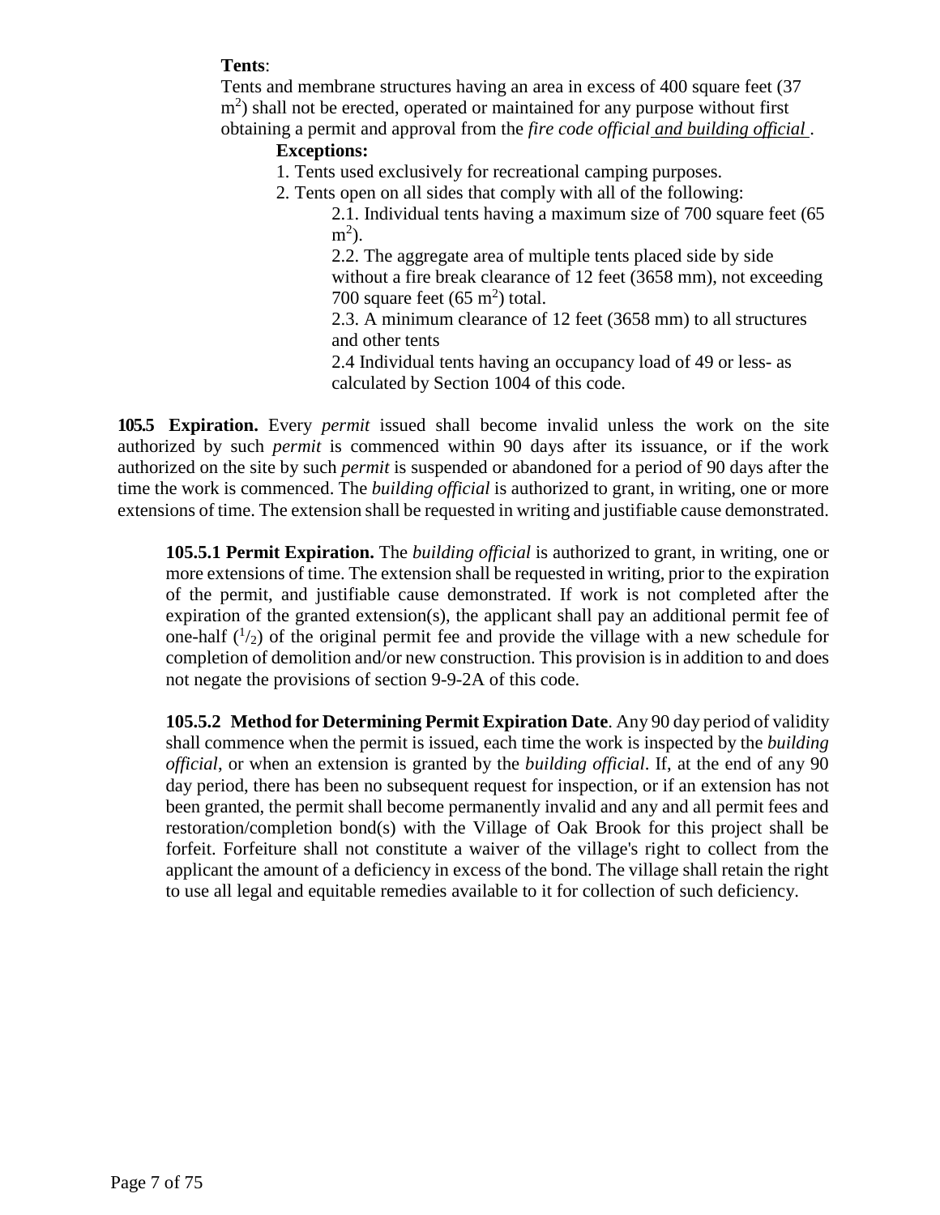**Tents**:

Tents and membrane structures having an area in excess of 400 square feet (37 $m^2$) shall not be erected, operated or maintained for any purpose without first obtaining a permit and approval from the *fire code official* <u>and building official</u>.

**Exceptions:**

1. Tents used exclusively for recreational camping purposes.
2. Tents open on all sides that comply with all of the following:
   - 2.1. Individual tents having a maximum size of 700 square feet (65 $m^2$).
   - 2.2. The aggregate area of multiple tents placed side by side without a fire break clearance of 12 feet (3658 mm), not exceeding 700 square feet (65 $m^2$) total.
   - 2.3. A minimum clearance of 12 feet (3658 mm) to all structures and other tents
   - 2.4 Individual tents having an occupancy load of 49 or less- as calculated by Section 1004 of this code.

**105.5 Expiration.** Every *permit* issued shall become invalid unless the work on the site authorized by such *permit* is commenced within 90 days after its issuance, or if the work authorized on the site by such *permit* is suspended or abandoned for a period of 90 days after the time the work is commenced. The *building official* is authorized to grant, in writing, one or more extensions of time. The extension shall be requested in writing and justifiable cause demonstrated.

**105.5.1 Permit Expiration.** The *building official* is authorized to grant, in writing, one or more extensions of time. The extension shall be requested in writing, prior to the expiration of the permit, and justifiable cause demonstrated. If work is not completed after the expiration of the granted extension(s), the applicant shall pay an additional permit fee of one-half ($^1/_2$) of the original permit fee and provide the village with a new schedule for completion of demolition and/or new construction. This provision is in addition to and does not negate the provisions of section 9-9-2A of this code.

**105.5.2 Method for Determining Permit Expiration Date**. Any 90 day period of validity shall commence when the permit is issued, each time the work is inspected by the *building official*, or when an extension is granted by the *building official*. If, at the end of any 90 day period, there has been no subsequent request for inspection, or if an extension has not been granted, the permit shall become permanently invalid and any and all permit fees and restoration/completion bond(s) with the Village of Oak Brook for this project shall be forfeit. Forfeiture shall not constitute a waiver of the village's right to collect from the applicant the amount of a deficiency in excess of the bond. The village shall retain the right to use all legal and equitable remedies available to it for collection of such deficiency.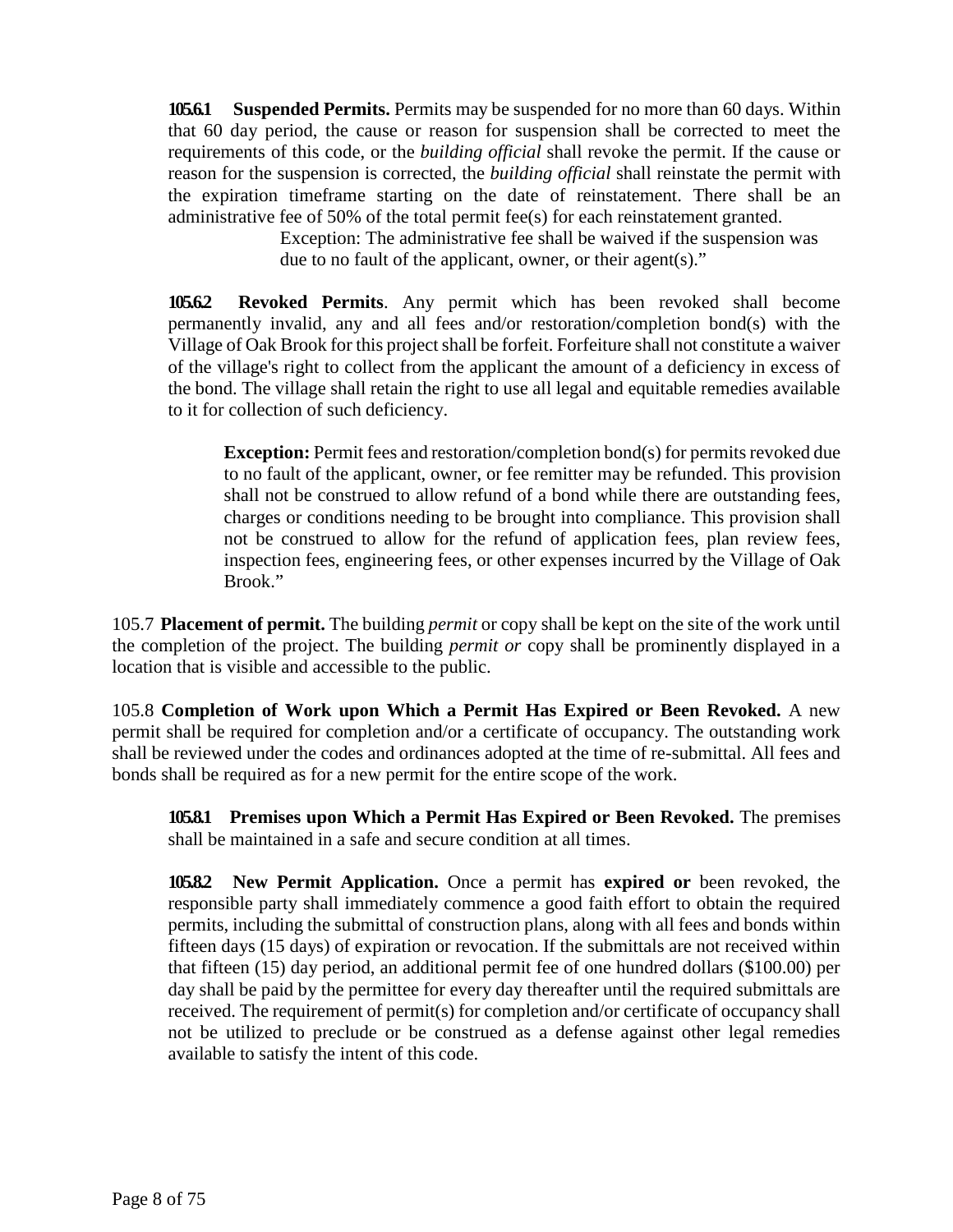**105.6.1 Suspended Permits.** Permits may be suspended for no more than 60 days. Within that 60 day period, the cause or reason for suspension shall be corrected to meet the requirements of this code, or the *building official* shall revoke the permit. If the cause or reason for the suspension is corrected, the *building official* shall reinstate the permit with the expiration timeframe starting on the date of reinstatement. There shall be an administrative fee of 50% of the total permit fee(s) for each reinstatement granted.

> Exception: The administrative fee shall be waived if the suspension was due to no fault of the applicant, owner, or their agent(s)."

**105.6.2 Revoked Permits**. Any permit which has been revoked shall become permanently invalid, any and all fees and/or restoration/completion bond(s) with the Village of Oak Brook for this project shall be forfeit. Forfeiture shall not constitute a waiver of the village's right to collect from the applicant the amount of a deficiency in excess of the bond. The village shall retain the right to use all legal and equitable remedies available to it for collection of such deficiency.

> **Exception:** Permit fees and restoration/completion bond(s) for permits revoked due to no fault of the applicant, owner, or fee remitter may be refunded. This provision shall not be construed to allow refund of a bond while there are outstanding fees, charges or conditions needing to be brought into compliance. This provision shall not be construed to allow for the refund of application fees, plan review fees, inspection fees, engineering fees, or other expenses incurred by the Village of Oak Brook."

105.7 **Placement of permit.** The building *permit* or copy shall be kept on the site of the work until the completion of the project. The building *permit or* copy shall be prominently displayed in a location that is visible and accessible to the public.

105.8 **Completion of Work upon Which a Permit Has Expired or Been Revoked.** A new permit shall be required for completion and/or a certificate of occupancy. The outstanding work shall be reviewed under the codes and ordinances adopted at the time of re-submittal. All fees and bonds shall be required as for a new permit for the entire scope of the work.

**105.8.1 Premises upon Which a Permit Has Expired or Been Revoked.** The premises shall be maintained in a safe and secure condition at all times.

**105.8.2 New Permit Application.** Once a permit has **expired or** been revoked, the responsible party shall immediately commence a good faith effort to obtain the required permits, including the submittal of construction plans, along with all fees and bonds within fifteen days (15 days) of expiration or revocation. If the submittals are not received within that fifteen (15) day period, an additional permit fee of one hundred dollars ($100.00) per day shall be paid by the permittee for every day thereafter until the required submittals are received. The requirement of permit(s) for completion and/or certificate of occupancy shall not be utilized to preclude or be construed as a defense against other legal remedies available to satisfy the intent of this code.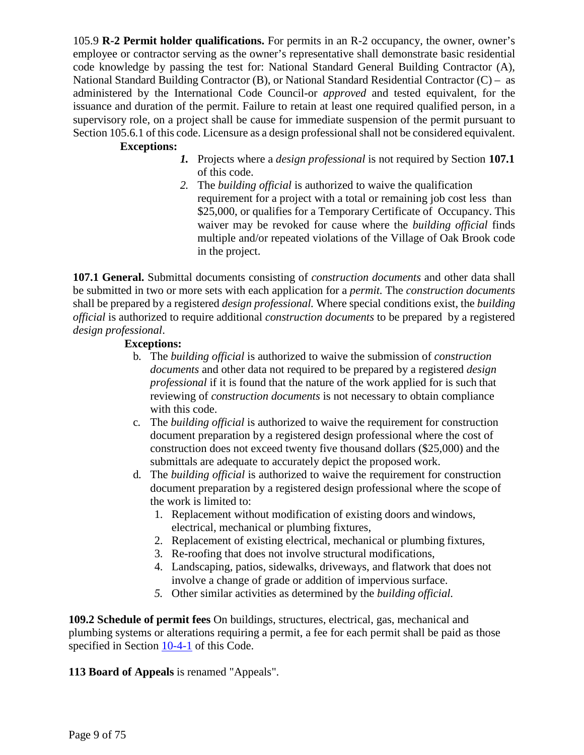105.9 **R-2 Permit holder qualifications.** For permits in an R-2 occupancy, the owner, owner's employee or contractor serving as the owner's representative shall demonstrate basic residential code knowledge by passing the test for: National Standard General Building Contractor (A), National Standard Building Contractor (B), or National Standard Residential Contractor (C) – as administered by the International Code Council-or *approved* and tested equivalent, for the issuance and duration of the permit. Failure to retain at least one required qualified person, in a supervisory role, on a project shall be cause for immediate suspension of the permit pursuant to Section 105.6.1 of this code. Licensure as a design professional shall not be considered equivalent.

**Exceptions:**

1. Projects where a *design professional* is not required by Section **107.1** of this code.
2. The *building official* is authorized to waive the qualification requirement for a project with a total or remaining job cost less than $25,000, or qualifies for a Temporary Certificate of Occupancy. This waiver may be revoked for cause where the *building official* finds multiple and/or repeated violations of the Village of Oak Brook code in the project.

**107.1 General.** Submittal documents consisting of *construction documents* and other data shall be submitted in two or more sets with each application for a *permit.* The *construction documents* shall be prepared by a registered *design professional.* Where special conditions exist, the *building official* is authorized to require additional *construction documents* to be prepared by a registered *design professional*.

**Exceptions:**

b. The *building official* is authorized to waive the submission of *construction documents* and other data not required to be prepared by a registered *design professional* if it is found that the nature of the work applied for is such that reviewing of *construction documents* is not necessary to obtain compliance with this code.

c. The *building official* is authorized to waive the requirement for construction document preparation by a registered design professional where the cost of construction does not exceed twenty five thousand dollars ($25,000) and the submittals are adequate to accurately depict the proposed work.

d. The *building official* is authorized to waive the requirement for construction document preparation by a registered design professional where the scope of the work is limited to:

1. Replacement without modification of existing doors and windows, electrical, mechanical or plumbing fixtures,
2. Replacement of existing electrical, mechanical or plumbing fixtures,
3. Re-roofing that does not involve structural modifications,
4. Landscaping, patios, sidewalks, driveways, and flatwork that does not involve a change of grade or addition of impervious surface.
5. Other similar activities as determined by the *building official.*

**109.2 Schedule of permit fees** On buildings, structures, electrical, gas, mechanical and plumbing systems or alterations requiring a permit, a fee for each permit shall be paid as those specified in Section 10-4-1 of this Code.

**113 Board of Appeals** is renamed "Appeals".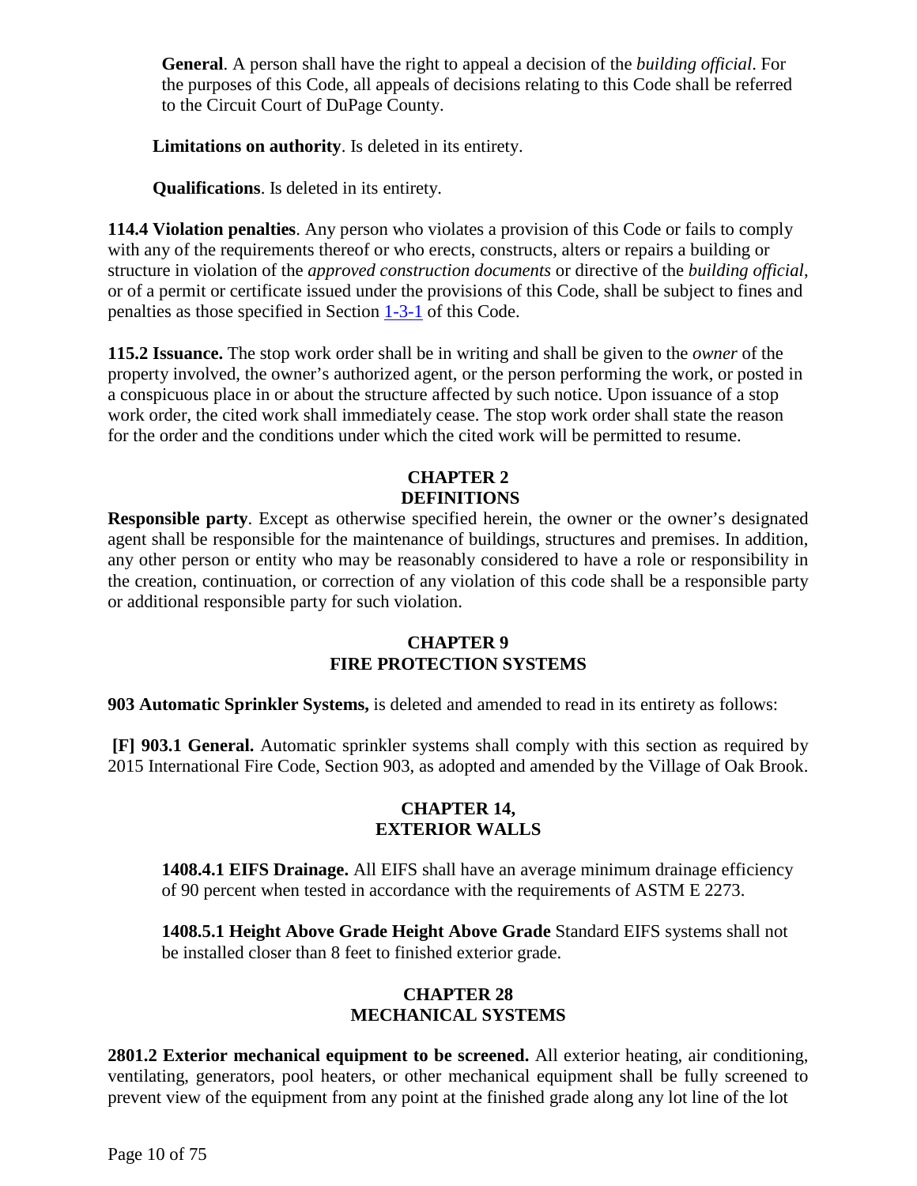**General**. A person shall have the right to appeal a decision of the *building official*. For the purposes of this Code, all appeals of decisions relating to this Code shall be referred to the Circuit Court of DuPage County.

**Limitations on authority**. Is deleted in its entirety.

**Qualifications**. Is deleted in its entirety.

**114.4 Violation penalties**. Any person who violates a provision of this Code or fails to comply with any of the requirements thereof or who erects, constructs, alters or repairs a building or structure in violation of the *approved construction documents* or directive of the *building official*, or of a permit or certificate issued under the provisions of this Code, shall be subject to fines and penalties as those specified in Section 1-3-1 of this Code.

**115.2 Issuance.** The stop work order shall be in writing and shall be given to the *owner* of the property involved, the owner's authorized agent, or the person performing the work, or posted in a conspicuous place in or about the structure affected by such notice. Upon issuance of a stop work order, the cited work shall immediately cease. The stop work order shall state the reason for the order and the conditions under which the cited work will be permitted to resume.

## CHAPTER 2
## DEFINITIONS

**Responsible party**. Except as otherwise specified herein, the owner or the owner's designated agent shall be responsible for the maintenance of buildings, structures and premises. In addition, any other person or entity who may be reasonably considered to have a role or responsibility in the creation, continuation, or correction of any violation of this code shall be a responsible party or additional responsible party for such violation.

## CHAPTER 9
## FIRE PROTECTION SYSTEMS

**903 Automatic Sprinkler Systems,** is deleted and amended to read in its entirety as follows:

**[F] 903.1 General.** Automatic sprinkler systems shall comply with this section as required by 2015 International Fire Code, Section 903, as adopted and amended by the Village of Oak Brook.

## CHAPTER 14,
## EXTERIOR WALLS

**1408.4.1 EIFS Drainage.** All EIFS shall have an average minimum drainage efficiency of 90 percent when tested in accordance with the requirements of ASTM E 2273.

**1408.5.1 Height Above Grade Height Above Grade** Standard EIFS systems shall not be installed closer than 8 feet to finished exterior grade.

## CHAPTER 28
## MECHANICAL SYSTEMS

**2801.2 Exterior mechanical equipment to be screened.** All exterior heating, air conditioning, ventilating, generators, pool heaters, or other mechanical equipment shall be fully screened to prevent view of the equipment from any point at the finished grade along any lot line of the lot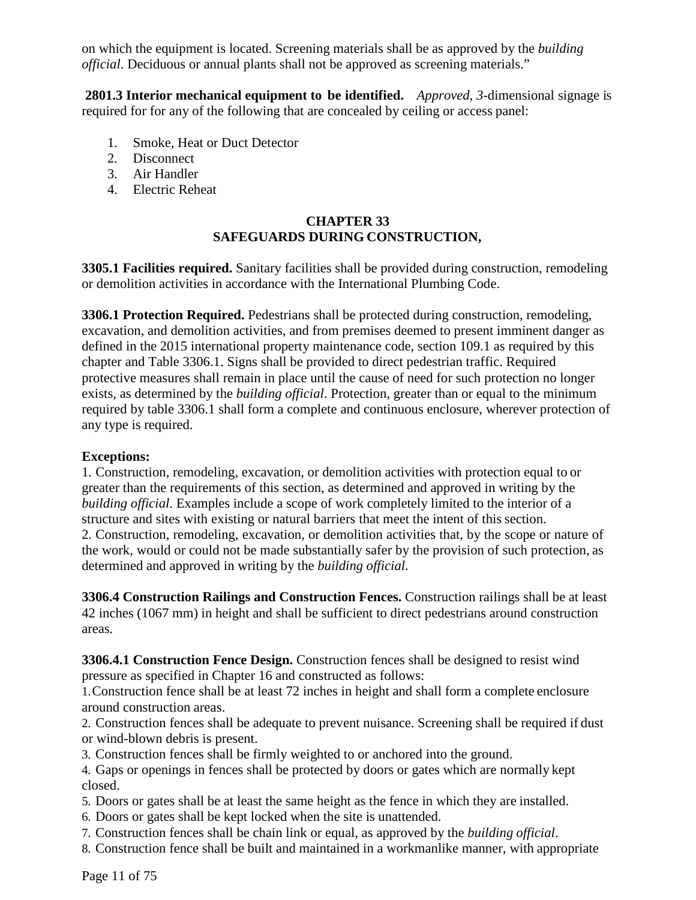on which the equipment is located. Screening materials shall be as approved by the *building official*. Deciduous or annual plants shall not be approved as screening materials."

**2801.3 Interior mechanical equipment to be identified.** *Approved, 3-*dimensional signage is required for for any of the following that are concealed by ceiling or access panel:

1. Smoke, Heat or Duct Detector
2. Disconnect
3. Air Handler
4. Electric Reheat

## CHAPTER 33
## SAFEGUARDS DURING CONSTRUCTION,

**3305.1 Facilities required.** Sanitary facilities shall be provided during construction, remodeling or demolition activities in accordance with the International Plumbing Code.

**3306.1 Protection Required.** Pedestrians shall be protected during construction, remodeling, excavation, and demolition activities, and from premises deemed to present imminent danger as defined in the 2015 international property maintenance code, section 109.1 as required by this chapter and Table 3306.1. Signs shall be provided to direct pedestrian traffic. Required protective measures shall remain in place until the cause of need for such protection no longer exists, as determined by the *building official*. Protection, greater than or equal to the minimum required by table 3306.1 shall form a complete and continuous enclosure, wherever protection of any type is required.

**Exceptions:**
1. Construction, remodeling, excavation, or demolition activities with protection equal to or greater than the requirements of this section, as determined and approved in writing by the *building official*. Examples include a scope of work completely limited to the interior of a structure and sites with existing or natural barriers that meet the intent of this section.
2. Construction, remodeling, excavation, or demolition activities that, by the scope or nature of the work, would or could not be made substantially safer by the provision of such protection, as determined and approved in writing by the *building official*.

**3306.4 Construction Railings and Construction Fences.** Construction railings shall be at least 42 inches (1067 mm) in height and shall be sufficient to direct pedestrians around construction areas.

**3306.4.1 Construction Fence Design.** Construction fences shall be designed to resist wind pressure as specified in Chapter 16 and constructed as follows:
1. Construction fence shall be at least 72 inches in height and shall form a complete enclosure around construction areas.
2. Construction fences shall be adequate to prevent nuisance. Screening shall be required if dust or wind-blown debris is present.
3. Construction fences shall be firmly weighted to or anchored into the ground.
4. Gaps or openings in fences shall be protected by doors or gates which are normally kept closed.
5. Doors or gates shall be at least the same height as the fence in which they are installed.
6. Doors or gates shall be kept locked when the site is unattended.
7. Construction fences shall be chain link or equal, as approved by the *building official*.
8. Construction fence shall be built and maintained in a workmanlike manner, with appropriate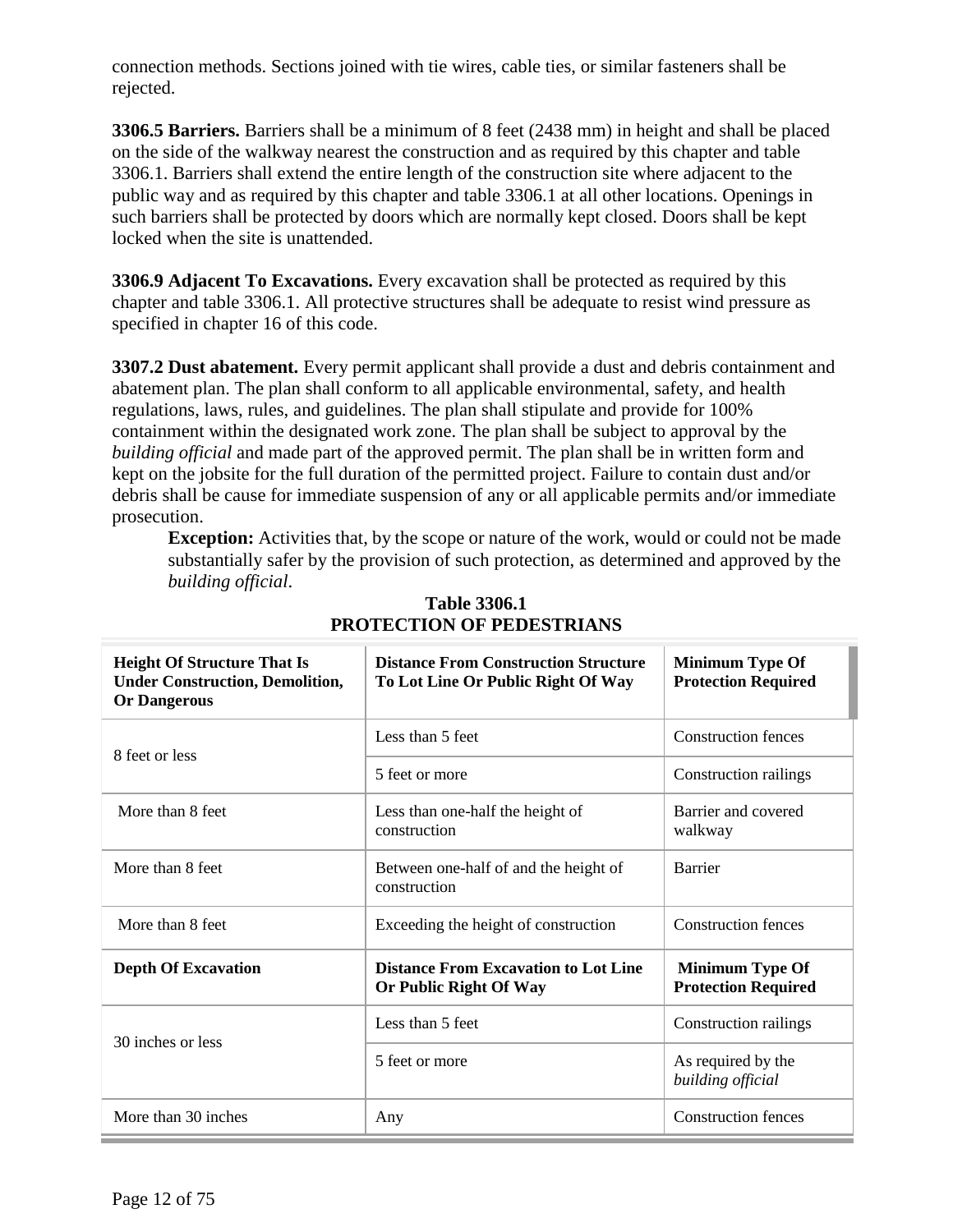connection methods. Sections joined with tie wires, cable ties, or similar fasteners shall be rejected.

**3306.5 Barriers.** Barriers shall be a minimum of 8 feet (2438 mm) in height and shall be placed on the side of the walkway nearest the construction and as required by this chapter and table 3306.1. Barriers shall extend the entire length of the construction site where adjacent to the public way and as required by this chapter and table 3306.1 at all other locations. Openings in such barriers shall be protected by doors which are normally kept closed. Doors shall be kept locked when the site is unattended.

**3306.9 Adjacent To Excavations.** Every excavation shall be protected as required by this chapter and table 3306.1. All protective structures shall be adequate to resist wind pressure as specified in chapter 16 of this code.

**3307.2 Dust abatement.** Every permit applicant shall provide a dust and debris containment and abatement plan. The plan shall conform to all applicable environmental, safety, and health regulations, laws, rules, and guidelines. The plan shall stipulate and provide for 100% containment within the designated work zone. The plan shall be subject to approval by the *building official* and made part of the approved permit. The plan shall be in written form and kept on the jobsite for the full duration of the permitted project. Failure to contain dust and/or debris shall be cause for immediate suspension of any or all applicable permits and/or immediate prosecution.

> **Exception:** Activities that, by the scope or nature of the work, would or could not be made substantially safer by the provision of such protection, as determined and approved by the *building official*.

**Table 3306.1**
**PROTECTION OF PEDESTRIANS**

| Height Of Structure That Is Under Construction, Demolition, Or Dangerous | Distance From Construction Structure To Lot Line Or Public Right Of Way | Minimum Type Of Protection Required |
|---|---|---|
| 8 feet or less | Less than 5 feet | Construction fences |
| | 5 feet or more | Construction railings |
| More than 8 feet | Less than one-half the height of construction | Barrier and covered walkway |
| More than 8 feet | Between one-half of and the height of construction | Barrier |
| More than 8 feet | Exceeding the height of construction | Construction fences |
| **Depth Of Excavation** | **Distance From Excavation to Lot Line Or Public Right Of Way** | **Minimum Type Of Protection Required** |
| 30 inches or less | Less than 5 feet | Construction railings |
| | 5 feet or more | As required by the *building official* |
| More than 30 inches | Any | Construction fences |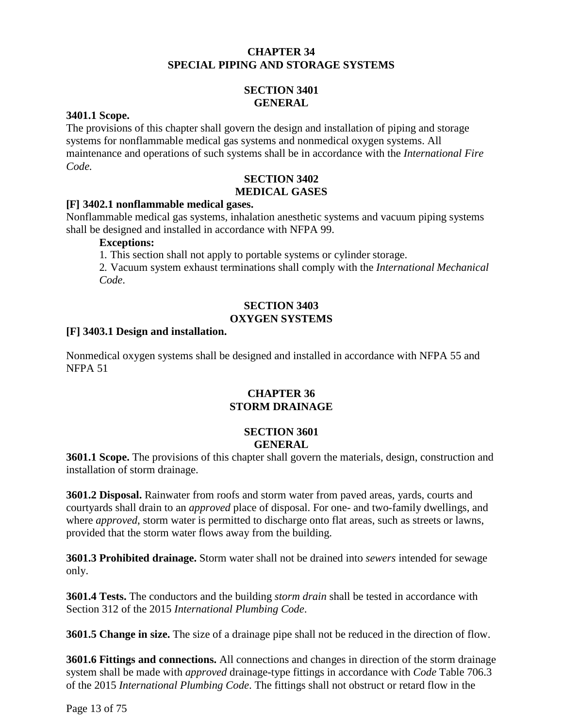# CHAPTER 34
# SPECIAL PIPING AND STORAGE SYSTEMS

## SECTION 3401
## GENERAL

**3401.1 Scope.**

The provisions of this chapter shall govern the design and installation of piping and storage systems for nonflammable medical gas systems and nonmedical oxygen systems. All maintenance and operations of such systems shall be in accordance with the *International Fire Code.*

## SECTION 3402
## MEDICAL GASES

**[F] 3402.1 nonflammable medical gases.**

Nonflammable medical gas systems, inhalation anesthetic systems and vacuum piping systems shall be designed and installed in accordance with NFPA 99.

**Exceptions:**

1. This section shall not apply to portable systems or cylinder storage.
2. Vacuum system exhaust terminations shall comply with the *International Mechanical Code*.

## SECTION 3403
## OXYGEN SYSTEMS

**[F] 3403.1 Design and installation.**

Nonmedical oxygen systems shall be designed and installed in accordance with NFPA 55 and NFPA 51

# CHAPTER 36
# STORM DRAINAGE

## SECTION 3601
## GENERAL

**3601.1 Scope.** The provisions of this chapter shall govern the materials, design, construction and installation of storm drainage.

**3601.2 Disposal.** Rainwater from roofs and storm water from paved areas, yards, courts and courtyards shall drain to an *approved* place of disposal. For one- and two-family dwellings, and where *approved*, storm water is permitted to discharge onto flat areas, such as streets or lawns, provided that the storm water flows away from the building.

**3601.3 Prohibited drainage.** Storm water shall not be drained into *sewers* intended for sewage only.

**3601.4 Tests.** The conductors and the building *storm drain* shall be tested in accordance with Section 312 of the 2015 *International Plumbing Code*.

**3601.5 Change in size.** The size of a drainage pipe shall not be reduced in the direction of flow.

**3601.6 Fittings and connections.** All connections and changes in direction of the storm drainage system shall be made with *approved* drainage-type fittings in accordance with *Code* Table 706.3 of the 2015 *International Plumbing Code*. The fittings shall not obstruct or retard flow in the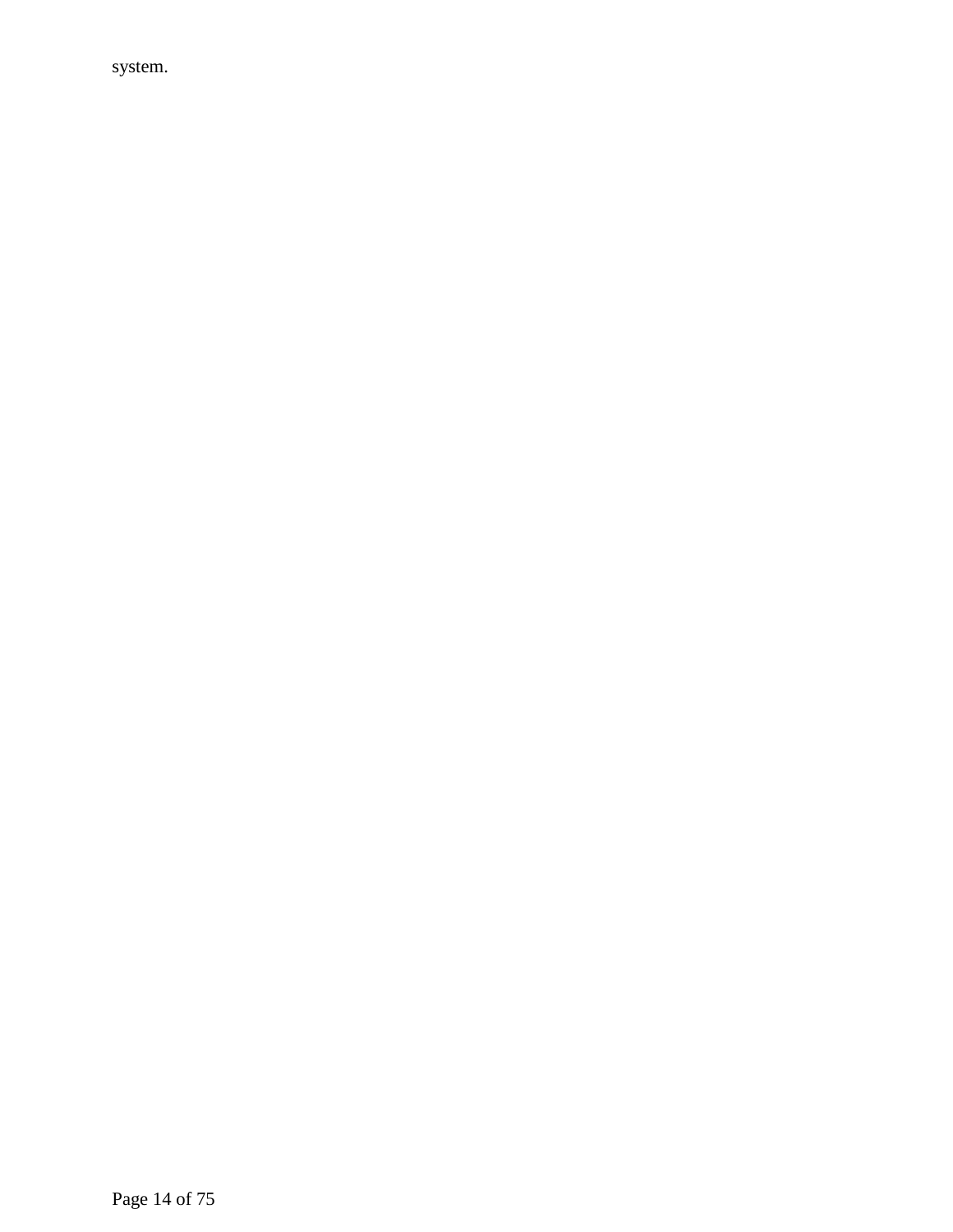system.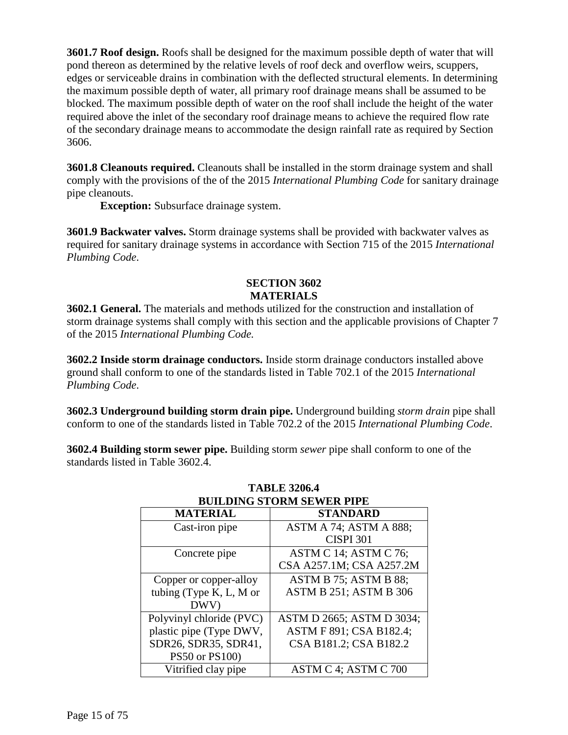**3601.7 Roof design.** Roofs shall be designed for the maximum possible depth of water that will pond thereon as determined by the relative levels of roof deck and overflow weirs, scuppers, edges or serviceable drains in combination with the deflected structural elements. In determining the maximum possible depth of water, all primary roof drainage means shall be assumed to be blocked. The maximum possible depth of water on the roof shall include the height of the water required above the inlet of the secondary roof drainage means to achieve the required flow rate of the secondary drainage means to accommodate the design rainfall rate as required by Section 3606.

**3601.8 Cleanouts required.** Cleanouts shall be installed in the storm drainage system and shall comply with the provisions of the of the 2015 *International Plumbing Code* for sanitary drainage pipe cleanouts.

**Exception:** Subsurface drainage system.

**3601.9 Backwater valves.** Storm drainage systems shall be provided with backwater valves as required for sanitary drainage systems in accordance with Section 715 of the 2015 *International Plumbing Code*.

## SECTION 3602
## MATERIALS

**3602.1 General.** The materials and methods utilized for the construction and installation of storm drainage systems shall comply with this section and the applicable provisions of Chapter 7 of the 2015 *International Plumbing Code.*

**3602.2 Inside storm drainage conductors.** Inside storm drainage conductors installed above ground shall conform to one of the standards listed in Table 702.1 of the 2015 *International Plumbing Code*.

**3602.3 Underground building storm drain pipe.** Underground building *storm drain* pipe shall conform to one of the standards listed in Table 702.2 of the 2015 *International Plumbing Code*.

**3602.4 Building storm sewer pipe.** Building storm *sewer* pipe shall conform to one of the standards listed in Table 3602.4.

**TABLE 3206.4**
**BUILDING STORM SEWER PIPE**

| MATERIAL | STANDARD |
|---|---|
| Cast-iron pipe | ASTM A 74; ASTM A 888; CISPI 301 |
| Concrete pipe | ASTM C 14; ASTM C 76; CSA A257.1M; CSA A257.2M |
| Copper or copper-alloy tubing (Type K, L, M or DWV) | ASTM B 75; ASTM B 88; ASTM B 251; ASTM B 306 |
| Polyvinyl chloride (PVC) plastic pipe (Type DWV, SDR26, SDR35, SDR41, PS50 or PS100) | ASTM D 2665; ASTM D 3034; ASTM F 891; CSA B182.4; CSA B181.2; CSA B182.2 |
| Vitrified clay pipe | ASTM C 4; ASTM C 700 |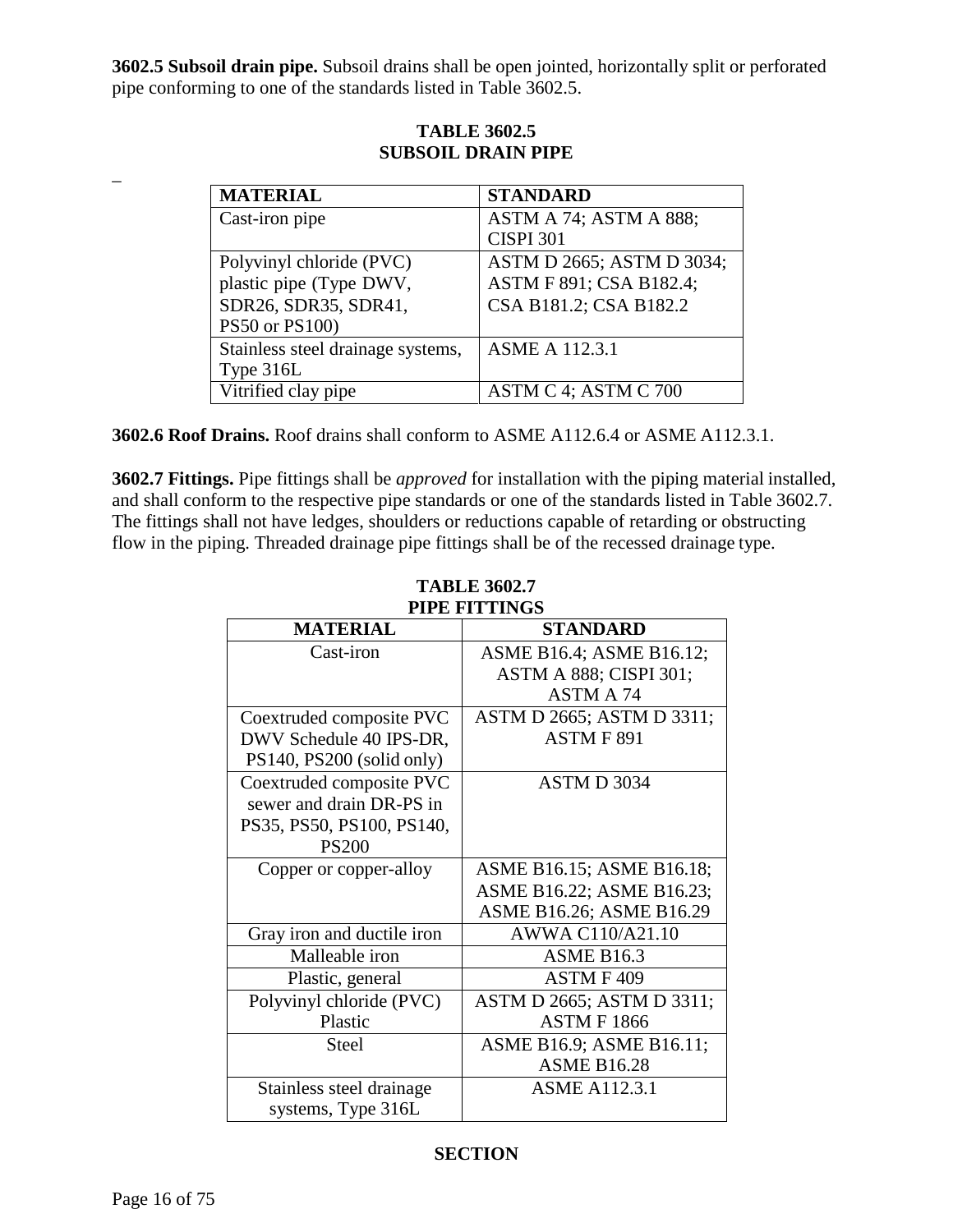**3602.5 Subsoil drain pipe.** Subsoil drains shall be open jointed, horizontally split or perforated pipe conforming to one of the standards listed in Table 3602.5.

**TABLE 3602.5**
**SUBSOIL DRAIN PIPE**

_

| MATERIAL | STANDARD |
|---|---|
| Cast-iron pipe | ASTM A 74; ASTM A 888; CISPI 301 |
| Polyvinyl chloride (PVC) plastic pipe (Type DWV, SDR26, SDR35, SDR41, PS50 or PS100) | ASTM D 2665; ASTM D 3034; ASTM F 891; CSA B182.4; CSA B181.2; CSA B182.2 |
| Stainless steel drainage systems, Type 316L | ASME A 112.3.1 |
| Vitrified clay pipe | ASTM C 4; ASTM C 700 |

**3602.6 Roof Drains.** Roof drains shall conform to ASME A112.6.4 or ASME A112.3.1.

**3602.7 Fittings.** Pipe fittings shall be *approved* for installation with the piping material installed, and shall conform to the respective pipe standards or one of the standards listed in Table 3602.7. The fittings shall not have ledges, shoulders or reductions capable of retarding or obstructing flow in the piping. Threaded drainage pipe fittings shall be of the recessed drainage type.

**TABLE 3602.7**
**PIPE FITTINGS**

| MATERIAL | STANDARD |
|---|---|
| Cast-iron | ASME B16.4; ASME B16.12; ASTM A 888; CISPI 301; ASTM A 74 |
| Coextruded composite PVC DWV Schedule 40 IPS-DR, PS140, PS200 (solid only) | ASTM D 2665; ASTM D 3311; ASTM F 891 |
| Coextruded composite PVC sewer and drain DR-PS in PS35, PS50, PS100, PS140, PS200 | ASTM D 3034 |
| Copper or copper-alloy | ASME B16.15; ASME B16.18; ASME B16.22; ASME B16.23; ASME B16.26; ASME B16.29 |
| Gray iron and ductile iron | AWWA C110/A21.10 |
| Malleable iron | ASME B16.3 |
| Plastic, general | ASTM F 409 |
| Polyvinyl chloride (PVC) Plastic | ASTM D 2665; ASTM D 3311; ASTM F 1866 |
| Steel | ASME B16.9; ASME B16.11; ASME B16.28 |
| Stainless steel drainage systems, Type 316L | ASME A112.3.1 |

**SECTION**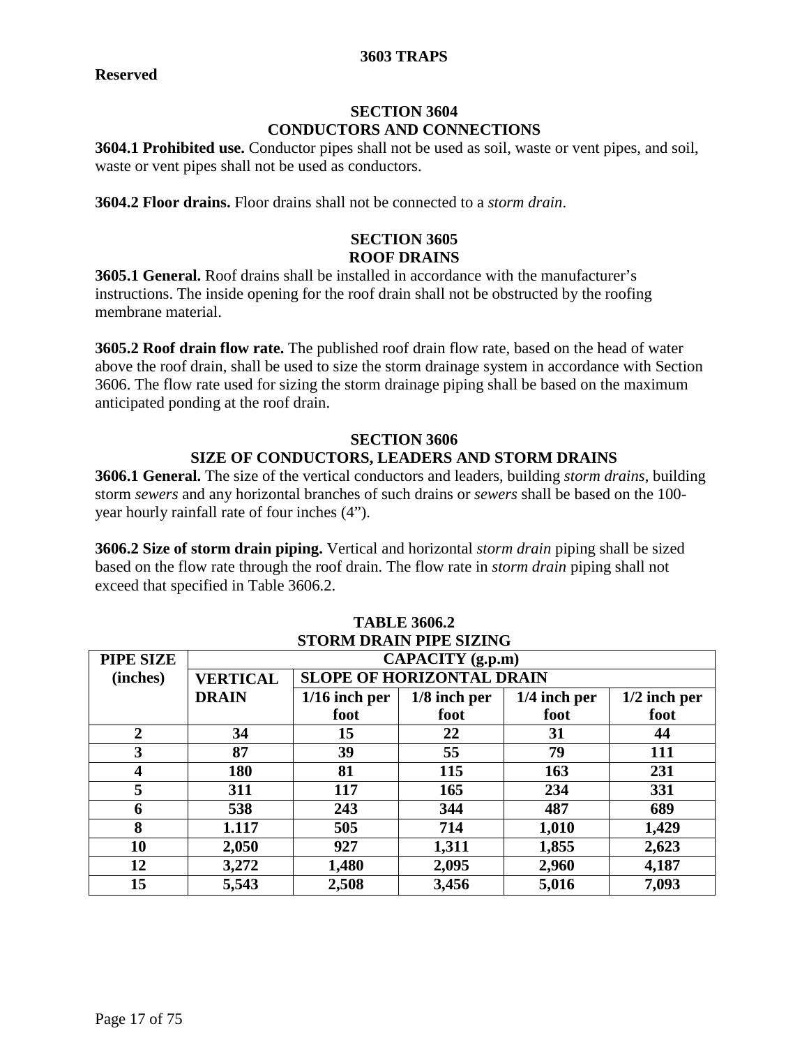### 3603 TRAPS

**Reserved**

## SECTION 3604
## CONDUCTORS AND CONNECTIONS

**3604.1 Prohibited use.** Conductor pipes shall not be used as soil, waste or vent pipes, and soil, waste or vent pipes shall not be used as conductors.

**3604.2 Floor drains.** Floor drains shall not be connected to a *storm drain*.

## SECTION 3605
## ROOF DRAINS

**3605.1 General.** Roof drains shall be installed in accordance with the manufacturer's instructions. The inside opening for the roof drain shall not be obstructed by the roofing membrane material.

**3605.2 Roof drain flow rate.** The published roof drain flow rate, based on the head of water above the roof drain, shall be used to size the storm drainage system in accordance with Section 3606. The flow rate used for sizing the storm drainage piping shall be based on the maximum anticipated ponding at the roof drain.

## SECTION 3606
## SIZE OF CONDUCTORS, LEADERS AND STORM DRAINS

**3606.1 General.** The size of the vertical conductors and leaders, building *storm drains*, building storm *sewers* and any horizontal branches of such drains or *sewers* shall be based on the 100-year hourly rainfall rate of four inches (4").

**3606.2 Size of storm drain piping.** Vertical and horizontal *storm drain* piping shall be sized based on the flow rate through the roof drain. The flow rate in *storm drain* piping shall not exceed that specified in Table 3606.2.

**TABLE 3606.2**
**STORM DRAIN PIPE SIZING**

| PIPE SIZE (inches) | CAPACITY (g.p.m) | | | | |
|---|---|---|---|---|---|
| | VERTICAL DRAIN | SLOPE OF HORIZONTAL DRAIN | | | |
| | | 1/16 inch per foot | 1/8 inch per foot | 1/4 inch per foot | 1/2 inch per foot |
| 2 | 34 | 15 | 22 | 31 | 44 |
| 3 | 87 | 39 | 55 | 79 | 111 |
| 4 | 180 | 81 | 115 | 163 | 231 |
| 5 | 311 | 117 | 165 | 234 | 331 |
| 6 | 538 | 243 | 344 | 487 | 689 |
| 8 | 1.117 | 505 | 714 | 1,010 | 1,429 |
| 10 | 2,050 | 927 | 1,311 | 1,855 | 2,623 |
| 12 | 3,272 | 1,480 | 2,095 | 2,960 | 4,187 |
| 15 | 5,543 | 2,508 | 3,456 | 5,016 | 7,093 |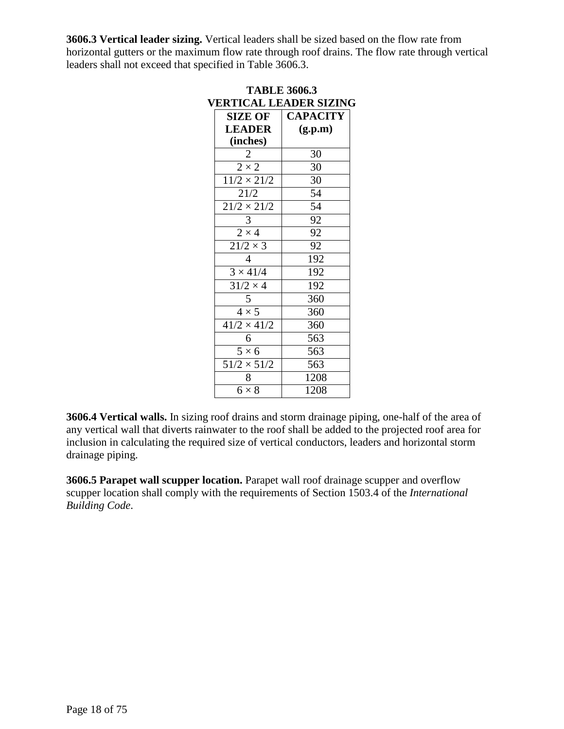**3606.3 Vertical leader sizing.** Vertical leaders shall be sized based on the flow rate from horizontal gutters or the maximum flow rate through roof drains. The flow rate through vertical leaders shall not exceed that specified in Table 3606.3.

**TABLE 3606.3**
**VERTICAL LEADER SIZING**

| SIZE OF LEADER (inches) | CAPACITY (g.p.m) |
|---|---|
| 2 | 30 |
| 2 × 2 | 30 |
| 11/2 × 21/2 | 30 |
| 21/2 | 54 |
| 21/2 × 21/2 | 54 |
| 3 | 92 |
| 2 × 4 | 92 |
| 21/2 × 3 | 92 |
| 4 | 192 |
| 3 × 41/4 | 192 |
| 31/2 × 4 | 192 |
| 5 | 360 |
| 4 × 5 | 360 |
| 41/2 × 41/2 | 360 |
| 6 | 563 |
| 5 × 6 | 563 |
| 51/2 × 51/2 | 563 |
| 8 | 1208 |
| 6 × 8 | 1208 |

**3606.4 Vertical walls.** In sizing roof drains and storm drainage piping, one-half of the area of any vertical wall that diverts rainwater to the roof shall be added to the projected roof area for inclusion in calculating the required size of vertical conductors, leaders and horizontal storm drainage piping.

**3606.5 Parapet wall scupper location.** Parapet wall roof drainage scupper and overflow scupper location shall comply with the requirements of Section 1503.4 of the *International Building Code*.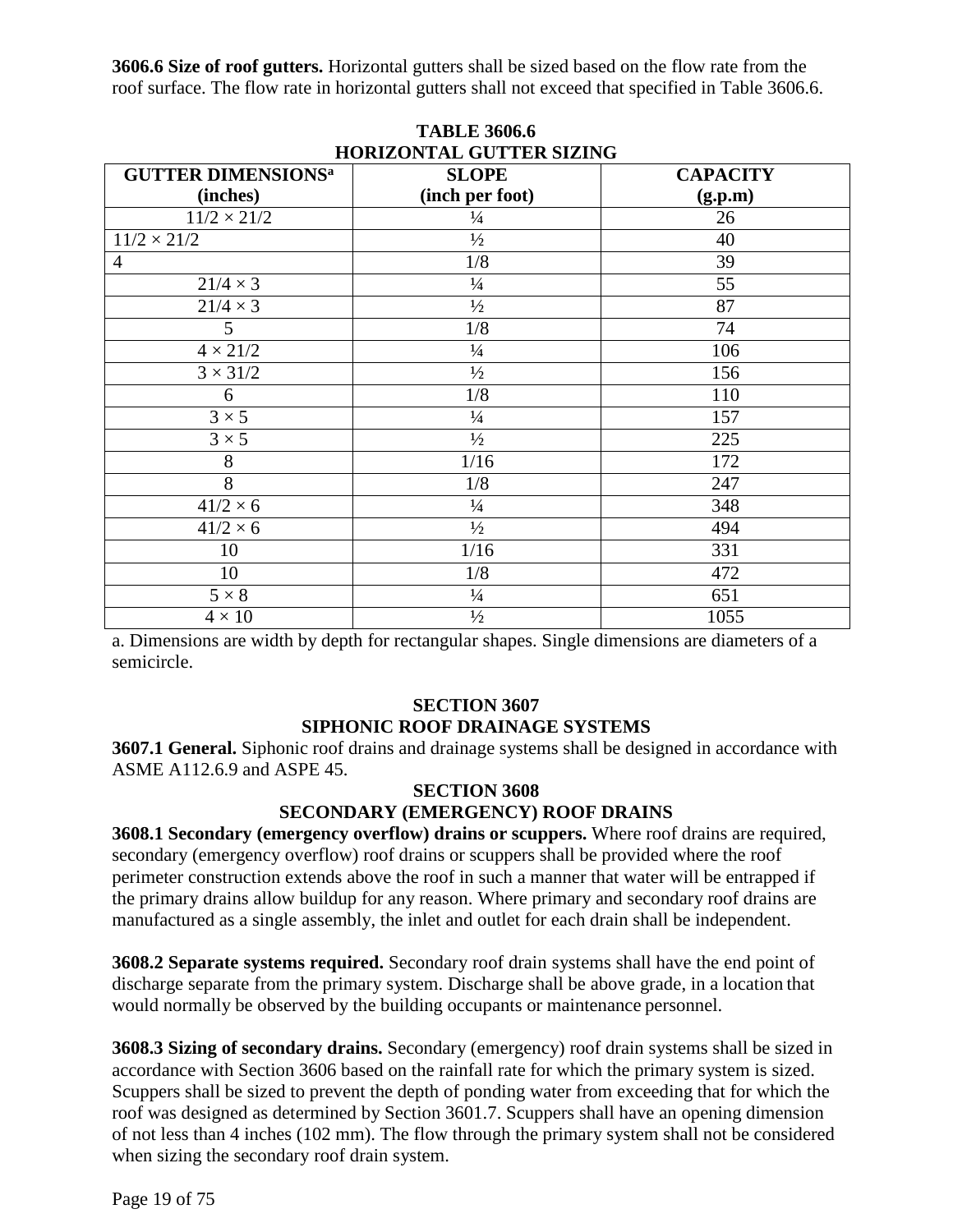**3606.6 Size of roof gutters.** Horizontal gutters shall be sized based on the flow rate from the roof surface. The flow rate in horizontal gutters shall not exceed that specified in Table 3606.6.

**TABLE 3606.6**
**HORIZONTAL GUTTER SIZING**

| GUTTER DIMENSIONS[a] (inches) | SLOPE (inch per foot) | CAPACITY (g.p.m) |
|---|---|---|
| 11/2 × 21/2 | ¼ | 26 |
| 11/2 × 21/2 | ½ | 40 |
| 4 | 1/8 | 39 |
| 21/4 × 3 | ¼ | 55 |
| 21/4 × 3 | ½ | 87 |
| 5 | 1/8 | 74 |
| 4 × 21/2 | ¼ | 106 |
| 3 × 31/2 | ½ | 156 |
| 6 | 1/8 | 110 |
| 3 × 5 | ¼ | 157 |
| 3 × 5 | ½ | 225 |
| 8 | 1/16 | 172 |
| 8 | 1/8 | 247 |
| 41/2 × 6 | ¼ | 348 |
| 41/2 × 6 | ½ | 494 |
| 10 | 1/16 | 331 |
| 10 | 1/8 | 472 |
| 5 × 8 | ¼ | 651 |
| 4 × 10 | ½ | 1055 |

a. Dimensions are width by depth for rectangular shapes. Single dimensions are diameters of a semicircle.

## SECTION 3607
## SIPHONIC ROOF DRAINAGE SYSTEMS

**3607.1 General.** Siphonic roof drains and drainage systems shall be designed in accordance with ASME A112.6.9 and ASPE 45.

## SECTION 3608
## SECONDARY (EMERGENCY) ROOF DRAINS

**3608.1 Secondary (emergency overflow) drains or scuppers.** Where roof drains are required, secondary (emergency overflow) roof drains or scuppers shall be provided where the roof perimeter construction extends above the roof in such a manner that water will be entrapped if the primary drains allow buildup for any reason. Where primary and secondary roof drains are manufactured as a single assembly, the inlet and outlet for each drain shall be independent.

**3608.2 Separate systems required.** Secondary roof drain systems shall have the end point of discharge separate from the primary system. Discharge shall be above grade, in a location that would normally be observed by the building occupants or maintenance personnel.

**3608.3 Sizing of secondary drains.** Secondary (emergency) roof drain systems shall be sized in accordance with Section 3606 based on the rainfall rate for which the primary system is sized. Scuppers shall be sized to prevent the depth of ponding water from exceeding that for which the roof was designed as determined by Section 3601.7. Scuppers shall have an opening dimension of not less than 4 inches (102 mm). The flow through the primary system shall not be considered when sizing the secondary roof drain system.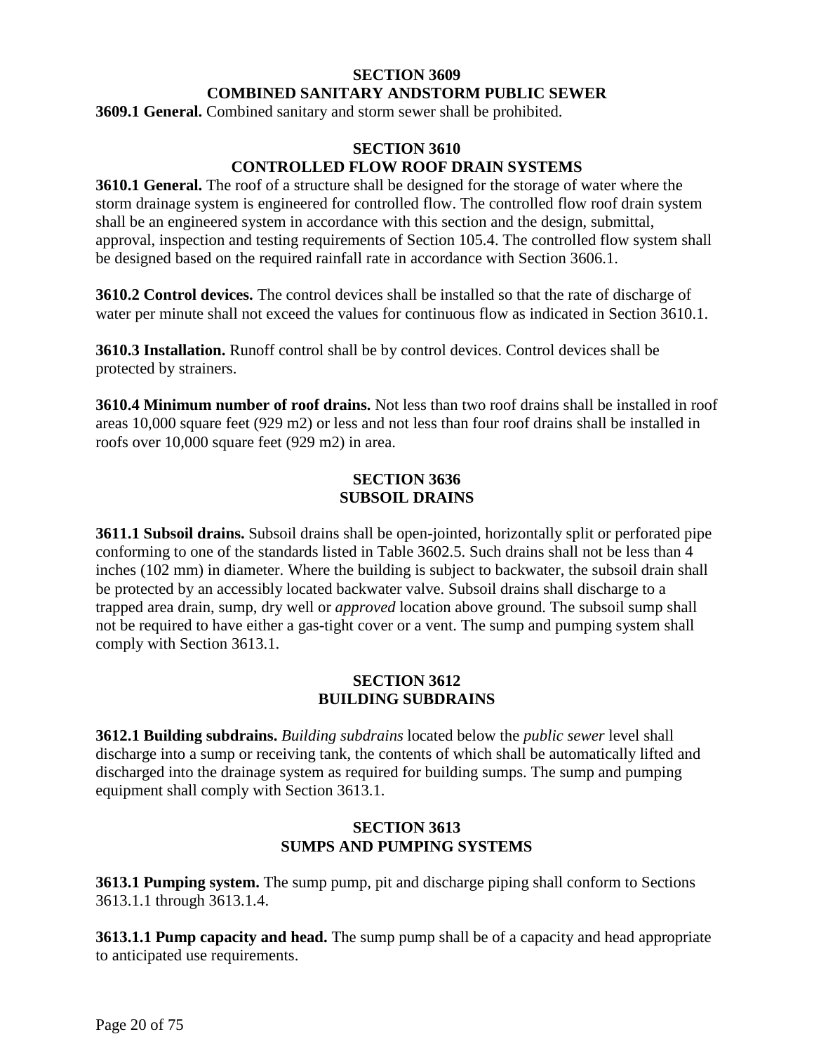## SECTION 3609
## COMBINED SANITARY ANDSTORM PUBLIC SEWER

**3609.1 General.** Combined sanitary and storm sewer shall be prohibited.

## SECTION 3610
## CONTROLLED FLOW ROOF DRAIN SYSTEMS

**3610.1 General.** The roof of a structure shall be designed for the storage of water where the storm drainage system is engineered for controlled flow. The controlled flow roof drain system shall be an engineered system in accordance with this section and the design, submittal, approval, inspection and testing requirements of Section 105.4. The controlled flow system shall be designed based on the required rainfall rate in accordance with Section 3606.1.

**3610.2 Control devices.** The control devices shall be installed so that the rate of discharge of water per minute shall not exceed the values for continuous flow as indicated in Section 3610.1.

**3610.3 Installation.** Runoff control shall be by control devices. Control devices shall be protected by strainers.

**3610.4 Minimum number of roof drains.** Not less than two roof drains shall be installed in roof areas 10,000 square feet (929 m2) or less and not less than four roof drains shall be installed in roofs over 10,000 square feet (929 m2) in area.

## SECTION 3636
## SUBSOIL DRAINS

**3611.1 Subsoil drains.** Subsoil drains shall be open-jointed, horizontally split or perforated pipe conforming to one of the standards listed in Table 3602.5. Such drains shall not be less than 4 inches (102 mm) in diameter. Where the building is subject to backwater, the subsoil drain shall be protected by an accessibly located backwater valve. Subsoil drains shall discharge to a trapped area drain, sump, dry well or *approved* location above ground. The subsoil sump shall not be required to have either a gas-tight cover or a vent. The sump and pumping system shall comply with Section 3613.1.

## SECTION 3612
## BUILDING SUBDRAINS

**3612.1 Building subdrains.** *Building subdrains* located below the *public sewer* level shall discharge into a sump or receiving tank, the contents of which shall be automatically lifted and discharged into the drainage system as required for building sumps. The sump and pumping equipment shall comply with Section 3613.1.

## SECTION 3613
## SUMPS AND PUMPING SYSTEMS

**3613.1 Pumping system.** The sump pump, pit and discharge piping shall conform to Sections 3613.1.1 through 3613.1.4.

**3613.1.1 Pump capacity and head.** The sump pump shall be of a capacity and head appropriate to anticipated use requirements.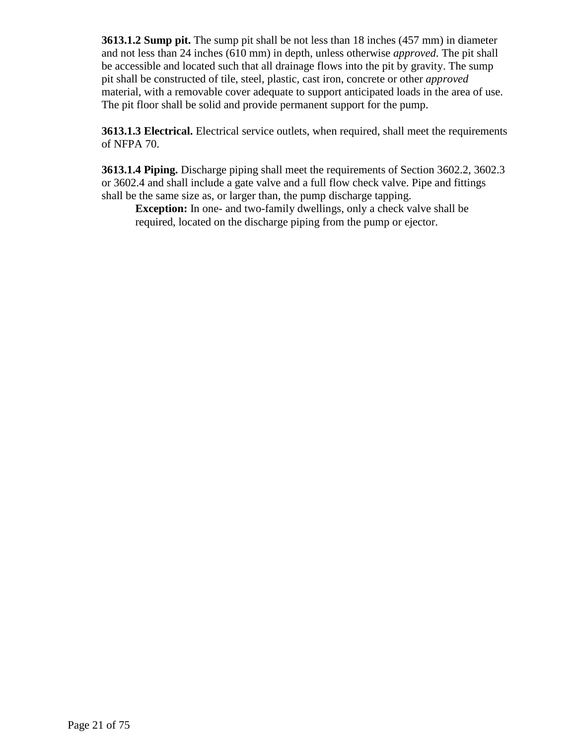**3613.1.2 Sump pit.** The sump pit shall be not less than 18 inches (457 mm) in diameter and not less than 24 inches (610 mm) in depth, unless otherwise *approved*. The pit shall be accessible and located such that all drainage flows into the pit by gravity. The sump pit shall be constructed of tile, steel, plastic, cast iron, concrete or other *approved* material, with a removable cover adequate to support anticipated loads in the area of use. The pit floor shall be solid and provide permanent support for the pump.

**3613.1.3 Electrical.** Electrical service outlets, when required, shall meet the requirements of NFPA 70.

**3613.1.4 Piping.** Discharge piping shall meet the requirements of Section 3602.2, 3602.3 or 3602.4 and shall include a gate valve and a full flow check valve. Pipe and fittings shall be the same size as, or larger than, the pump discharge tapping.

> **Exception:** In one- and two-family dwellings, only a check valve shall be required, located on the discharge piping from the pump or ejector.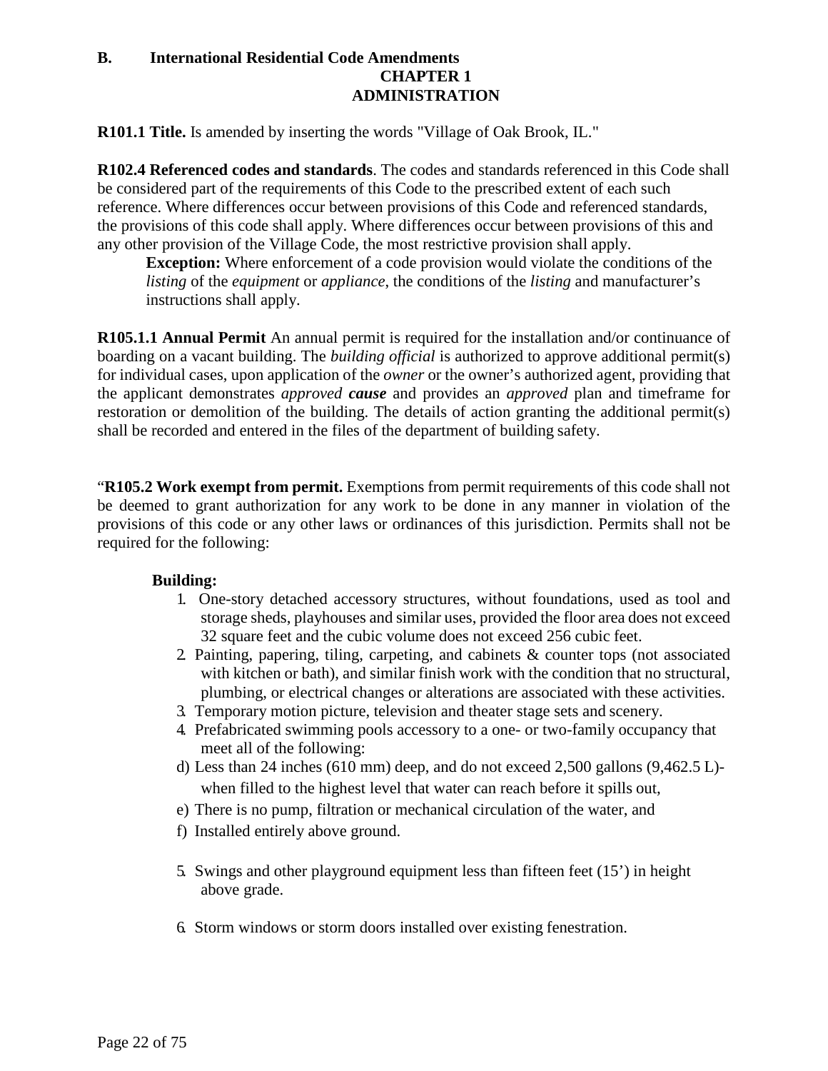**B. International Residential Code Amendments**

## CHAPTER 1
## ADMINISTRATION

**R101.1 Title.** Is amended by inserting the words "Village of Oak Brook, IL."

**R102.4 Referenced codes and standards**. The codes and standards referenced in this Code shall be considered part of the requirements of this Code to the prescribed extent of each such reference. Where differences occur between provisions of this Code and referenced standards, the provisions of this code shall apply. Where differences occur between provisions of this and any other provision of the Village Code, the most restrictive provision shall apply.

> **Exception:** Where enforcement of a code provision would violate the conditions of the *listing* of the *equipment* or *appliance*, the conditions of the *listing* and manufacturer's instructions shall apply.

**R105.1.1 Annual Permit** An annual permit is required for the installation and/or continuance of boarding on a vacant building. The *building official* is authorized to approve additional permit(s) for individual cases, upon application of the *owner* or the owner's authorized agent, providing that the applicant demonstrates *approved* ***cause*** and provides an *approved* plan and timeframe for restoration or demolition of the building. The details of action granting the additional permit(s) shall be recorded and entered in the files of the department of building safety.

"**R105.2 Work exempt from permit.** Exemptions from permit requirements of this code shall not be deemed to grant authorization for any work to be done in any manner in violation of the provisions of this code or any other laws or ordinances of this jurisdiction. Permits shall not be required for the following:

**Building:**

1. One-story detached accessory structures, without foundations, used as tool and storage sheds, playhouses and similar uses, provided the floor area does not exceed 32 square feet and the cubic volume does not exceed 256 cubic feet.
2. Painting, papering, tiling, carpeting, and cabinets & counter tops (not associated with kitchen or bath), and similar finish work with the condition that no structural, plumbing, or electrical changes or alterations are associated with these activities.
3. Temporary motion picture, television and theater stage sets and scenery.
4. Prefabricated swimming pools accessory to a one- or two-family occupancy that meet all of the following:

   d) Less than 24 inches (610 mm) deep, and do not exceed 2,500 gallons (9,462.5 L)- when filled to the highest level that water can reach before it spills out,

   e) There is no pump, filtration or mechanical circulation of the water, and

   f) Installed entirely above ground.

5. Swings and other playground equipment less than fifteen feet (15') in height above grade.
6. Storm windows or storm doors installed over existing fenestration.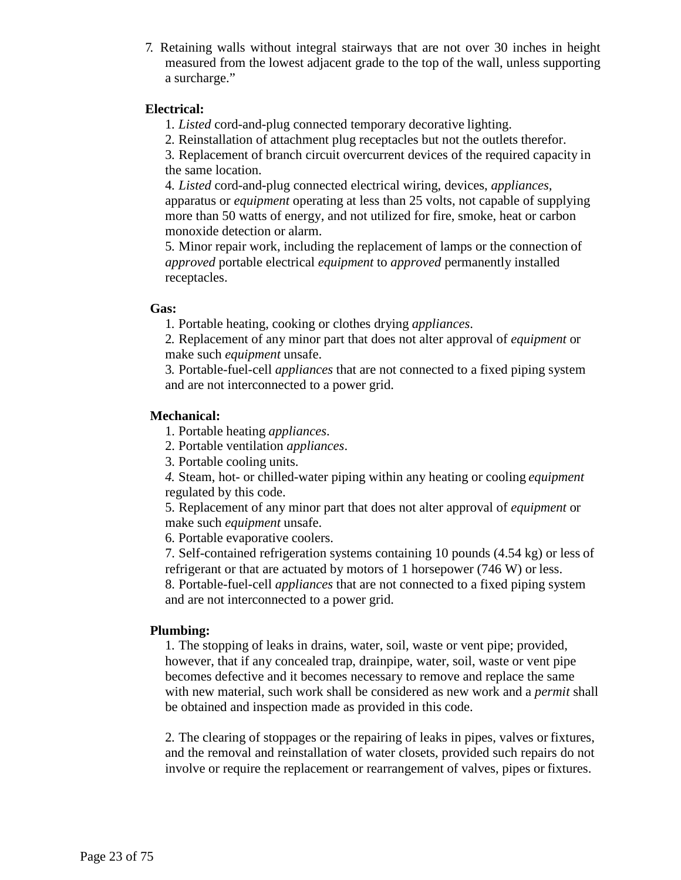7. Retaining walls without integral stairways that are not over 30 inches in height measured from the lowest adjacent grade to the top of the wall, unless supporting a surcharge."

**Electrical:**

1. *Listed* cord-and-plug connected temporary decorative lighting.
2. Reinstallation of attachment plug receptacles but not the outlets therefor.
3. Replacement of branch circuit overcurrent devices of the required capacity in the same location.
4. *Listed* cord-and-plug connected electrical wiring, devices, *appliances*, apparatus or *equipment* operating at less than 25 volts, not capable of supplying more than 50 watts of energy, and not utilized for fire, smoke, heat or carbon monoxide detection or alarm.
5. Minor repair work, including the replacement of lamps or the connection of *approved* portable electrical *equipment* to *approved* permanently installed receptacles.

**Gas:**

1. Portable heating, cooking or clothes drying *appliances*.
2. Replacement of any minor part that does not alter approval of *equipment* or make such *equipment* unsafe.
3. Portable-fuel-cell *appliances* that are not connected to a fixed piping system and are not interconnected to a power grid.

**Mechanical:**

1. Portable heating *appliances*.
2. Portable ventilation *appliances*.
3. Portable cooling units.
4. Steam, hot- or chilled-water piping within any heating or cooling *equipment* regulated by this code.
5. Replacement of any minor part that does not alter approval of *equipment* or make such *equipment* unsafe.
6. Portable evaporative coolers.
7. Self-contained refrigeration systems containing 10 pounds (4.54 kg) or less of refrigerant or that are actuated by motors of 1 horsepower (746 W) or less.
8. Portable-fuel-cell *appliances* that are not connected to a fixed piping system and are not interconnected to a power grid.

**Plumbing:**

1. The stopping of leaks in drains, water, soil, waste or vent pipe; provided, however, that if any concealed trap, drainpipe, water, soil, waste or vent pipe becomes defective and it becomes necessary to remove and replace the same with new material, such work shall be considered as new work and a *permit* shall be obtained and inspection made as provided in this code.

2. The clearing of stoppages or the repairing of leaks in pipes, valves or fixtures, and the removal and reinstallation of water closets, provided such repairs do not involve or require the replacement or rearrangement of valves, pipes or fixtures.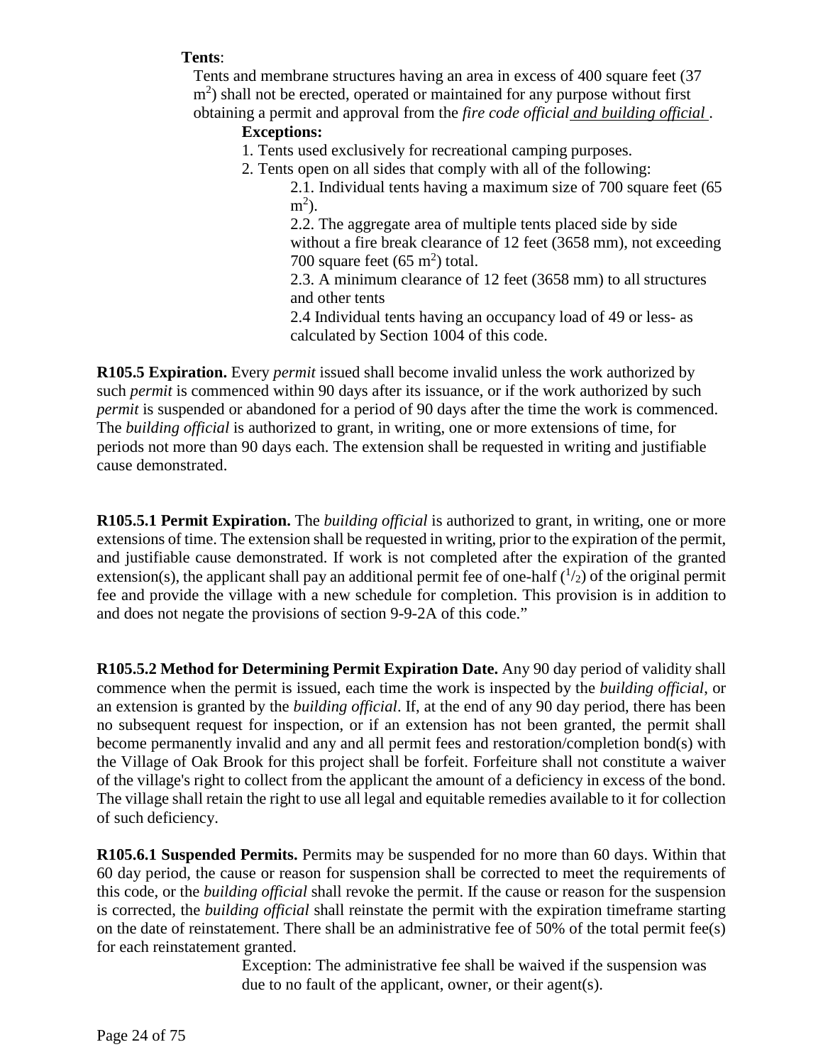**Tents**:

Tents and membrane structures having an area in excess of 400 square feet (37 $m^2$) shall not be erected, operated or maintained for any purpose without first obtaining a permit and approval from the *fire code official* <u>and building official</u> .

**Exceptions:**

1. Tents used exclusively for recreational camping purposes.
2. Tents open on all sides that comply with all of the following:
   - 2.1. Individual tents having a maximum size of 700 square feet (65 $m^2$).
   - 2.2. The aggregate area of multiple tents placed side by side without a fire break clearance of 12 feet (3658 mm), not exceeding 700 square feet (65 $m^2$) total.
   - 2.3. A minimum clearance of 12 feet (3658 mm) to all structures and other tents
   - 2.4 Individual tents having an occupancy load of 49 or less- as calculated by Section 1004 of this code.

**R105.5 Expiration.** Every *permit* issued shall become invalid unless the work authorized by such *permit* is commenced within 90 days after its issuance, or if the work authorized by such *permit* is suspended or abandoned for a period of 90 days after the time the work is commenced. The *building official* is authorized to grant, in writing, one or more extensions of time, for periods not more than 90 days each. The extension shall be requested in writing and justifiable cause demonstrated.

**R105.5.1 Permit Expiration.** The *building official* is authorized to grant, in writing, one or more extensions of time. The extension shall be requested in writing, prior to the expiration of the permit, and justifiable cause demonstrated. If work is not completed after the expiration of the granted extension(s), the applicant shall pay an additional permit fee of one-half ($^1/_2$) of the original permit fee and provide the village with a new schedule for completion. This provision is in addition to and does not negate the provisions of section 9-9-2A of this code."

**R105.5.2 Method for Determining Permit Expiration Date.** Any 90 day period of validity shall commence when the permit is issued, each time the work is inspected by the *building official*, or an extension is granted by the *building official*. If, at the end of any 90 day period, there has been no subsequent request for inspection, or if an extension has not been granted, the permit shall become permanently invalid and any and all permit fees and restoration/completion bond(s) with the Village of Oak Brook for this project shall be forfeit. Forfeiture shall not constitute a waiver of the village's right to collect from the applicant the amount of a deficiency in excess of the bond. The village shall retain the right to use all legal and equitable remedies available to it for collection of such deficiency.

**R105.6.1 Suspended Permits.** Permits may be suspended for no more than 60 days. Within that 60 day period, the cause or reason for suspension shall be corrected to meet the requirements of this code, or the *building official* shall revoke the permit. If the cause or reason for the suspension is corrected, the *building official* shall reinstate the permit with the expiration timeframe starting on the date of reinstatement. There shall be an administrative fee of 50% of the total permit fee(s) for each reinstatement granted.

Exception: The administrative fee shall be waived if the suspension was due to no fault of the applicant, owner, or their agent(s).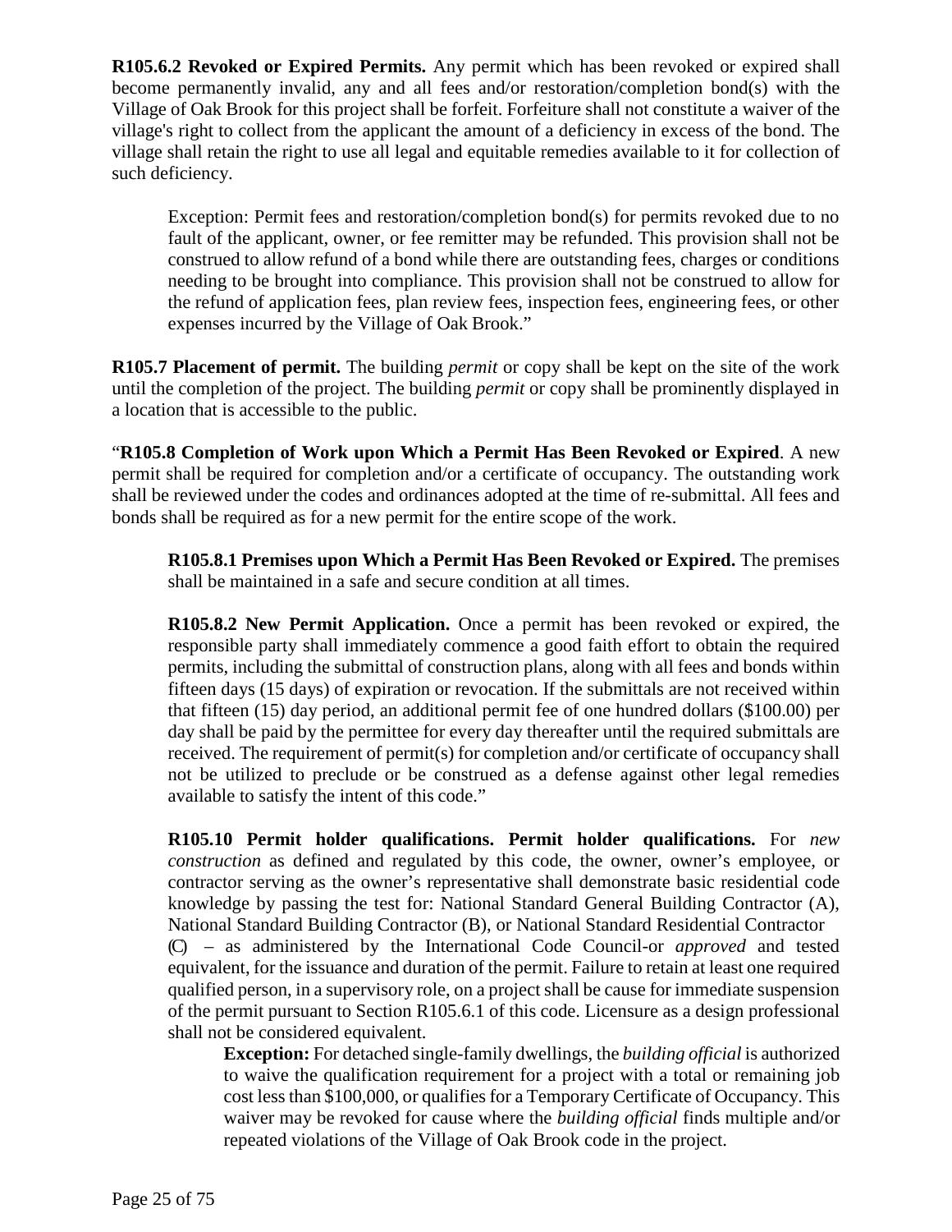**R105.6.2 Revoked or Expired Permits.** Any permit which has been revoked or expired shall become permanently invalid, any and all fees and/or restoration/completion bond(s) with the Village of Oak Brook for this project shall be forfeit. Forfeiture shall not constitute a waiver of the village's right to collect from the applicant the amount of a deficiency in excess of the bond. The village shall retain the right to use all legal and equitable remedies available to it for collection of such deficiency.

> Exception: Permit fees and restoration/completion bond(s) for permits revoked due to no fault of the applicant, owner, or fee remitter may be refunded. This provision shall not be construed to allow refund of a bond while there are outstanding fees, charges or conditions needing to be brought into compliance. This provision shall not be construed to allow for the refund of application fees, plan review fees, inspection fees, engineering fees, or other expenses incurred by the Village of Oak Brook."

**R105.7 Placement of permit.** The building *permit* or copy shall be kept on the site of the work until the completion of the project. The building *permit* or copy shall be prominently displayed in a location that is accessible to the public.

"**R105.8 Completion of Work upon Which a Permit Has Been Revoked or Expired**. A new permit shall be required for completion and/or a certificate of occupancy. The outstanding work shall be reviewed under the codes and ordinances adopted at the time of re-submittal. All fees and bonds shall be required as for a new permit for the entire scope of the work.

> **R105.8.1 Premises upon Which a Permit Has Been Revoked or Expired.** The premises shall be maintained in a safe and secure condition at all times.
>
> **R105.8.2 New Permit Application.** Once a permit has been revoked or expired, the responsible party shall immediately commence a good faith effort to obtain the required permits, including the submittal of construction plans, along with all fees and bonds within fifteen days (15 days) of expiration or revocation. If the submittals are not received within that fifteen (15) day period, an additional permit fee of one hundred dollars ($100.00) per day shall be paid by the permittee for every day thereafter until the required submittals are received. The requirement of permit(s) for completion and/or certificate of occupancy shall not be utilized to preclude or be construed as a defense against other legal remedies available to satisfy the intent of this code."
>
> **R105.10 Permit holder qualifications. Permit holder qualifications.** For *new construction* as defined and regulated by this code, the owner, owner's employee, or contractor serving as the owner's representative shall demonstrate basic residential code knowledge by passing the test for: National Standard General Building Contractor (A), National Standard Building Contractor (B), or National Standard Residential Contractor (C) – as administered by the International Code Council-or *approved* and tested equivalent, for the issuance and duration of the permit. Failure to retain at least one required qualified person, in a supervisory role, on a project shall be cause for immediate suspension of the permit pursuant to Section R105.6.1 of this code. Licensure as a design professional shall not be considered equivalent.
>
> > **Exception:** For detached single-family dwellings, the *building official* is authorized to waive the qualification requirement for a project with a total or remaining job cost less than $100,000, or qualifies for a Temporary Certificate of Occupancy. This waiver may be revoked for cause where the *building official* finds multiple and/or repeated violations of the Village of Oak Brook code in the project.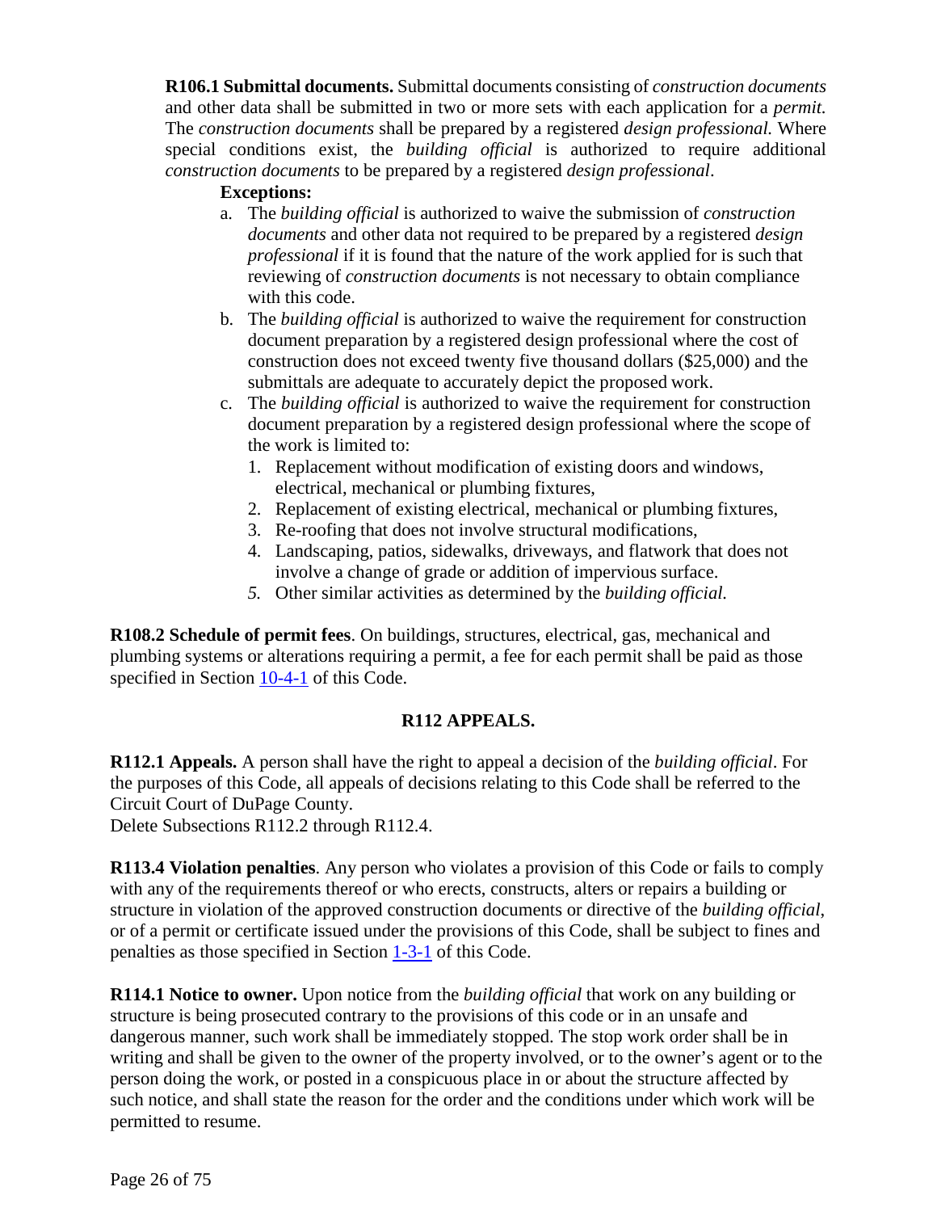**R106.1 Submittal documents.** Submittal documents consisting of *construction documents* and other data shall be submitted in two or more sets with each application for a *permit.* The *construction documents* shall be prepared by a registered *design professional.* Where special conditions exist, the *building official* is authorized to require additional *construction documents* to be prepared by a registered *design professional*.

**Exceptions:**

a. The *building official* is authorized to waive the submission of *construction documents* and other data not required to be prepared by a registered *design professional* if it is found that the nature of the work applied for is such that reviewing of *construction documents* is not necessary to obtain compliance with this code.

b. The *building official* is authorized to waive the requirement for construction document preparation by a registered design professional where the cost of construction does not exceed twenty five thousand dollars ($25,000) and the submittals are adequate to accurately depict the proposed work.

c. The *building official* is authorized to waive the requirement for construction document preparation by a registered design professional where the scope of the work is limited to:

1. Replacement without modification of existing doors and windows, electrical, mechanical or plumbing fixtures,
2. Replacement of existing electrical, mechanical or plumbing fixtures,
3. Re-roofing that does not involve structural modifications,
4. Landscaping, patios, sidewalks, driveways, and flatwork that does not involve a change of grade or addition of impervious surface.
5. Other similar activities as determined by the *building official.*

**R108.2 Schedule of permit fees**. On buildings, structures, electrical, gas, mechanical and plumbing systems or alterations requiring a permit, a fee for each permit shall be paid as those specified in Section 10-4-1 of this Code.

## R112 APPEALS.

**R112.1 Appeals.** A person shall have the right to appeal a decision of the *building official*. For the purposes of this Code, all appeals of decisions relating to this Code shall be referred to the Circuit Court of DuPage County.

Delete Subsections R112.2 through R112.4.

**R113.4 Violation penalties**. Any person who violates a provision of this Code or fails to comply with any of the requirements thereof or who erects, constructs, alters or repairs a building or structure in violation of the approved construction documents or directive of the *building official*, or of a permit or certificate issued under the provisions of this Code, shall be subject to fines and penalties as those specified in Section 1-3-1 of this Code.

**R114.1 Notice to owner.** Upon notice from the *building official* that work on any building or structure is being prosecuted contrary to the provisions of this code or in an unsafe and dangerous manner, such work shall be immediately stopped. The stop work order shall be in writing and shall be given to the owner of the property involved, or to the owner's agent or to the person doing the work, or posted in a conspicuous place in or about the structure affected by such notice, and shall state the reason for the order and the conditions under which work will be permitted to resume.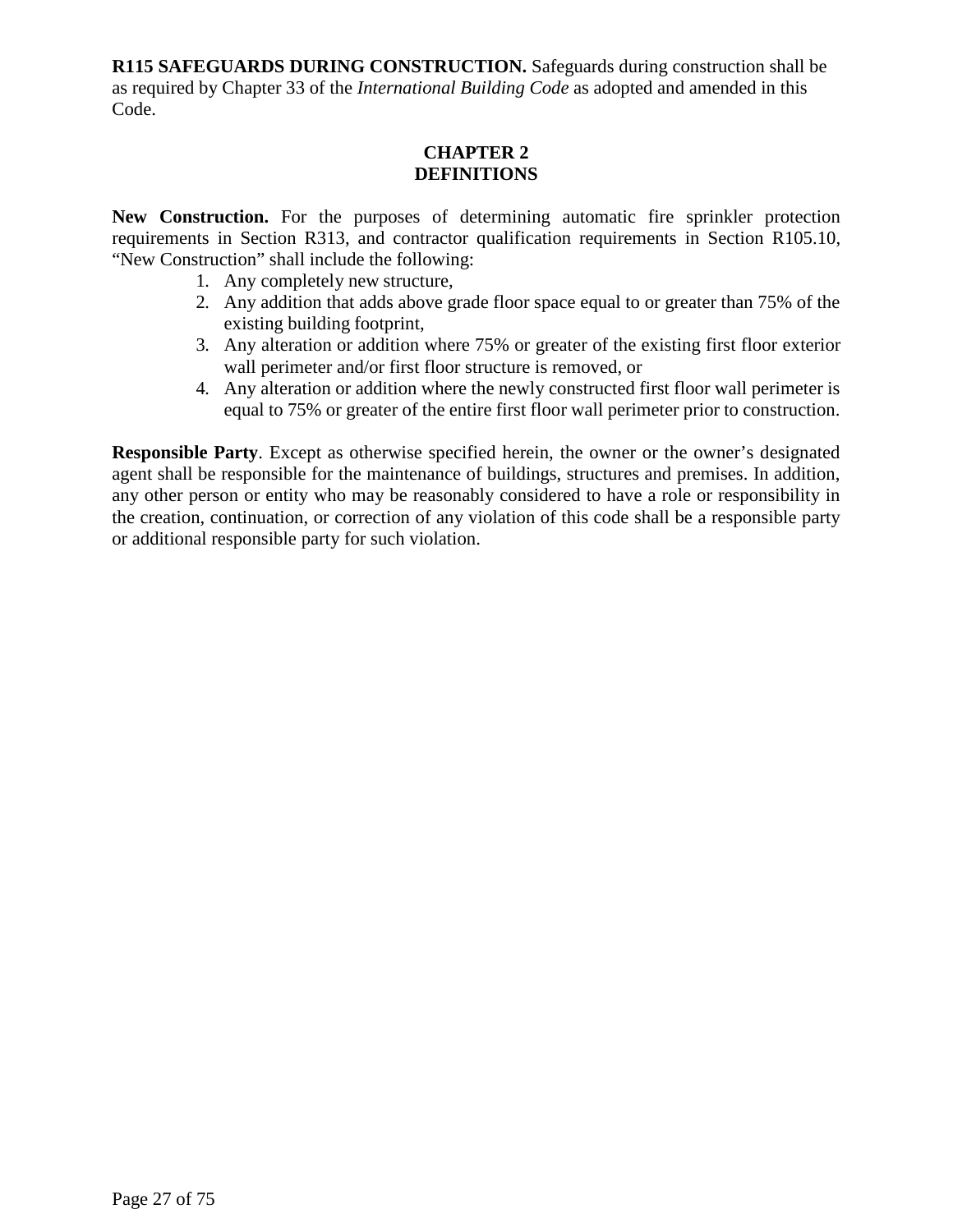**R115 SAFEGUARDS DURING CONSTRUCTION.** Safeguards during construction shall be as required by Chapter 33 of the *International Building Code* as adopted and amended in this Code.

## CHAPTER 2
## DEFINITIONS

**New Construction.** For the purposes of determining automatic fire sprinkler protection requirements in Section R313, and contractor qualification requirements in Section R105.10, "New Construction" shall include the following:

1. Any completely new structure,
2. Any addition that adds above grade floor space equal to or greater than 75% of the existing building footprint,
3. Any alteration or addition where 75% or greater of the existing first floor exterior wall perimeter and/or first floor structure is removed, or
4. Any alteration or addition where the newly constructed first floor wall perimeter is equal to 75% or greater of the entire first floor wall perimeter prior to construction.

**Responsible Party**. Except as otherwise specified herein, the owner or the owner's designated agent shall be responsible for the maintenance of buildings, structures and premises. In addition, any other person or entity who may be reasonably considered to have a role or responsibility in the creation, continuation, or correction of any violation of this code shall be a responsible party or additional responsible party for such violation.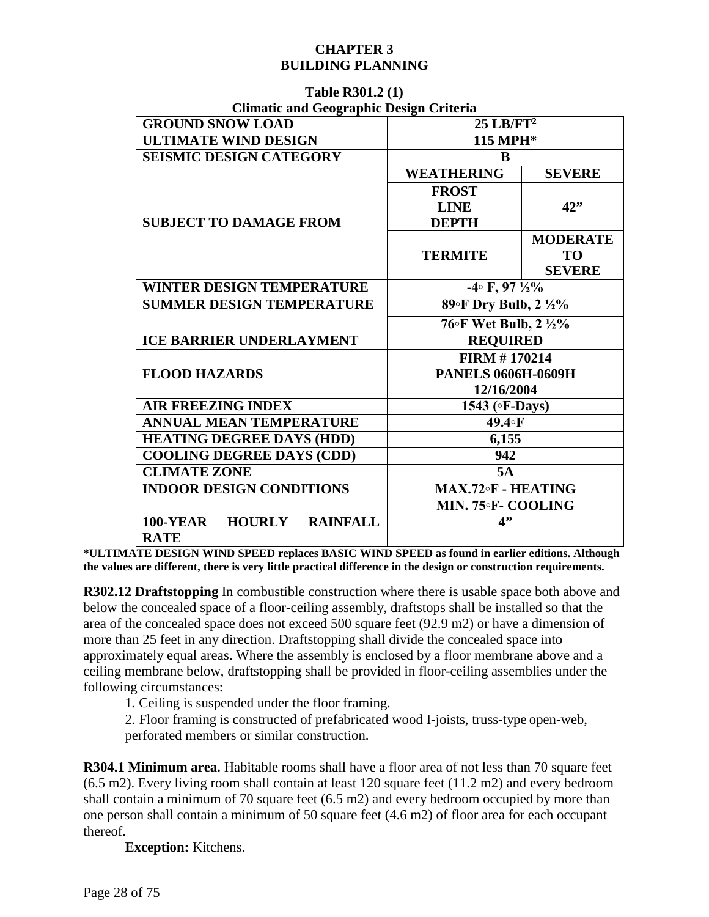# CHAPTER 3
# BUILDING PLANNING

**Table R301.2 (1)**
**Climatic and Geographic Design Criteria**

| | | |
|---|---|---|
| **GROUND SNOW LOAD** | **25 LB/FT²** | |
| **ULTIMATE WIND DESIGN** | **115 MPH*** | |
| **SEISMIC DESIGN CATEGORY** | **B** | |
| **SUBJECT TO DAMAGE FROM** | **WEATHERING** | **SEVERE** |
| | **FROST LINE DEPTH** | **42”** |
| | **TERMITE** | **MODERATE TO SEVERE** |
| **WINTER DESIGN TEMPERATURE** | **-4◦ F, 97 ½%** | |
| **SUMMER DESIGN TEMPERATURE** | **89◦F Dry Bulb, 2 ½%** | |
| | **76◦F Wet Bulb, 2 ½%** | |
| **ICE BARRIER UNDERLAYMENT** | **REQUIRED** | |
| **FLOOD HAZARDS** | **FIRM # 170214 PANELS 0606H-0609H 12/16/2004** | |
| **AIR FREEZING INDEX** | **1543 (◦F-Days)** | |
| **ANNUAL MEAN TEMPERATURE** | **49.4◦F** | |
| **HEATING DEGREE DAYS (HDD)** | **6,155** | |
| **COOLING DEGREE DAYS (CDD)** | **942** | |
| **CLIMATE ZONE** | **5A** | |
| **INDOOR DESIGN CONDITIONS** | **MAX.72◦F - HEATING MIN. 75◦F- COOLING** | |
| **100-YEAR HOURLY RAINFALL RATE** | **4”** | |

**\*ULTIMATE DESIGN WIND SPEED replaces BASIC WIND SPEED as found in earlier editions. Although the values are different, there is very little practical difference in the design or construction requirements.**

**R302.12 Draftstopping** In combustible construction where there is usable space both above and below the concealed space of a floor-ceiling assembly, draftstops shall be installed so that the area of the concealed space does not exceed 500 square feet (92.9 m2) or have a dimension of more than 25 feet in any direction. Draftstopping shall divide the concealed space into approximately equal areas. Where the assembly is enclosed by a floor membrane above and a ceiling membrane below, draftstopping shall be provided in floor-ceiling assemblies under the following circumstances:

1. Ceiling is suspended under the floor framing.
2. Floor framing is constructed of prefabricated wood I-joists, truss-type open-web, perforated members or similar construction.

**R304.1 Minimum area.** Habitable rooms shall have a floor area of not less than 70 square feet (6.5 m2). Every living room shall contain at least 120 square feet (11.2 m2) and every bedroom shall contain a minimum of 70 square feet (6.5 m2) and every bedroom occupied by more than one person shall contain a minimum of 50 square feet (4.6 m2) of floor area for each occupant thereof.

**Exception:** Kitchens.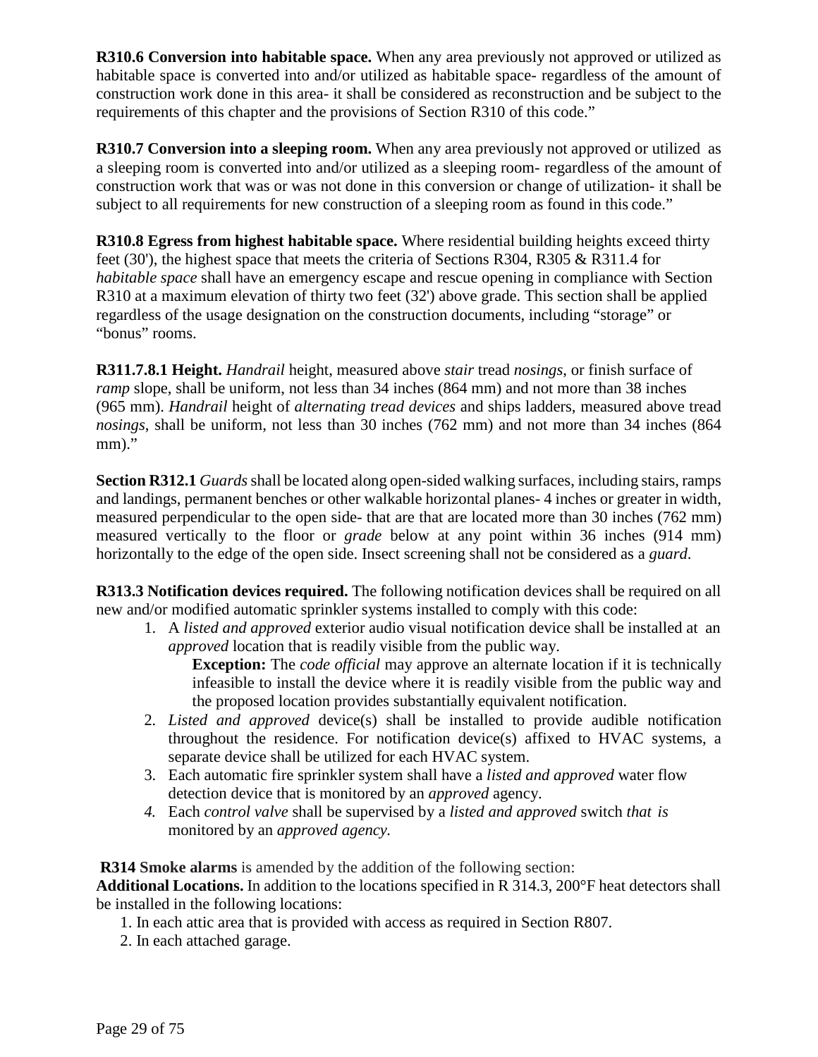**R310.6 Conversion into habitable space.** When any area previously not approved or utilized as habitable space is converted into and/or utilized as habitable space- regardless of the amount of construction work done in this area- it shall be considered as reconstruction and be subject to the requirements of this chapter and the provisions of Section R310 of this code."

**R310.7 Conversion into a sleeping room.** When any area previously not approved or utilized as a sleeping room is converted into and/or utilized as a sleeping room- regardless of the amount of construction work that was or was not done in this conversion or change of utilization- it shall be subject to all requirements for new construction of a sleeping room as found in this code."

**R310.8 Egress from highest habitable space.** Where residential building heights exceed thirty feet (30'), the highest space that meets the criteria of Sections R304, R305 & R311.4 for *habitable space* shall have an emergency escape and rescue opening in compliance with Section R310 at a maximum elevation of thirty two feet (32') above grade. This section shall be applied regardless of the usage designation on the construction documents, including "storage" or "bonus" rooms.

**R311.7.8.1 Height.** *Handrail* height, measured above *stair* tread *nosings*, or finish surface of *ramp* slope, shall be uniform, not less than 34 inches (864 mm) and not more than 38 inches (965 mm). *Handrail* height of *alternating tread devices* and ships ladders, measured above tread *nosings*, shall be uniform, not less than 30 inches (762 mm) and not more than 34 inches (864 mm)."

**Section R312.1** *Guards* shall be located along open-sided walking surfaces, including stairs, ramps and landings, permanent benches or other walkable horizontal planes- 4 inches or greater in width, measured perpendicular to the open side- that are that are located more than 30 inches (762 mm) measured vertically to the floor or *grade* below at any point within 36 inches (914 mm) horizontally to the edge of the open side. Insect screening shall not be considered as a *guard*.

**R313.3 Notification devices required.** The following notification devices shall be required on all new and/or modified automatic sprinkler systems installed to comply with this code:

1. A *listed and approved* exterior audio visual notification device shall be installed at an *approved* location that is readily visible from the public way.
   **Exception:** The *code official* may approve an alternate location if it is technically infeasible to install the device where it is readily visible from the public way and the proposed location provides substantially equivalent notification.
2. *Listed and approved* device(s) shall be installed to provide audible notification throughout the residence. For notification device(s) affixed to HVAC systems, a separate device shall be utilized for each HVAC system.
3. Each automatic fire sprinkler system shall have a *listed and approved* water flow detection device that is monitored by an *approved* agency.
4. Each *control valve* shall be supervised by a *listed and approved* switch *that is* monitored by an *approved agency.*

**R314 Smoke alarms** is amended by the addition of the following section:

**Additional Locations.** In addition to the locations specified in R 314.3, 200°F heat detectors shall be installed in the following locations:

1. In each attic area that is provided with access as required in Section R807.
2. In each attached garage.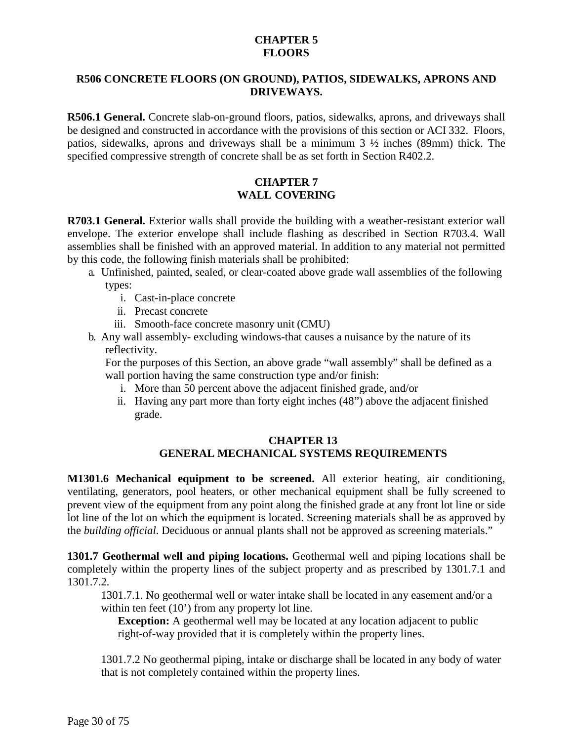# CHAPTER 5
# FLOORS

## R506 CONCRETE FLOORS (ON GROUND), PATIOS, SIDEWALKS, APRONS AND DRIVEWAYS.

**R506.1 General.** Concrete slab-on-ground floors, patios, sidewalks, aprons, and driveways shall be designed and constructed in accordance with the provisions of this section or ACI 332. Floors, patios, sidewalks, aprons and driveways shall be a minimum 3 ½ inches (89mm) thick. The specified compressive strength of concrete shall be as set forth in Section R402.2.

# CHAPTER 7
# WALL COVERING

**R703.1 General.** Exterior walls shall provide the building with a weather-resistant exterior wall envelope. The exterior envelope shall include flashing as described in Section R703.4. Wall assemblies shall be finished with an approved material. In addition to any material not permitted by this code, the following finish materials shall be prohibited:

a. Unfinished, painted, sealed, or clear-coated above grade wall assemblies of the following types:
   i. Cast-in-place concrete
   ii. Precast concrete
   iii. Smooth-face concrete masonry unit (CMU)

b. Any wall assembly- excluding windows-that causes a nuisance by the nature of its reflectivity.

   For the purposes of this Section, an above grade "wall assembly" shall be defined as a wall portion having the same construction type and/or finish:
   i. More than 50 percent above the adjacent finished grade, and/or
   ii. Having any part more than forty eight inches (48") above the adjacent finished grade.

# CHAPTER 13
# GENERAL MECHANICAL SYSTEMS REQUIREMENTS

**M1301.6 Mechanical equipment to be screened.** All exterior heating, air conditioning, ventilating, generators, pool heaters, or other mechanical equipment shall be fully screened to prevent view of the equipment from any point along the finished grade at any front lot line or side lot line of the lot on which the equipment is located. Screening materials shall be as approved by the *building official*. Deciduous or annual plants shall not be approved as screening materials."

**1301.7 Geothermal well and piping locations.** Geothermal well and piping locations shall be completely within the property lines of the subject property and as prescribed by 1301.7.1 and 1301.7.2.

1301.7.1. No geothermal well or water intake shall be located in any easement and/or a within ten feet (10') from any property lot line.

**Exception:** A geothermal well may be located at any location adjacent to public right-of-way provided that it is completely within the property lines.

1301.7.2 No geothermal piping, intake or discharge shall be located in any body of water that is not completely contained within the property lines.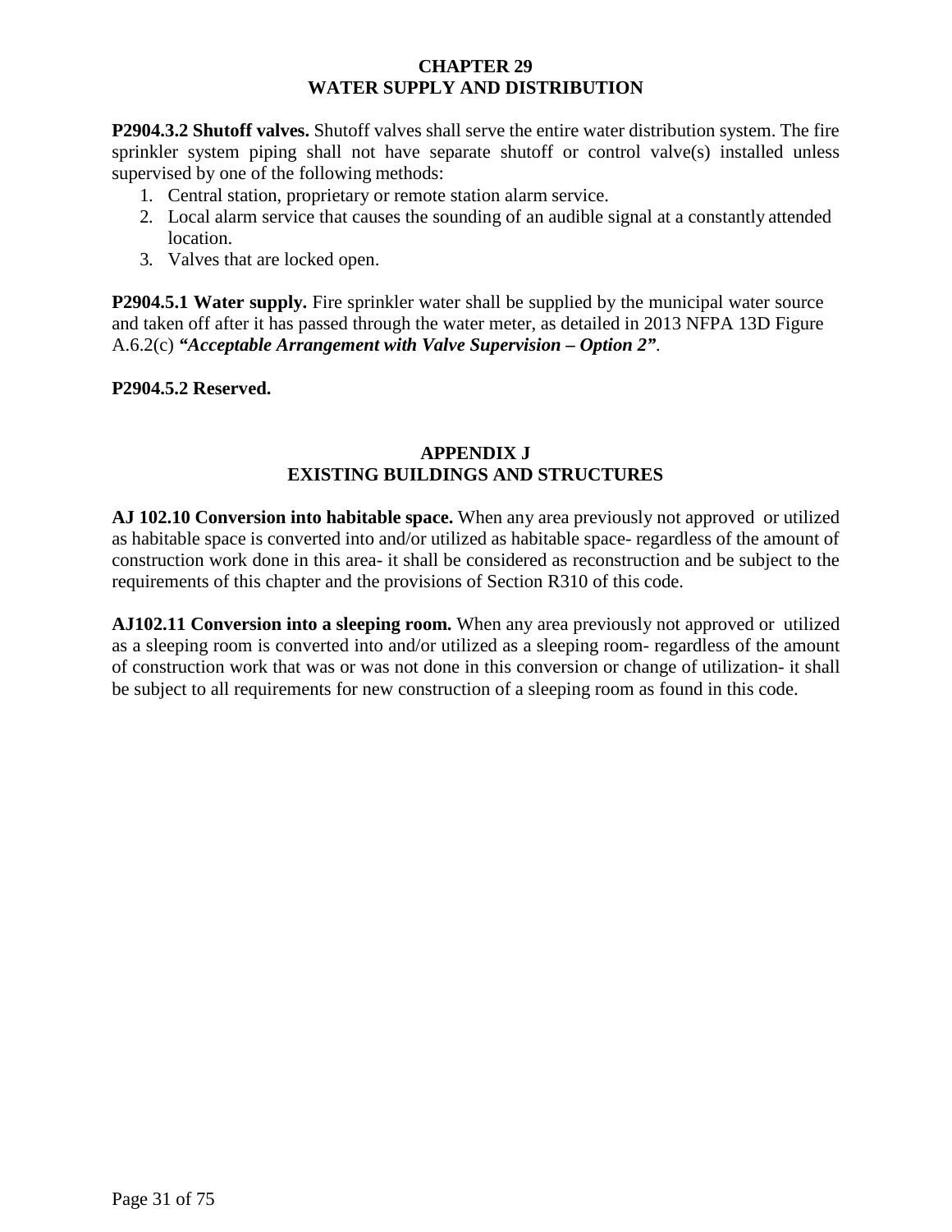# CHAPTER 29
# WATER SUPPLY AND DISTRIBUTION

**P2904.3.2 Shutoff valves.** Shutoff valves shall serve the entire water distribution system. The fire sprinkler system piping shall not have separate shutoff or control valve(s) installed unless supervised by one of the following methods:

1. Central station, proprietary or remote station alarm service.
2. Local alarm service that causes the sounding of an audible signal at a constantly attended location.
3. Valves that are locked open.

**P2904.5.1 Water supply.** Fire sprinkler water shall be supplied by the municipal water source and taken off after it has passed through the water meter, as detailed in 2013 NFPA 13D Figure A.6.2(c) ***"Acceptable Arrangement with Valve Supervision – Option 2"***.

**P2904.5.2 Reserved.**

# APPENDIX J
# EXISTING BUILDINGS AND STRUCTURES

**AJ 102.10 Conversion into habitable space.** When any area previously not approved or utilized as habitable space is converted into and/or utilized as habitable space- regardless of the amount of construction work done in this area- it shall be considered as reconstruction and be subject to the requirements of this chapter and the provisions of Section R310 of this code.

**AJ102.11 Conversion into a sleeping room.** When any area previously not approved or utilized as a sleeping room is converted into and/or utilized as a sleeping room- regardless of the amount of construction work that was or was not done in this conversion or change of utilization- it shall be subject to all requirements for new construction of a sleeping room as found in this code.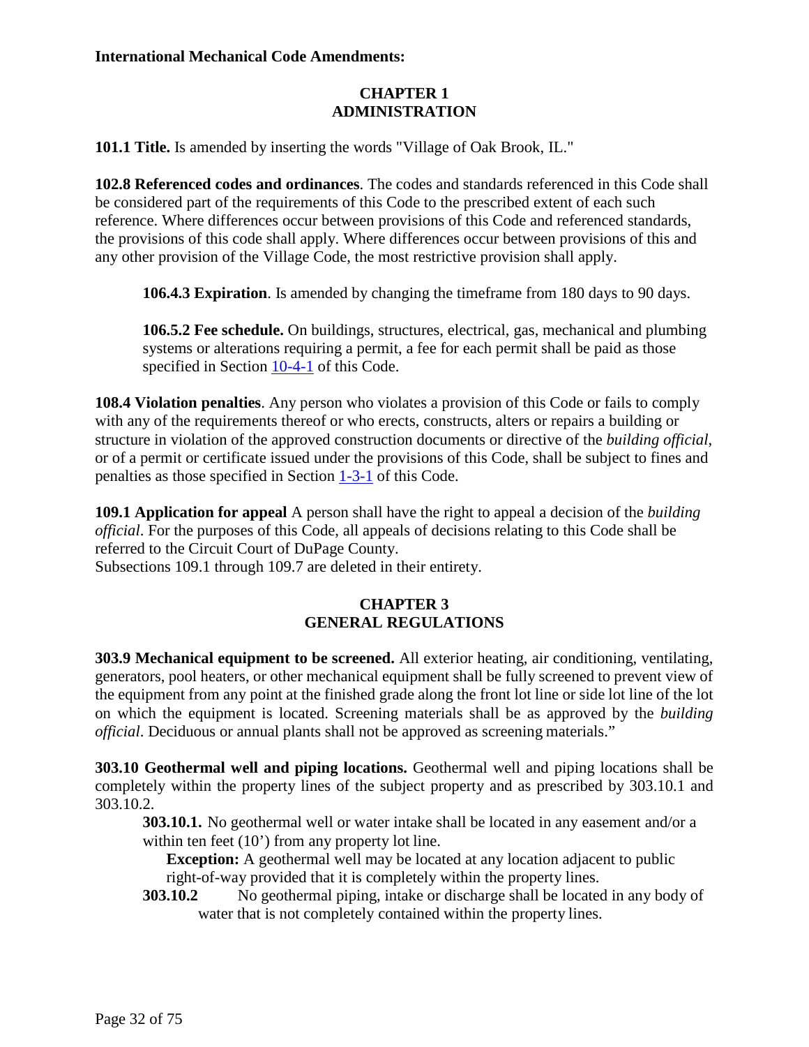**International Mechanical Code Amendments:**

## CHAPTER 1
## ADMINISTRATION

**101.1 Title.** Is amended by inserting the words "Village of Oak Brook, IL."

**102.8 Referenced codes and ordinances**. The codes and standards referenced in this Code shall be considered part of the requirements of this Code to the prescribed extent of each such reference. Where differences occur between provisions of this Code and referenced standards, the provisions of this code shall apply. Where differences occur between provisions of this and any other provision of the Village Code, the most restrictive provision shall apply.

**106.4.3 Expiration**. Is amended by changing the timeframe from 180 days to 90 days.

**106.5.2 Fee schedule.** On buildings, structures, electrical, gas, mechanical and plumbing systems or alterations requiring a permit, a fee for each permit shall be paid as those specified in Section 10-4-1 of this Code.

**108.4 Violation penalties**. Any person who violates a provision of this Code or fails to comply with any of the requirements thereof or who erects, constructs, alters or repairs a building or structure in violation of the approved construction documents or directive of the *building official*, or of a permit or certificate issued under the provisions of this Code, shall be subject to fines and penalties as those specified in Section 1-3-1 of this Code.

**109.1 Application for appeal** A person shall have the right to appeal a decision of the *building official*. For the purposes of this Code, all appeals of decisions relating to this Code shall be referred to the Circuit Court of DuPage County.
Subsections 109.1 through 109.7 are deleted in their entirety.

## CHAPTER 3
## GENERAL REGULATIONS

**303.9 Mechanical equipment to be screened.** All exterior heating, air conditioning, ventilating, generators, pool heaters, or other mechanical equipment shall be fully screened to prevent view of the equipment from any point at the finished grade along the front lot line or side lot line of the lot on which the equipment is located. Screening materials shall be as approved by the *building official*. Deciduous or annual plants shall not be approved as screening materials."

**303.10 Geothermal well and piping locations.** Geothermal well and piping locations shall be completely within the property lines of the subject property and as prescribed by 303.10.1 and 303.10.2.

**303.10.1.** No geothermal well or water intake shall be located in any easement and/or a within ten feet (10') from any property lot line.

**Exception:** A geothermal well may be located at any location adjacent to public right-of-way provided that it is completely within the property lines.

**303.10.2** No geothermal piping, intake or discharge shall be located in any body of water that is not completely contained within the property lines.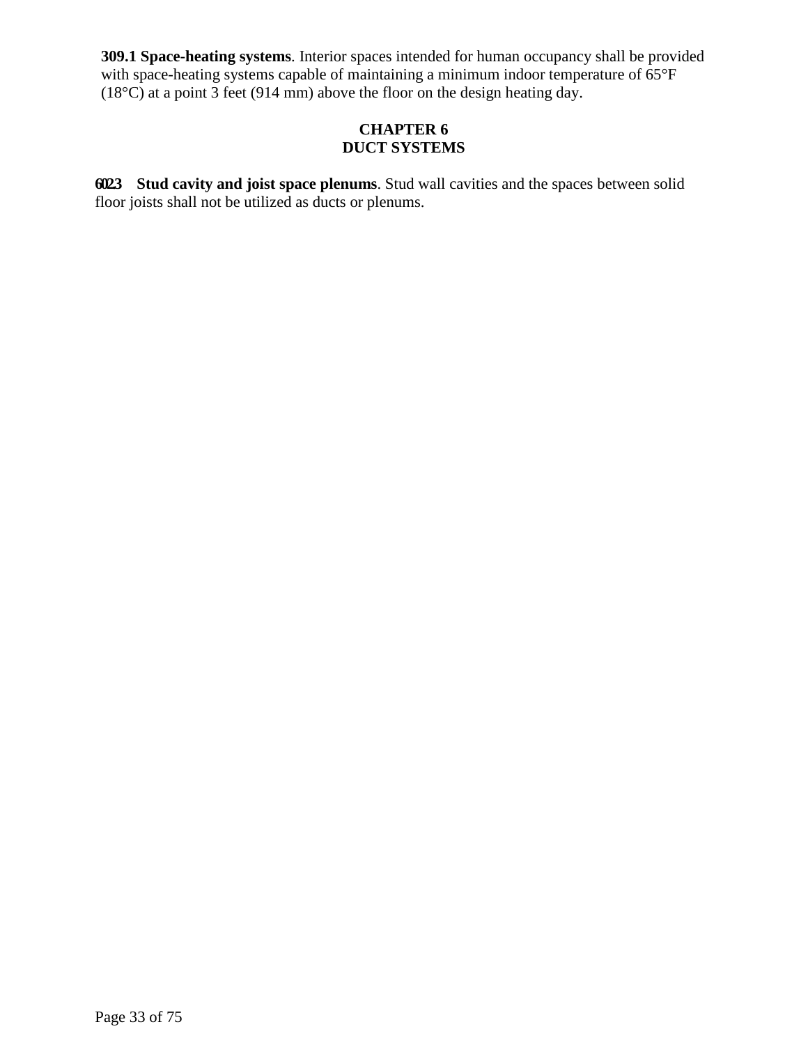**309.1 Space-heating systems**. Interior spaces intended for human occupancy shall be provided with space-heating systems capable of maintaining a minimum indoor temperature of 65°F (18°C) at a point 3 feet (914 mm) above the floor on the design heating day.

## CHAPTER 6
## DUCT SYSTEMS

**602.3 Stud cavity and joist space plenums**. Stud wall cavities and the spaces between solid floor joists shall not be utilized as ducts or plenums.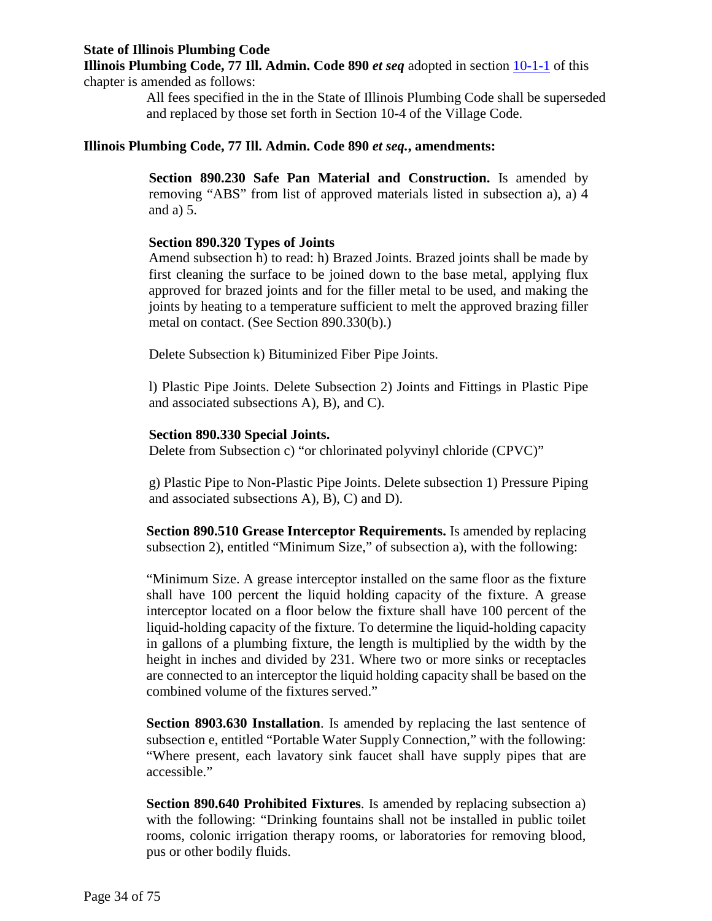**State of Illinois Plumbing Code**

**Illinois Plumbing Code, 77 Ill. Admin. Code 890** ***et seq*** adopted in section 10-1-1 of this chapter is amended as follows:

> All fees specified in the in the State of Illinois Plumbing Code shall be superseded and replaced by those set forth in Section 10-4 of the Village Code.

**Illinois Plumbing Code, 77 Ill. Admin. Code 890** ***et seq.*****, amendments:**

**Section 890.230 Safe Pan Material and Construction.** Is amended by removing "ABS" from list of approved materials listed in subsection a), a) 4 and a) 5.

**Section 890.320 Types of Joints**

Amend subsection h) to read: h) Brazed Joints. Brazed joints shall be made by first cleaning the surface to be joined down to the base metal, applying flux approved for brazed joints and for the filler metal to be used, and making the joints by heating to a temperature sufficient to melt the approved brazing filler metal on contact. (See Section 890.330(b).)

Delete Subsection k) Bituminized Fiber Pipe Joints.

l) Plastic Pipe Joints. Delete Subsection 2) Joints and Fittings in Plastic Pipe and associated subsections A), B), and C).

**Section 890.330 Special Joints.**

Delete from Subsection c) "or chlorinated polyvinyl chloride (CPVC)"

g) Plastic Pipe to Non-Plastic Pipe Joints. Delete subsection 1) Pressure Piping and associated subsections A), B), C) and D).

**Section 890.510 Grease Interceptor Requirements.** Is amended by replacing subsection 2), entitled "Minimum Size," of subsection a), with the following:

"Minimum Size. A grease interceptor installed on the same floor as the fixture shall have 100 percent the liquid holding capacity of the fixture. A grease interceptor located on a floor below the fixture shall have 100 percent of the liquid-holding capacity of the fixture. To determine the liquid-holding capacity in gallons of a plumbing fixture, the length is multiplied by the width by the height in inches and divided by 231. Where two or more sinks or receptacles are connected to an interceptor the liquid holding capacity shall be based on the combined volume of the fixtures served."

**Section 8903.630 Installation**. Is amended by replacing the last sentence of subsection e, entitled "Portable Water Supply Connection," with the following: "Where present, each lavatory sink faucet shall have supply pipes that are accessible."

**Section 890.640 Prohibited Fixtures**. Is amended by replacing subsection a) with the following: "Drinking fountains shall not be installed in public toilet rooms, colonic irrigation therapy rooms, or laboratories for removing blood, pus or other bodily fluids.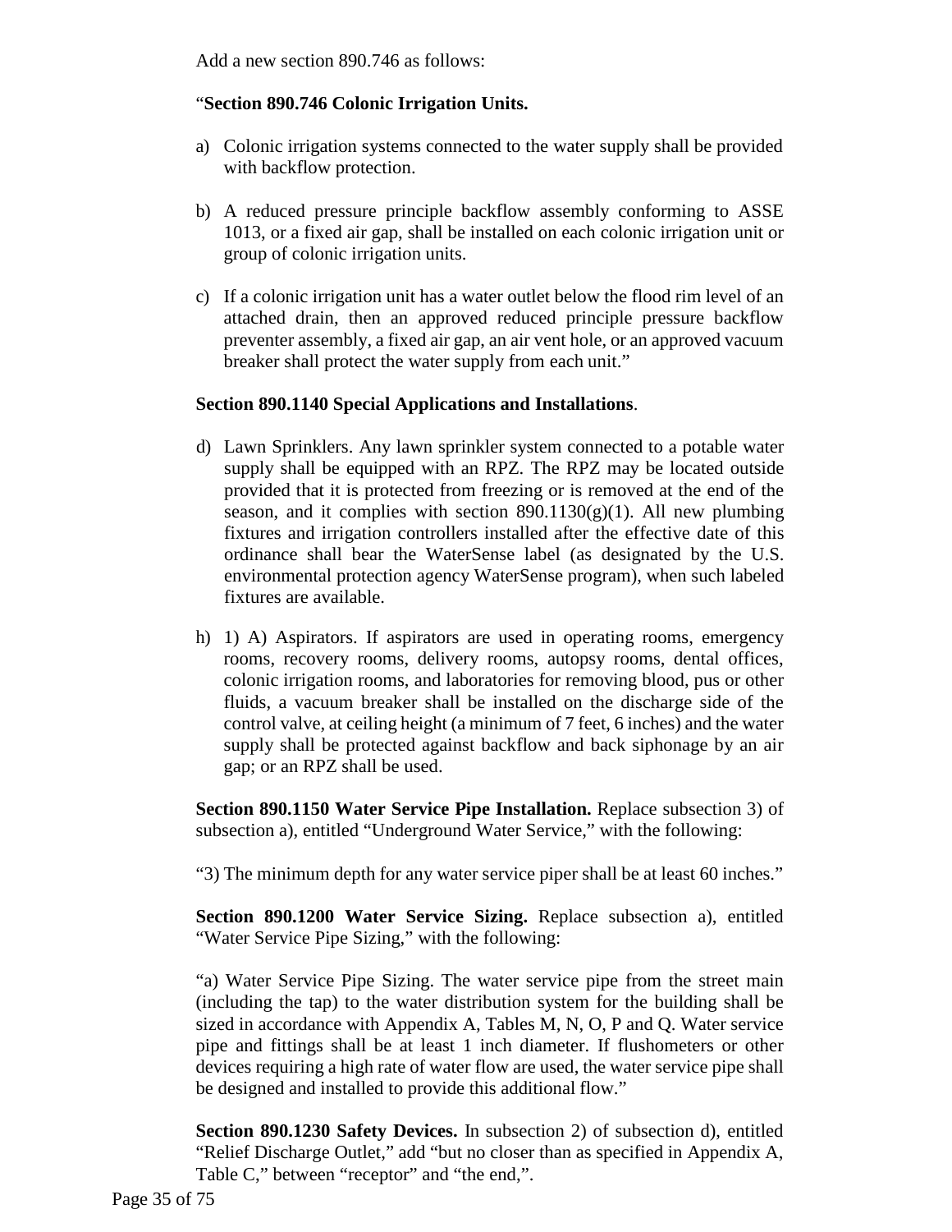Add a new section 890.746 as follows:

"**Section 890.746 Colonic Irrigation Units.**

a) Colonic irrigation systems connected to the water supply shall be provided with backflow protection.

b) A reduced pressure principle backflow assembly conforming to ASSE 1013, or a fixed air gap, shall be installed on each colonic irrigation unit or group of colonic irrigation units.

c) If a colonic irrigation unit has a water outlet below the flood rim level of an attached drain, then an approved reduced principle pressure backflow preventer assembly, a fixed air gap, an air vent hole, or an approved vacuum breaker shall protect the water supply from each unit."

**Section 890.1140 Special Applications and Installations**.

d) Lawn Sprinklers. Any lawn sprinkler system connected to a potable water supply shall be equipped with an RPZ. The RPZ may be located outside provided that it is protected from freezing or is removed at the end of the season, and it complies with section 890.1130(g)(1). All new plumbing fixtures and irrigation controllers installed after the effective date of this ordinance shall bear the WaterSense label (as designated by the U.S. environmental protection agency WaterSense program), when such labeled fixtures are available.

h) 1) A) Aspirators. If aspirators are used in operating rooms, emergency rooms, recovery rooms, delivery rooms, autopsy rooms, dental offices, colonic irrigation rooms, and laboratories for removing blood, pus or other fluids, a vacuum breaker shall be installed on the discharge side of the control valve, at ceiling height (a minimum of 7 feet, 6 inches) and the water supply shall be protected against backflow and back siphonage by an air gap; or an RPZ shall be used.

**Section 890.1150 Water Service Pipe Installation.** Replace subsection 3) of subsection a), entitled "Underground Water Service," with the following:

"3) The minimum depth for any water service piper shall be at least 60 inches."

**Section 890.1200 Water Service Sizing.** Replace subsection a), entitled "Water Service Pipe Sizing," with the following:

"a) Water Service Pipe Sizing. The water service pipe from the street main (including the tap) to the water distribution system for the building shall be sized in accordance with Appendix A, Tables M, N, O, P and Q. Water service pipe and fittings shall be at least 1 inch diameter. If flushometers or other devices requiring a high rate of water flow are used, the water service pipe shall be designed and installed to provide this additional flow."

**Section 890.1230 Safety Devices.** In subsection 2) of subsection d), entitled "Relief Discharge Outlet," add "but no closer than as specified in Appendix A, Table C," between "receptor" and "the end,".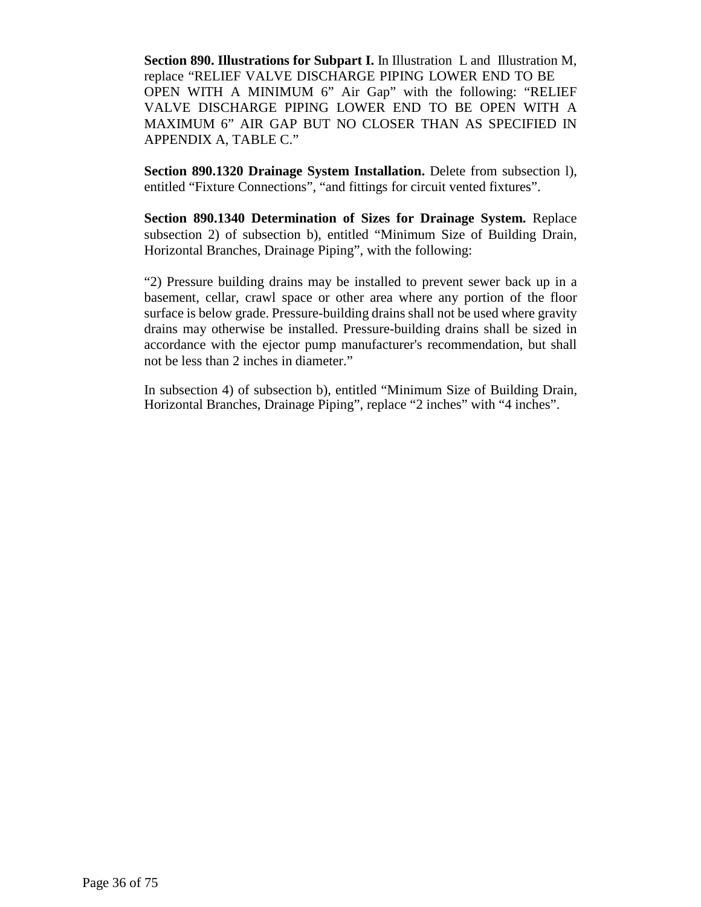**Section 890. Illustrations for Subpart I.** In Illustration L and Illustration M, replace "RELIEF VALVE DISCHARGE PIPING LOWER END TO BE OPEN WITH A MINIMUM 6" Air Gap" with the following: "RELIEF VALVE DISCHARGE PIPING LOWER END TO BE OPEN WITH A MAXIMUM 6" AIR GAP BUT NO CLOSER THAN AS SPECIFIED IN APPENDIX A, TABLE C."

**Section 890.1320 Drainage System Installation.** Delete from subsection l), entitled "Fixture Connections", "and fittings for circuit vented fixtures".

**Section 890.1340 Determination of Sizes for Drainage System.** Replace subsection 2) of subsection b), entitled "Minimum Size of Building Drain, Horizontal Branches, Drainage Piping", with the following:

"2) Pressure building drains may be installed to prevent sewer back up in a basement, cellar, crawl space or other area where any portion of the floor surface is below grade. Pressure-building drains shall not be used where gravity drains may otherwise be installed. Pressure-building drains shall be sized in accordance with the ejector pump manufacturer's recommendation, but shall not be less than 2 inches in diameter."

In subsection 4) of subsection b), entitled "Minimum Size of Building Drain, Horizontal Branches, Drainage Piping", replace "2 inches" with "4 inches".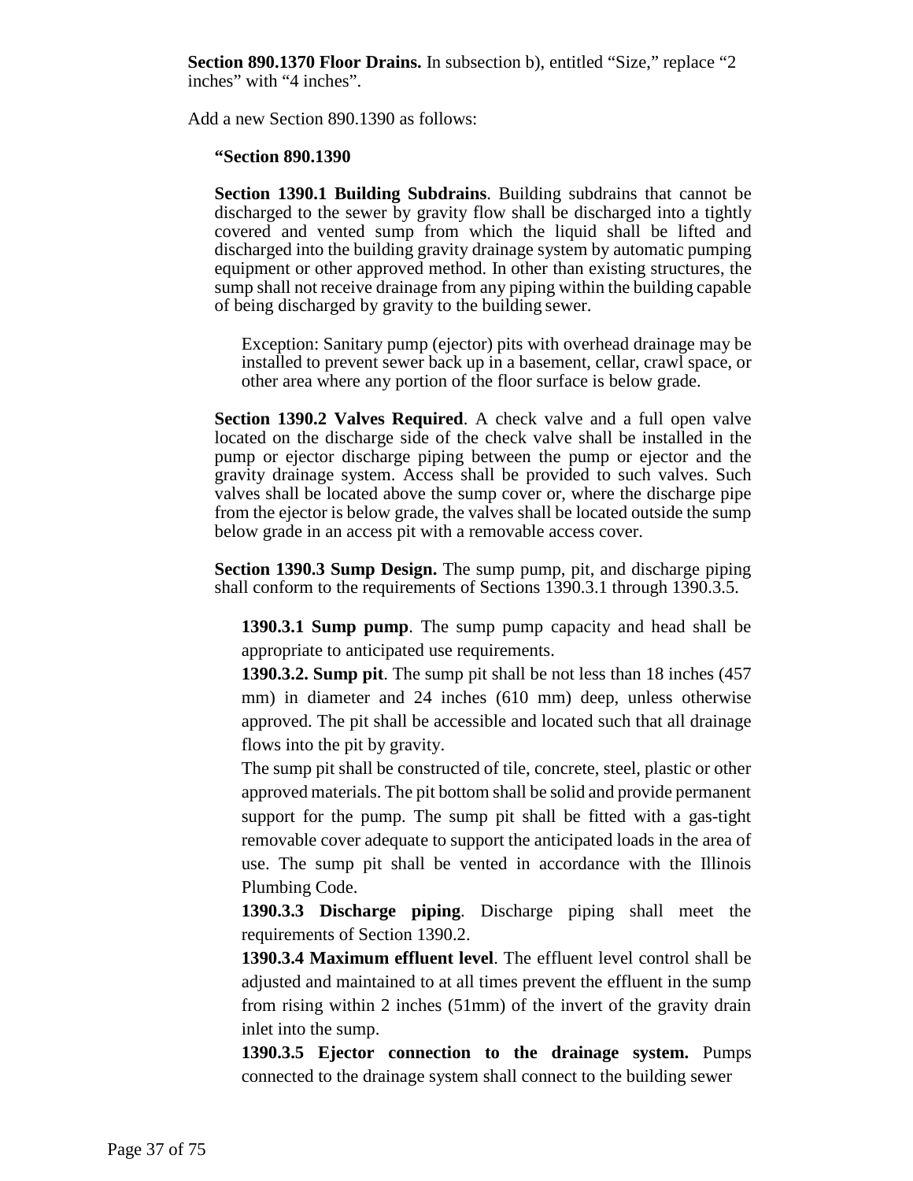**Section 890.1370 Floor Drains.** In subsection b), entitled "Size," replace "2 inches" with "4 inches".

Add a new Section 890.1390 as follows:

**"Section 890.1390**

**Section 1390.1 Building Subdrains**. Building subdrains that cannot be discharged to the sewer by gravity flow shall be discharged into a tightly covered and vented sump from which the liquid shall be lifted and discharged into the building gravity drainage system by automatic pumping equipment or other approved method. In other than existing structures, the sump shall not receive drainage from any piping within the building capable of being discharged by gravity to the building sewer.

Exception: Sanitary pump (ejector) pits with overhead drainage may be installed to prevent sewer back up in a basement, cellar, crawl space, or other area where any portion of the floor surface is below grade.

**Section 1390.2 Valves Required**. A check valve and a full open valve located on the discharge side of the check valve shall be installed in the pump or ejector discharge piping between the pump or ejector and the gravity drainage system. Access shall be provided to such valves. Such valves shall be located above the sump cover or, where the discharge pipe from the ejector is below grade, the valves shall be located outside the sump below grade in an access pit with a removable access cover.

**Section 1390.3 Sump Design.** The sump pump, pit, and discharge piping shall conform to the requirements of Sections 1390.3.1 through 1390.3.5.

**1390.3.1 Sump pump**. The sump pump capacity and head shall be appropriate to anticipated use requirements.

**1390.3.2. Sump pit**. The sump pit shall be not less than 18 inches (457 mm) in diameter and 24 inches (610 mm) deep, unless otherwise approved. The pit shall be accessible and located such that all drainage flows into the pit by gravity.

The sump pit shall be constructed of tile, concrete, steel, plastic or other approved materials. The pit bottom shall be solid and provide permanent support for the pump. The sump pit shall be fitted with a gas-tight removable cover adequate to support the anticipated loads in the area of use. The sump pit shall be vented in accordance with the Illinois Plumbing Code.

**1390.3.3 Discharge piping**. Discharge piping shall meet the requirements of Section 1390.2.

**1390.3.4 Maximum effluent level**. The effluent level control shall be adjusted and maintained to at all times prevent the effluent in the sump from rising within 2 inches (51mm) of the invert of the gravity drain inlet into the sump.

**1390.3.5 Ejector connection to the drainage system.** Pumps connected to the drainage system shall connect to the building sewer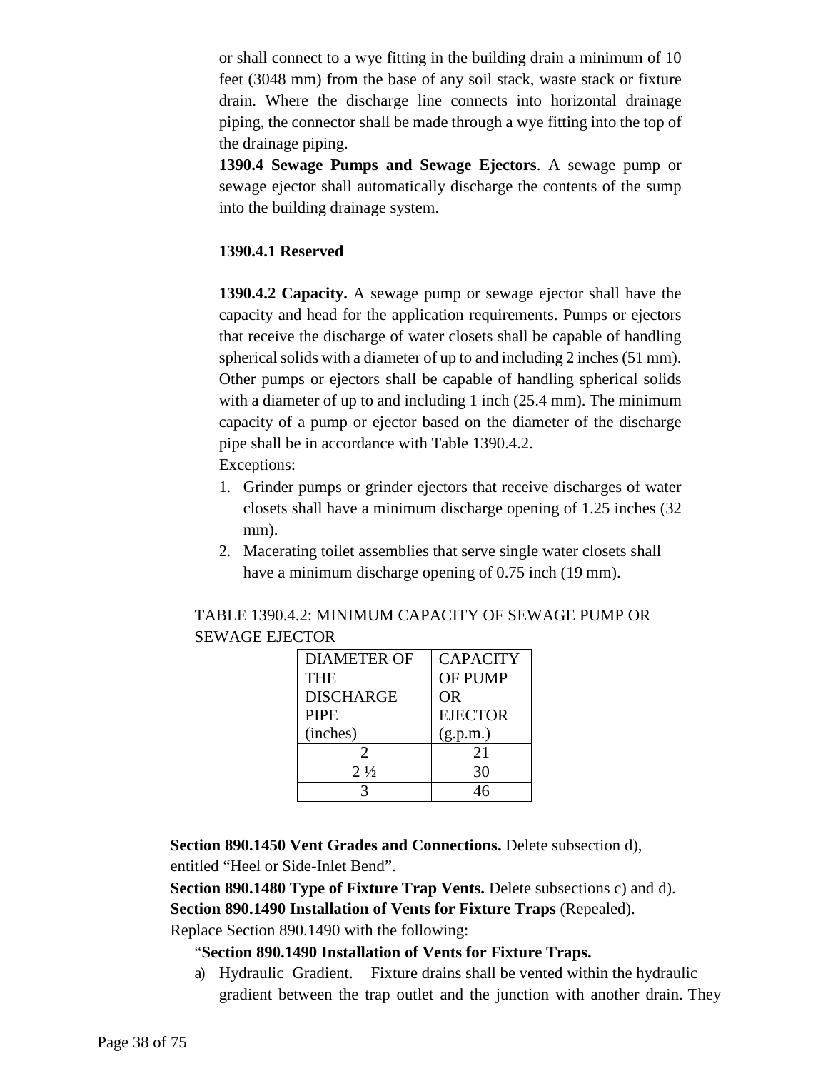or shall connect to a wye fitting in the building drain a minimum of 10 feet (3048 mm) from the base of any soil stack, waste stack or fixture drain. Where the discharge line connects into horizontal drainage piping, the connector shall be made through a wye fitting into the top of the drainage piping.

**1390.4 Sewage Pumps and Sewage Ejectors**. A sewage pump or sewage ejector shall automatically discharge the contents of the sump into the building drainage system.

**1390.4.1 Reserved**

**1390.4.2 Capacity.** A sewage pump or sewage ejector shall have the capacity and head for the application requirements. Pumps or ejectors that receive the discharge of water closets shall be capable of handling spherical solids with a diameter of up to and including 2 inches (51 mm). Other pumps or ejectors shall be capable of handling spherical solids with a diameter of up to and including 1 inch (25.4 mm). The minimum capacity of a pump or ejector based on the diameter of the discharge pipe shall be in accordance with Table 1390.4.2.

Exceptions:

1. Grinder pumps or grinder ejectors that receive discharges of water closets shall have a minimum discharge opening of 1.25 inches (32 mm).
2. Macerating toilet assemblies that serve single water closets shall have a minimum discharge opening of 0.75 inch (19 mm).

TABLE 1390.4.2: MINIMUM CAPACITY OF SEWAGE PUMP OR SEWAGE EJECTOR

| DIAMETER OF THE DISCHARGE PIPE (inches) | CAPACITY OF PUMP OR EJECTOR (g.p.m.) |
|---|---|
| 2 | 21 |
| 2 ½ | 30 |
| 3 | 46 |

**Section 890.1450 Vent Grades and Connections.** Delete subsection d), entitled "Heel or Side-Inlet Bend".

**Section 890.1480 Type of Fixture Trap Vents.** Delete subsections c) and d).

**Section 890.1490 Installation of Vents for Fixture Traps** (Repealed).

Replace Section 890.1490 with the following:

"**Section 890.1490 Installation of Vents for Fixture Traps.**

a) Hydraulic Gradient. Fixture drains shall be vented within the hydraulic gradient between the trap outlet and the junction with another drain. They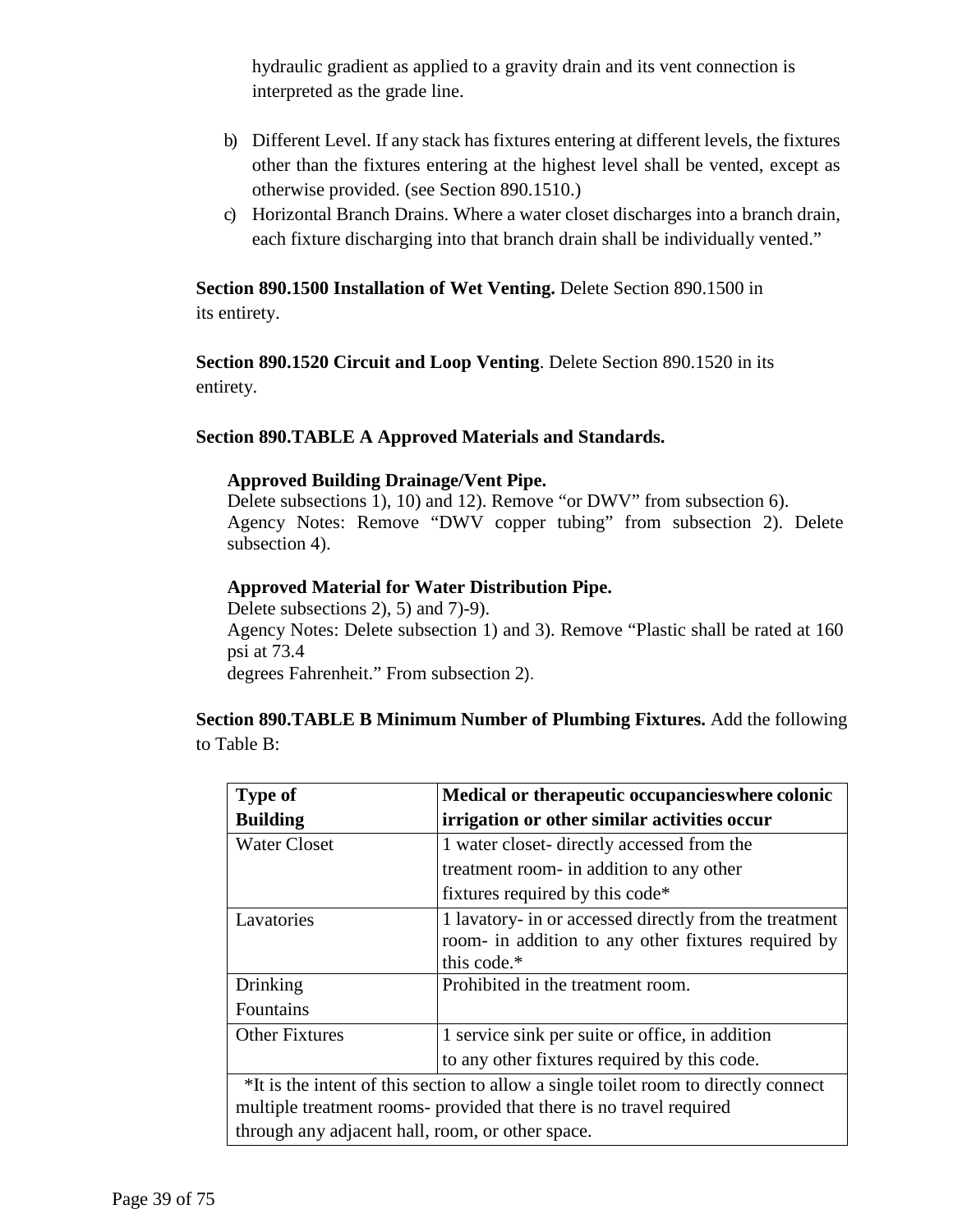hydraulic gradient as applied to a gravity drain and its vent connection is interpreted as the grade line.

b) Different Level. If any stack has fixtures entering at different levels, the fixtures other than the fixtures entering at the highest level shall be vented, except as otherwise provided. (see Section 890.1510.)

c) Horizontal Branch Drains. Where a water closet discharges into a branch drain, each fixture discharging into that branch drain shall be individually vented."

**Section 890.1500 Installation of Wet Venting.** Delete Section 890.1500 in its entirety.

**Section 890.1520 Circuit and Loop Venting**. Delete Section 890.1520 in its entirety.

**Section 890.TABLE A Approved Materials and Standards.**

**Approved Building Drainage/Vent Pipe.**
Delete subsections 1), 10) and 12). Remove "or DWV" from subsection 6).
Agency Notes: Remove "DWV copper tubing" from subsection 2). Delete subsection 4).

**Approved Material for Water Distribution Pipe.**
Delete subsections 2), 5) and 7)-9).
Agency Notes: Delete subsection 1) and 3). Remove "Plastic shall be rated at 160 psi at 73.4
degrees Fahrenheit." From subsection 2).

**Section 890.TABLE B Minimum Number of Plumbing Fixtures.** Add the following to Table B:

| **Type of Building** | **Medical or therapeutic occupancieswhere colonic irrigation or other similar activities occur** |
|---|---|
| Water Closet | 1 water closet- directly accessed from the treatment room- in addition to any other fixtures required by this code* |
| Lavatories | 1 lavatory- in or accessed directly from the treatment room- in addition to any other fixtures required by this code.* |
| Drinking Fountains | Prohibited in the treatment room. |
| Other Fixtures | 1 service sink per suite or office, in addition to any other fixtures required by this code. |
| *It is the intent of this section to allow a single toilet room to directly connect multiple treatment rooms- provided that there is no travel required through any adjacent hall, room, or other space. | |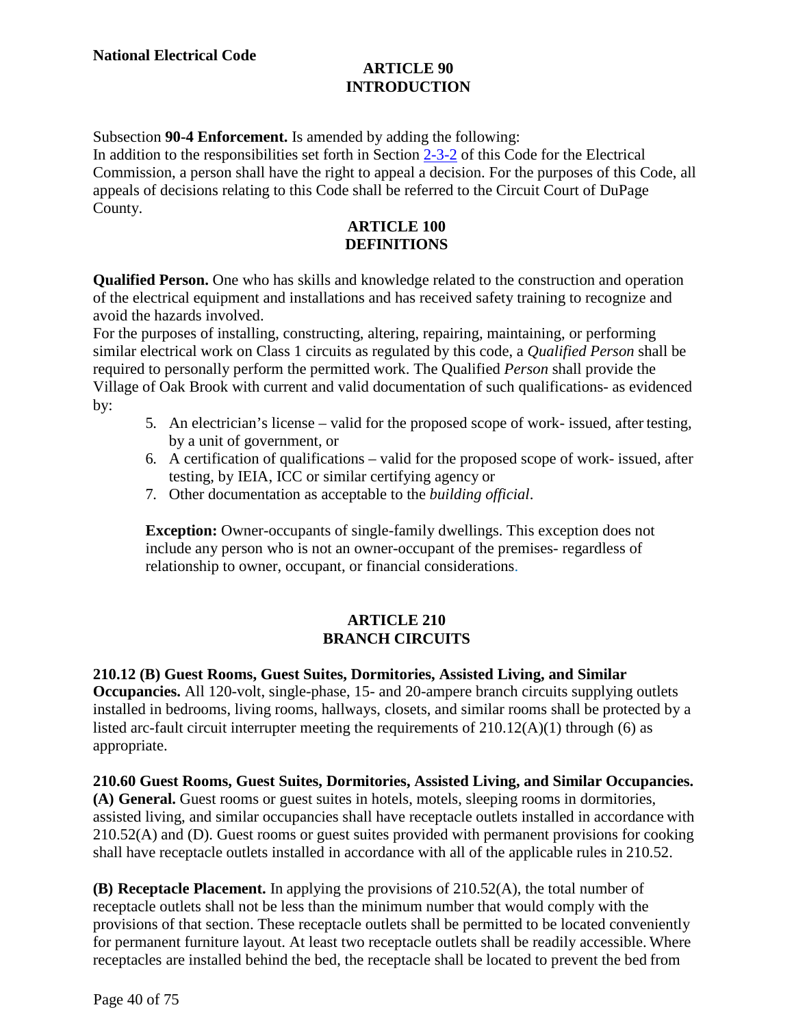**National Electrical Code**

## ARTICLE 90 INTRODUCTION

Subsection **90-4 Enforcement.** Is amended by adding the following:
In addition to the responsibilities set forth in Section 2-3-2 of this Code for the Electrical Commission, a person shall have the right to appeal a decision. For the purposes of this Code, all appeals of decisions relating to this Code shall be referred to the Circuit Court of DuPage County.

## ARTICLE 100 DEFINITIONS

**Qualified Person.** One who has skills and knowledge related to the construction and operation of the electrical equipment and installations and has received safety training to recognize and avoid the hazards involved.
For the purposes of installing, constructing, altering, repairing, maintaining, or performing similar electrical work on Class 1 circuits as regulated by this code, a *Qualified Person* shall be required to personally perform the permitted work. The Qualified *Person* shall provide the Village of Oak Brook with current and valid documentation of such qualifications- as evidenced by:

5. An electrician's license – valid for the proposed scope of work- issued, after testing, by a unit of government, or
6. A certification of qualifications – valid for the proposed scope of work- issued, after testing, by IEIA, ICC or similar certifying agency or
7. Other documentation as acceptable to the *building official*.

**Exception:** Owner-occupants of single-family dwellings. This exception does not include any person who is not an owner-occupant of the premises- regardless of relationship to owner, occupant, or financial considerations.

## ARTICLE 210 BRANCH CIRCUITS

**210.12 (B) Guest Rooms, Guest Suites, Dormitories, Assisted Living, and Similar Occupancies.** All 120-volt, single-phase, 15- and 20-ampere branch circuits supplying outlets installed in bedrooms, living rooms, hallways, closets, and similar rooms shall be protected by a listed arc-fault circuit interrupter meeting the requirements of 210.12(A)(1) through (6) as appropriate.

**210.60 Guest Rooms, Guest Suites, Dormitories, Assisted Living, and Similar Occupancies.**
**(A) General.** Guest rooms or guest suites in hotels, motels, sleeping rooms in dormitories, assisted living, and similar occupancies shall have receptacle outlets installed in accordance with 210.52(A) and (D). Guest rooms or guest suites provided with permanent provisions for cooking shall have receptacle outlets installed in accordance with all of the applicable rules in 210.52.

**(B) Receptacle Placement.** In applying the provisions of 210.52(A), the total number of receptacle outlets shall not be less than the minimum number that would comply with the provisions of that section. These receptacle outlets shall be permitted to be located conveniently for permanent furniture layout. At least two receptacle outlets shall be readily accessible. Where receptacles are installed behind the bed, the receptacle shall be located to prevent the bed from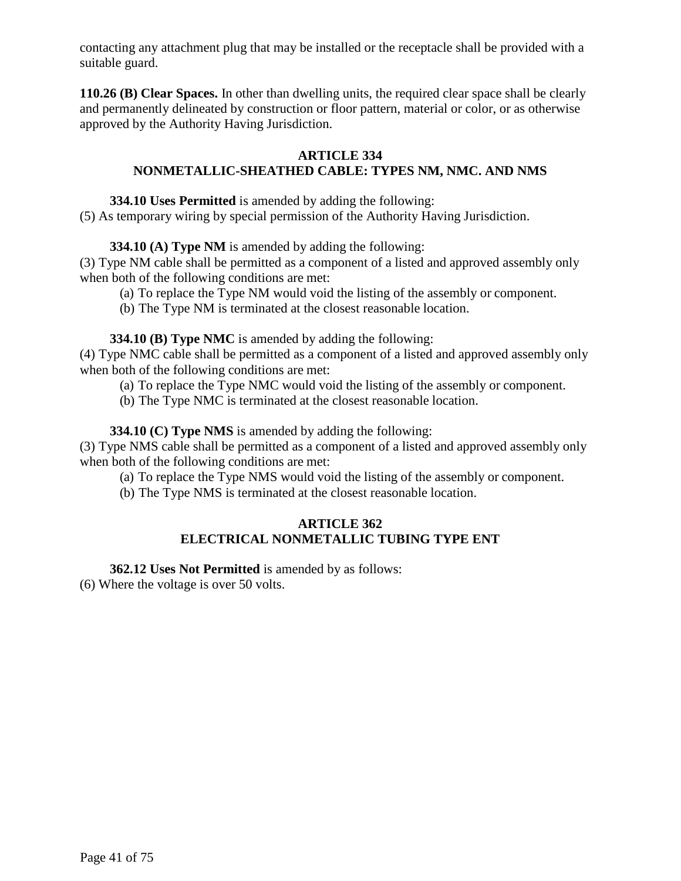contacting any attachment plug that may be installed or the receptacle shall be provided with a suitable guard.

**110.26 (B) Clear Spaces.** In other than dwelling units, the required clear space shall be clearly and permanently delineated by construction or floor pattern, material or color, or as otherwise approved by the Authority Having Jurisdiction.

## ARTICLE 334
## NONMETALLIC-SHEATHED CABLE: TYPES NM, NMC. AND NMS

**334.10 Uses Permitted** is amended by adding the following:
(5) As temporary wiring by special permission of the Authority Having Jurisdiction.

**334.10 (A) Type NM** is amended by adding the following:
(3) Type NM cable shall be permitted as a component of a listed and approved assembly only when both of the following conditions are met:

(a) To replace the Type NM would void the listing of the assembly or component.
(b) The Type NM is terminated at the closest reasonable location.

**334.10 (B) Type NMC** is amended by adding the following:
(4) Type NMC cable shall be permitted as a component of a listed and approved assembly only when both of the following conditions are met:

(a) To replace the Type NMC would void the listing of the assembly or component.
(b) The Type NMC is terminated at the closest reasonable location.

**334.10 (C) Type NMS** is amended by adding the following:
(3) Type NMS cable shall be permitted as a component of a listed and approved assembly only when both of the following conditions are met:

(a) To replace the Type NMS would void the listing of the assembly or component.
(b) The Type NMS is terminated at the closest reasonable location.

## ARTICLE 362
## ELECTRICAL NONMETALLIC TUBING TYPE ENT

**362.12 Uses Not Permitted** is amended by as follows:
(6) Where the voltage is over 50 volts.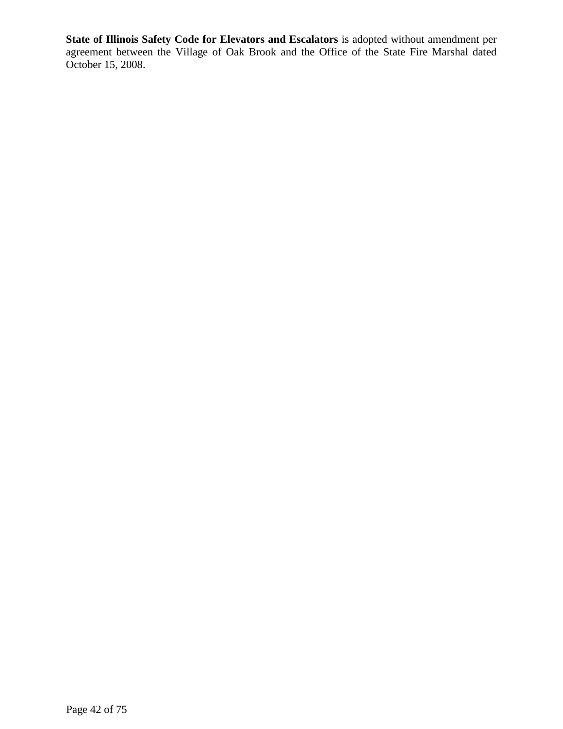**State of Illinois Safety Code for Elevators and Escalators** is adopted without amendment per agreement between the Village of Oak Brook and the Office of the State Fire Marshal dated October 15, 2008.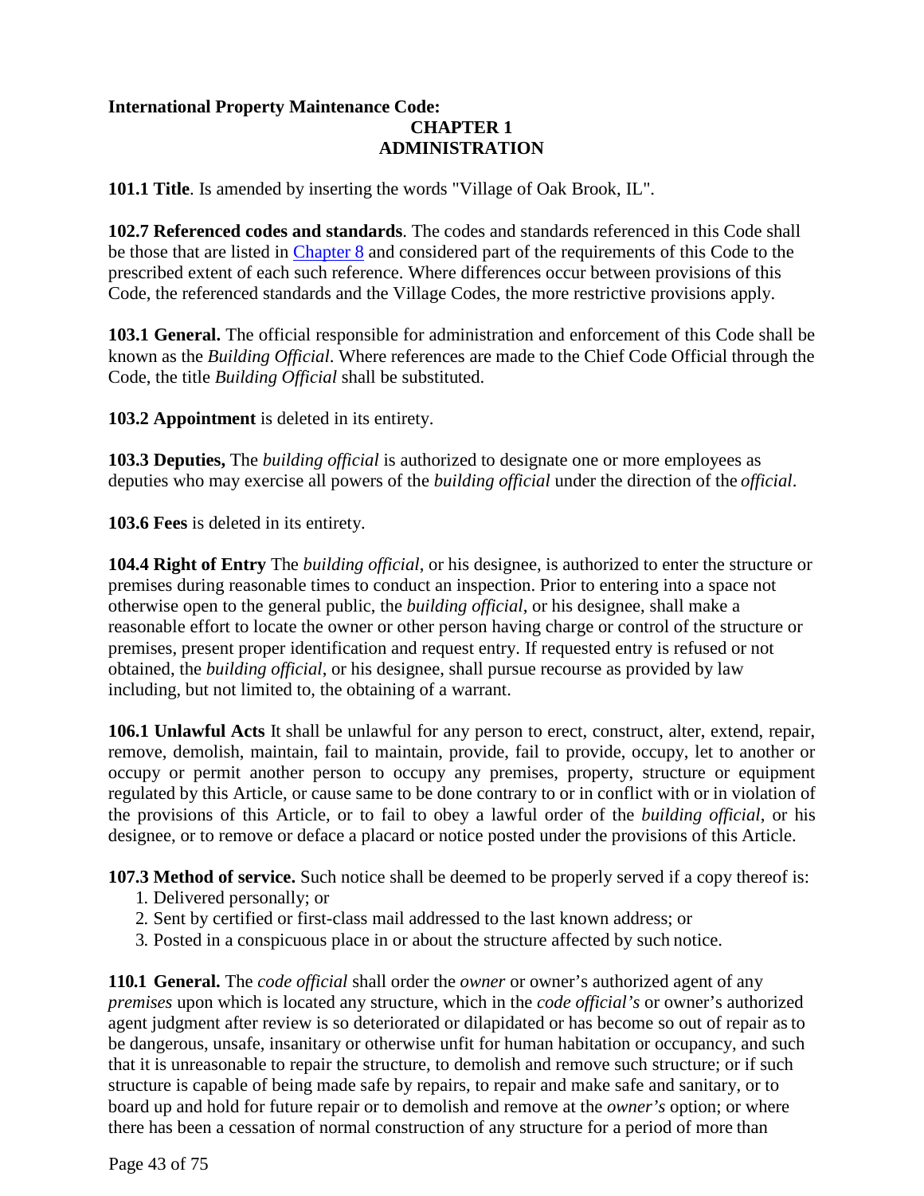**International Property Maintenance Code:**

## CHAPTER 1
## ADMINISTRATION

**101.1 Title**. Is amended by inserting the words "Village of Oak Brook, IL".

**102.7 Referenced codes and standards**. The codes and standards referenced in this Code shall be those that are listed in Chapter 8 and considered part of the requirements of this Code to the prescribed extent of each such reference. Where differences occur between provisions of this Code, the referenced standards and the Village Codes, the more restrictive provisions apply.

**103.1 General.** The official responsible for administration and enforcement of this Code shall be known as the *Building Official*. Where references are made to the Chief Code Official through the Code, the title *Building Official* shall be substituted.

**103.2 Appointment** is deleted in its entirety.

**103.3 Deputies,** The *building official* is authorized to designate one or more employees as deputies who may exercise all powers of the *building official* under the direction of the *official*.

**103.6 Fees** is deleted in its entirety.

**104.4 Right of Entry** The *building official*, or his designee, is authorized to enter the structure or premises during reasonable times to conduct an inspection. Prior to entering into a space not otherwise open to the general public, the *building official*, or his designee, shall make a reasonable effort to locate the owner or other person having charge or control of the structure or premises, present proper identification and request entry. If requested entry is refused or not obtained, the *building official*, or his designee, shall pursue recourse as provided by law including, but not limited to, the obtaining of a warrant.

**106.1 Unlawful Acts** It shall be unlawful for any person to erect, construct, alter, extend, repair, remove, demolish, maintain, fail to maintain, provide, fail to provide, occupy, let to another or occupy or permit another person to occupy any premises, property, structure or equipment regulated by this Article, or cause same to be done contrary to or in conflict with or in violation of the provisions of this Article, or to fail to obey a lawful order of the *building official*, or his designee, or to remove or deface a placard or notice posted under the provisions of this Article.

**107.3 Method of service.** Such notice shall be deemed to be properly served if a copy thereof is:

1. Delivered personally; or
2. Sent by certified or first-class mail addressed to the last known address; or
3. Posted in a conspicuous place in or about the structure affected by such notice.

**110.1 General.** The *code official* shall order the *owner* or owner's authorized agent of any *premises* upon which is located any structure, which in the *code official's* or owner's authorized agent judgment after review is so deteriorated or dilapidated or has become so out of repair as to be dangerous, unsafe, insanitary or otherwise unfit for human habitation or occupancy, and such that it is unreasonable to repair the structure, to demolish and remove such structure; or if such structure is capable of being made safe by repairs, to repair and make safe and sanitary, or to board up and hold for future repair or to demolish and remove at the *owner's* option; or where there has been a cessation of normal construction of any structure for a period of more than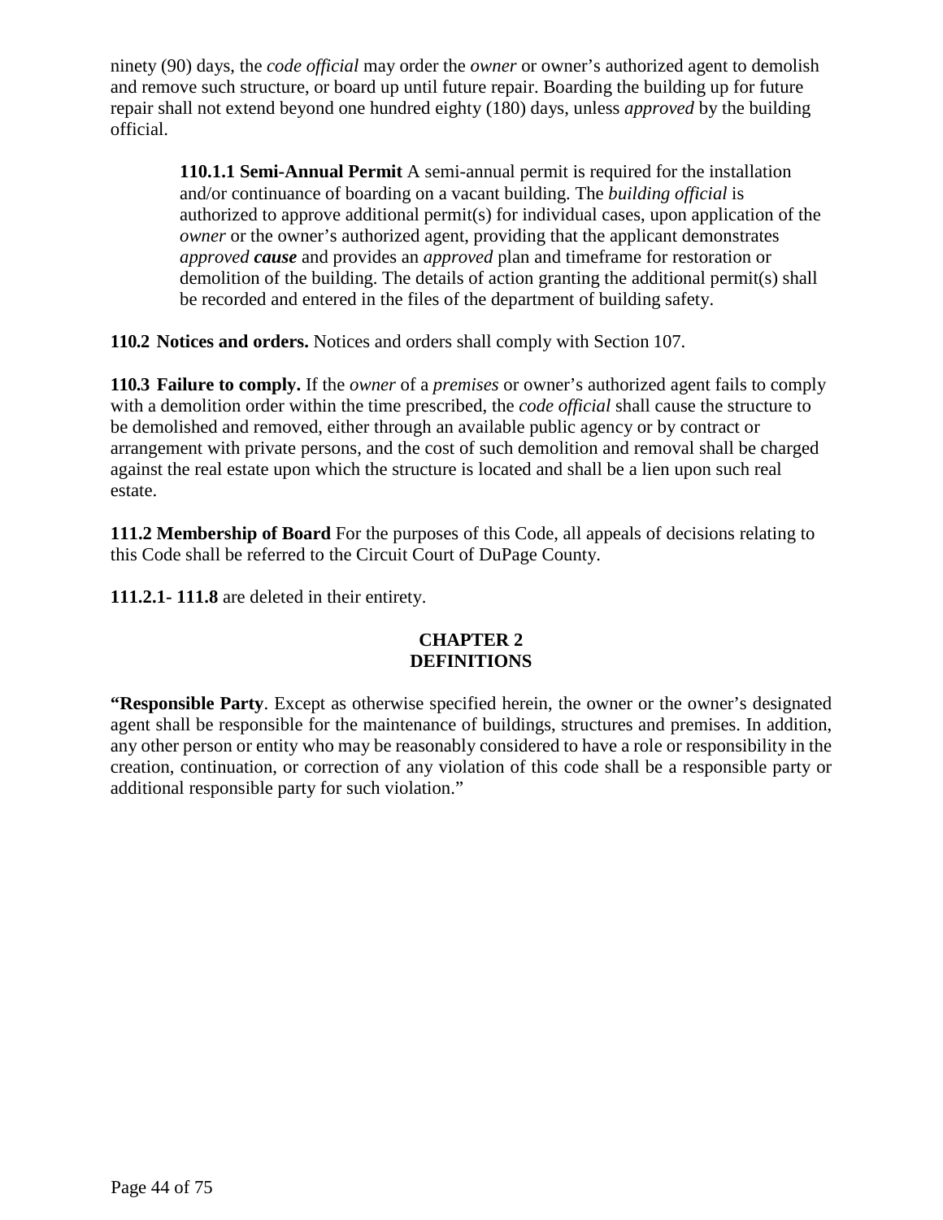ninety (90) days, the *code official* may order the *owner* or owner's authorized agent to demolish and remove such structure, or board up until future repair. Boarding the building up for future repair shall not extend beyond one hundred eighty (180) days, unless *approved* by the building official.

> **110.1.1 Semi-Annual Permit** A semi-annual permit is required for the installation and/or continuance of boarding on a vacant building. The *building official* is authorized to approve additional permit(s) for individual cases, upon application of the *owner* or the owner's authorized agent, providing that the applicant demonstrates *approved* ***cause*** and provides an *approved* plan and timeframe for restoration or demolition of the building. The details of action granting the additional permit(s) shall be recorded and entered in the files of the department of building safety.

**110.2 Notices and orders.** Notices and orders shall comply with Section 107.

**110.3 Failure to comply.** If the *owner* of a *premises* or owner's authorized agent fails to comply with a demolition order within the time prescribed, the *code official* shall cause the structure to be demolished and removed, either through an available public agency or by contract or arrangement with private persons, and the cost of such demolition and removal shall be charged against the real estate upon which the structure is located and shall be a lien upon such real estate.

**111.2 Membership of Board** For the purposes of this Code, all appeals of decisions relating to this Code shall be referred to the Circuit Court of DuPage County.

**111.2.1- 111.8** are deleted in their entirety.

## CHAPTER 2
## DEFINITIONS

**"Responsible Party**. Except as otherwise specified herein, the owner or the owner's designated agent shall be responsible for the maintenance of buildings, structures and premises. In addition, any other person or entity who may be reasonably considered to have a role or responsibility in the creation, continuation, or correction of any violation of this code shall be a responsible party or additional responsible party for such violation."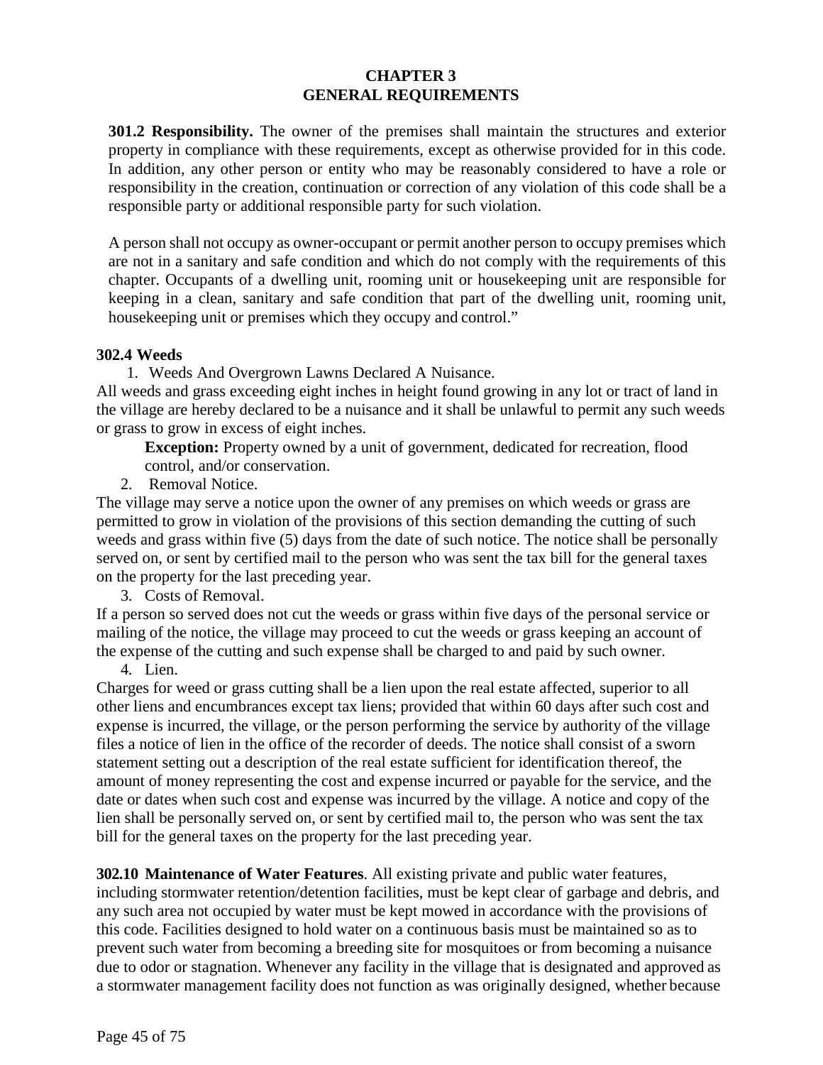# CHAPTER 3
# GENERAL REQUIREMENTS

**301.2 Responsibility.** The owner of the premises shall maintain the structures and exterior property in compliance with these requirements, except as otherwise provided for in this code. In addition, any other person or entity who may be reasonably considered to have a role or responsibility in the creation, continuation or correction of any violation of this code shall be a responsible party or additional responsible party for such violation.

A person shall not occupy as owner-occupant or permit another person to occupy premises which are not in a sanitary and safe condition and which do not comply with the requirements of this chapter. Occupants of a dwelling unit, rooming unit or housekeeping unit are responsible for keeping in a clean, sanitary and safe condition that part of the dwelling unit, rooming unit, housekeeping unit or premises which they occupy and control."

**302.4 Weeds**

1. Weeds And Overgrown Lawns Declared A Nuisance.

All weeds and grass exceeding eight inches in height found growing in any lot or tract of land in the village are hereby declared to be a nuisance and it shall be unlawful to permit any such weeds or grass to grow in excess of eight inches.

> **Exception:** Property owned by a unit of government, dedicated for recreation, flood control, and/or conservation.

2. Removal Notice.

The village may serve a notice upon the owner of any premises on which weeds or grass are permitted to grow in violation of the provisions of this section demanding the cutting of such weeds and grass within five (5) days from the date of such notice. The notice shall be personally served on, or sent by certified mail to the person who was sent the tax bill for the general taxes on the property for the last preceding year.

3. Costs of Removal.

If a person so served does not cut the weeds or grass within five days of the personal service or mailing of the notice, the village may proceed to cut the weeds or grass keeping an account of the expense of the cutting and such expense shall be charged to and paid by such owner.

4. Lien.

Charges for weed or grass cutting shall be a lien upon the real estate affected, superior to all other liens and encumbrances except tax liens; provided that within 60 days after such cost and expense is incurred, the village, or the person performing the service by authority of the village files a notice of lien in the office of the recorder of deeds. The notice shall consist of a sworn statement setting out a description of the real estate sufficient for identification thereof, the amount of money representing the cost and expense incurred or payable for the service, and the date or dates when such cost and expense was incurred by the village. A notice and copy of the lien shall be personally served on, or sent by certified mail to, the person who was sent the tax bill for the general taxes on the property for the last preceding year.

**302.10 Maintenance of Water Features**. All existing private and public water features, including stormwater retention/detention facilities, must be kept clear of garbage and debris, and any such area not occupied by water must be kept mowed in accordance with the provisions of this code. Facilities designed to hold water on a continuous basis must be maintained so as to prevent such water from becoming a breeding site for mosquitoes or from becoming a nuisance due to odor or stagnation. Whenever any facility in the village that is designated and approved as a stormwater management facility does not function as was originally designed, whether because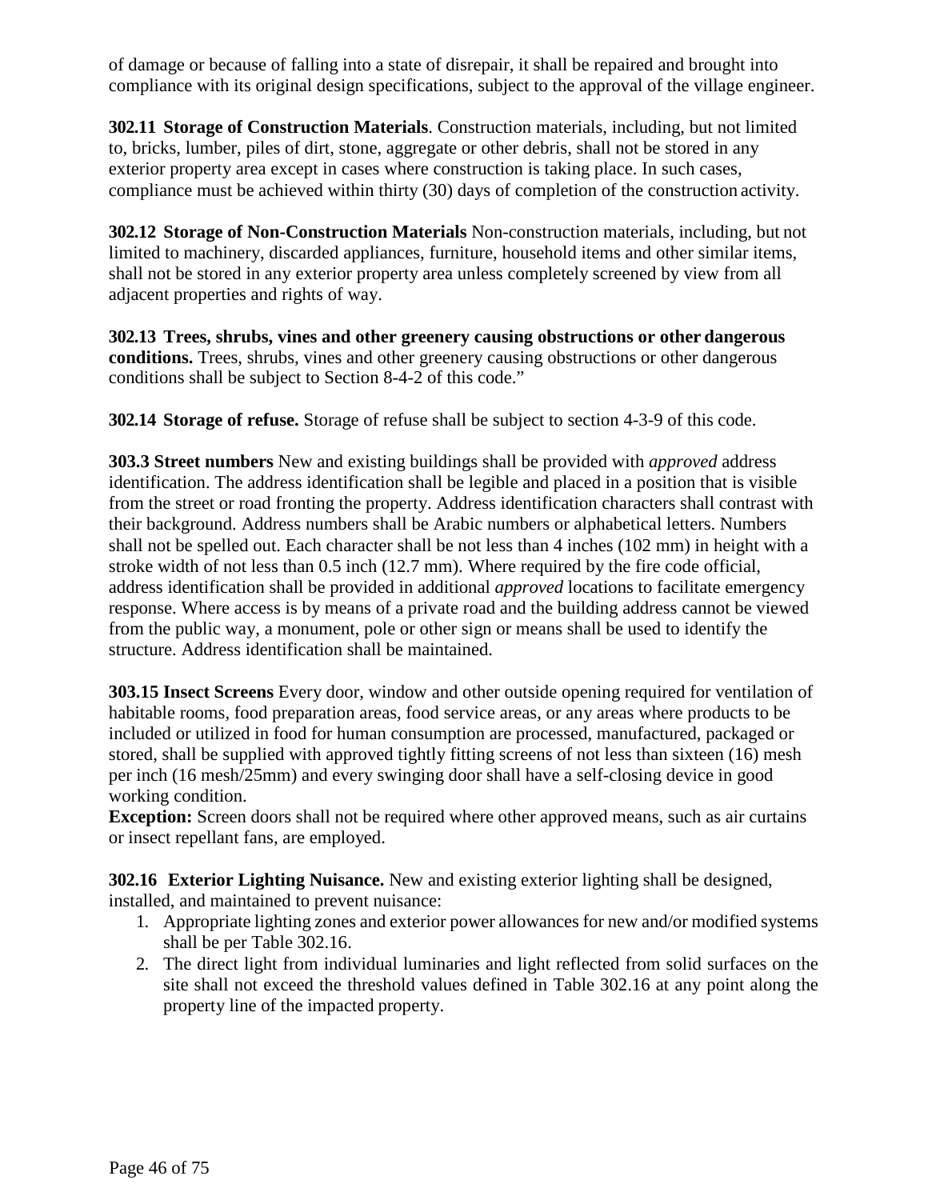of damage or because of falling into a state of disrepair, it shall be repaired and brought into compliance with its original design specifications, subject to the approval of the village engineer.

**302.11 Storage of Construction Materials**. Construction materials, including, but not limited to, bricks, lumber, piles of dirt, stone, aggregate or other debris, shall not be stored in any exterior property area except in cases where construction is taking place. In such cases, compliance must be achieved within thirty (30) days of completion of the construction activity.

**302.12 Storage of Non-Construction Materials** Non-construction materials, including, but not limited to machinery, discarded appliances, furniture, household items and other similar items, shall not be stored in any exterior property area unless completely screened by view from all adjacent properties and rights of way.

**302.13 Trees, shrubs, vines and other greenery causing obstructions or other dangerous conditions.** Trees, shrubs, vines and other greenery causing obstructions or other dangerous conditions shall be subject to Section 8-4-2 of this code."

**302.14 Storage of refuse.** Storage of refuse shall be subject to section 4-3-9 of this code.

**303.3 Street numbers** New and existing buildings shall be provided with *approved* address identification. The address identification shall be legible and placed in a position that is visible from the street or road fronting the property. Address identification characters shall contrast with their background. Address numbers shall be Arabic numbers or alphabetical letters. Numbers shall not be spelled out. Each character shall be not less than 4 inches (102 mm) in height with a stroke width of not less than 0.5 inch (12.7 mm). Where required by the fire code official, address identification shall be provided in additional *approved* locations to facilitate emergency response. Where access is by means of a private road and the building address cannot be viewed from the public way, a monument, pole or other sign or means shall be used to identify the structure. Address identification shall be maintained.

**303.15 Insect Screens** Every door, window and other outside opening required for ventilation of habitable rooms, food preparation areas, food service areas, or any areas where products to be included or utilized in food for human consumption are processed, manufactured, packaged or stored, shall be supplied with approved tightly fitting screens of not less than sixteen (16) mesh per inch (16 mesh/25mm) and every swinging door shall have a self-closing device in good working condition.
**Exception:** Screen doors shall not be required where other approved means, such as air curtains or insect repellant fans, are employed.

**302.16 Exterior Lighting Nuisance.** New and existing exterior lighting shall be designed, installed, and maintained to prevent nuisance:

1. Appropriate lighting zones and exterior power allowances for new and/or modified systems shall be per Table 302.16.
2. The direct light from individual luminaries and light reflected from solid surfaces on the site shall not exceed the threshold values defined in Table 302.16 at any point along the property line of the impacted property.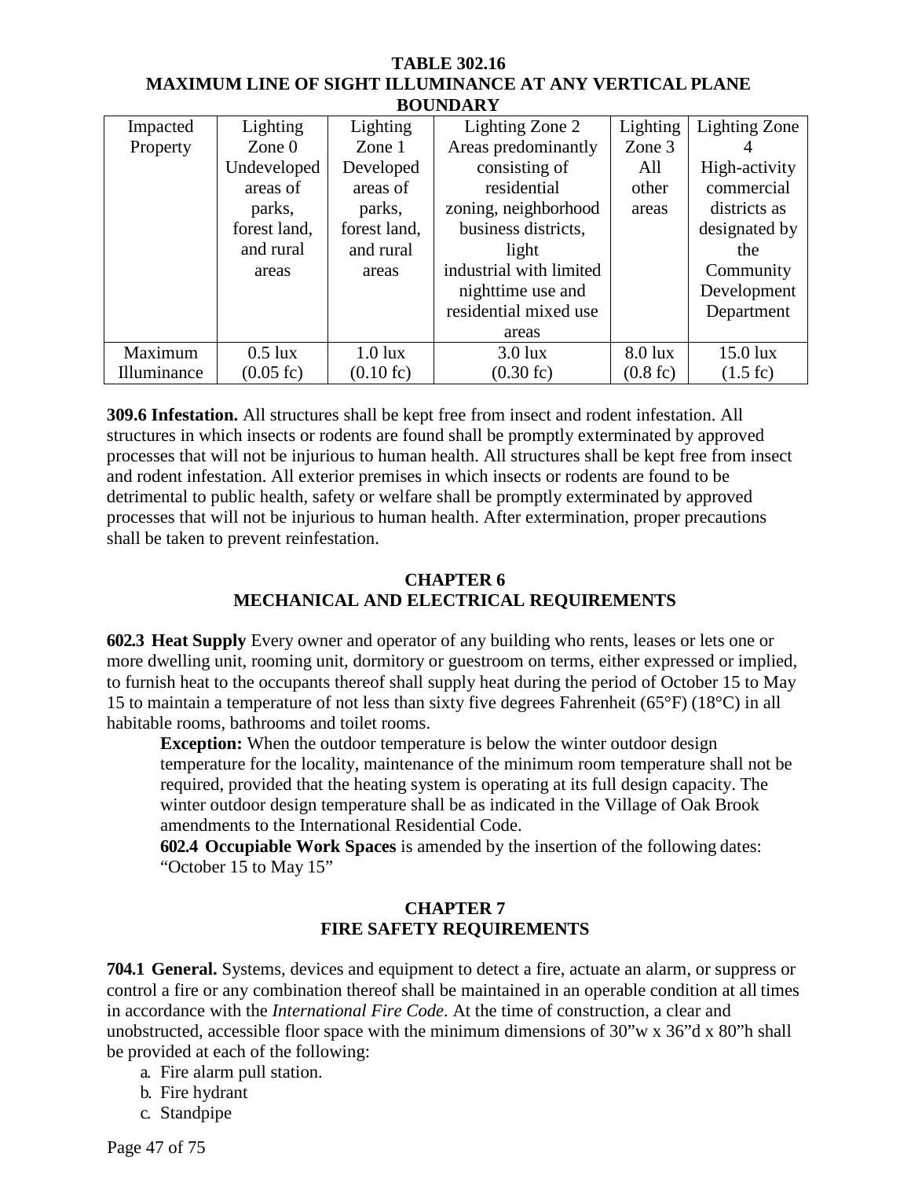**TABLE 302.16**
**MAXIMUM LINE OF SIGHT ILLUMINANCE AT ANY VERTICAL PLANE BOUNDARY**

| Impacted Property | Lighting Zone 0 Undeveloped areas of parks, forest land, and rural areas | Lighting Zone 1 Developed areas of parks, forest land, and rural areas | Lighting Zone 2 Areas predominantly consisting of residential zoning, neighborhood business districts, light industrial with limited nighttime use and residential mixed use areas | Lighting Zone 3 All other areas | Lighting Zone 4 High-activity commercial districts as designated by the Community Development Department |
|---|---|---|---|---|---|
| Maximum Illuminance | 0.5 lux (0.05 fc) | 1.0 lux (0.10 fc) | 3.0 lux (0.30 fc) | 8.0 lux (0.8 fc) | 15.0 lux (1.5 fc) |

**309.6 Infestation.** All structures shall be kept free from insect and rodent infestation. All structures in which insects or rodents are found shall be promptly exterminated by approved processes that will not be injurious to human health. All structures shall be kept free from insect and rodent infestation. All exterior premises in which insects or rodents are found to be detrimental to public health, safety or welfare shall be promptly exterminated by approved processes that will not be injurious to human health. After extermination, proper precautions shall be taken to prevent reinfestation.

## CHAPTER 6
## MECHANICAL AND ELECTRICAL REQUIREMENTS

**602.3 Heat Supply** Every owner and operator of any building who rents, leases or lets one or more dwelling unit, rooming unit, dormitory or guestroom on terms, either expressed or implied, to furnish heat to the occupants thereof shall supply heat during the period of October 15 to May 15 to maintain a temperature of not less than sixty five degrees Fahrenheit (65°F) (18°C) in all habitable rooms, bathrooms and toilet rooms.

> **Exception:** When the outdoor temperature is below the winter outdoor design temperature for the locality, maintenance of the minimum room temperature shall not be required, provided that the heating system is operating at its full design capacity. The winter outdoor design temperature shall be as indicated in the Village of Oak Brook amendments to the International Residential Code.
>
> **602.4 Occupiable Work Spaces** is amended by the insertion of the following dates: "October 15 to May 15"

## CHAPTER 7
## FIRE SAFETY REQUIREMENTS

**704.1 General.** Systems, devices and equipment to detect a fire, actuate an alarm, or suppress or control a fire or any combination thereof shall be maintained in an operable condition at all times in accordance with the *International Fire Code*. At the time of construction, a clear and unobstructed, accessible floor space with the minimum dimensions of 30"w x 36"d x 80"h shall be provided at each of the following:

a. Fire alarm pull station.
b. Fire hydrant
c. Standpipe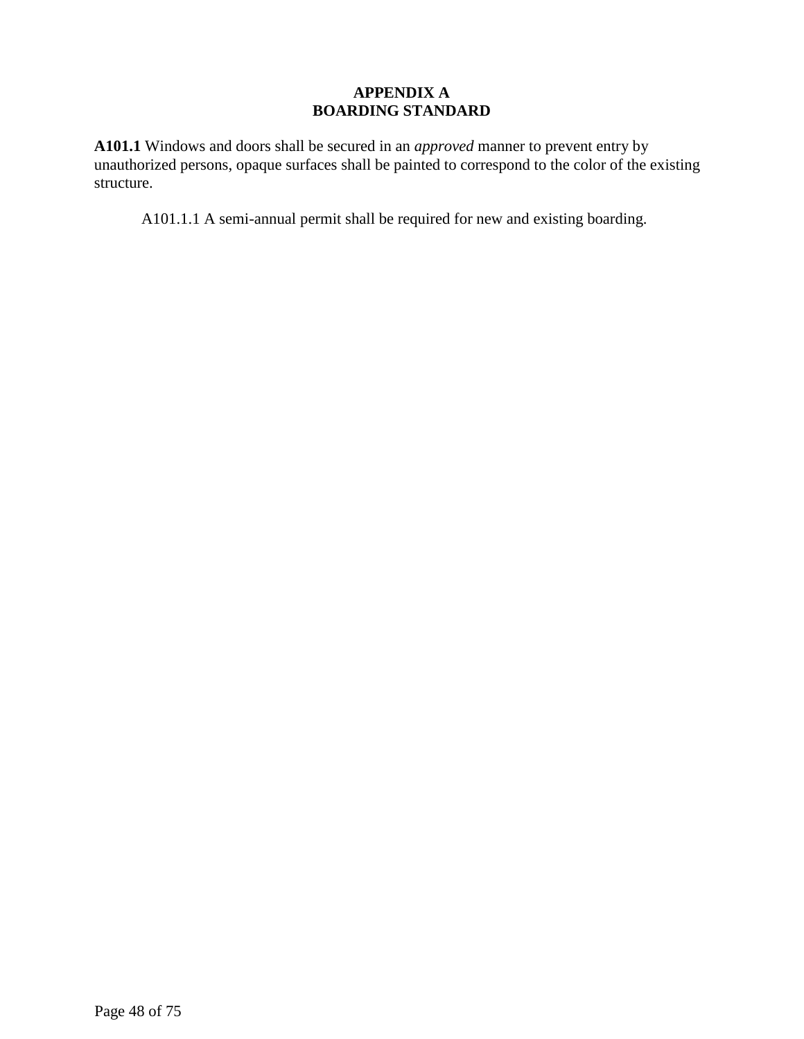# APPENDIX A
# BOARDING STANDARD

**A101.1** Windows and doors shall be secured in an *approved* manner to prevent entry by unauthorized persons, opaque surfaces shall be painted to correspond to the color of the existing structure.

A101.1.1 A semi-annual permit shall be required for new and existing boarding.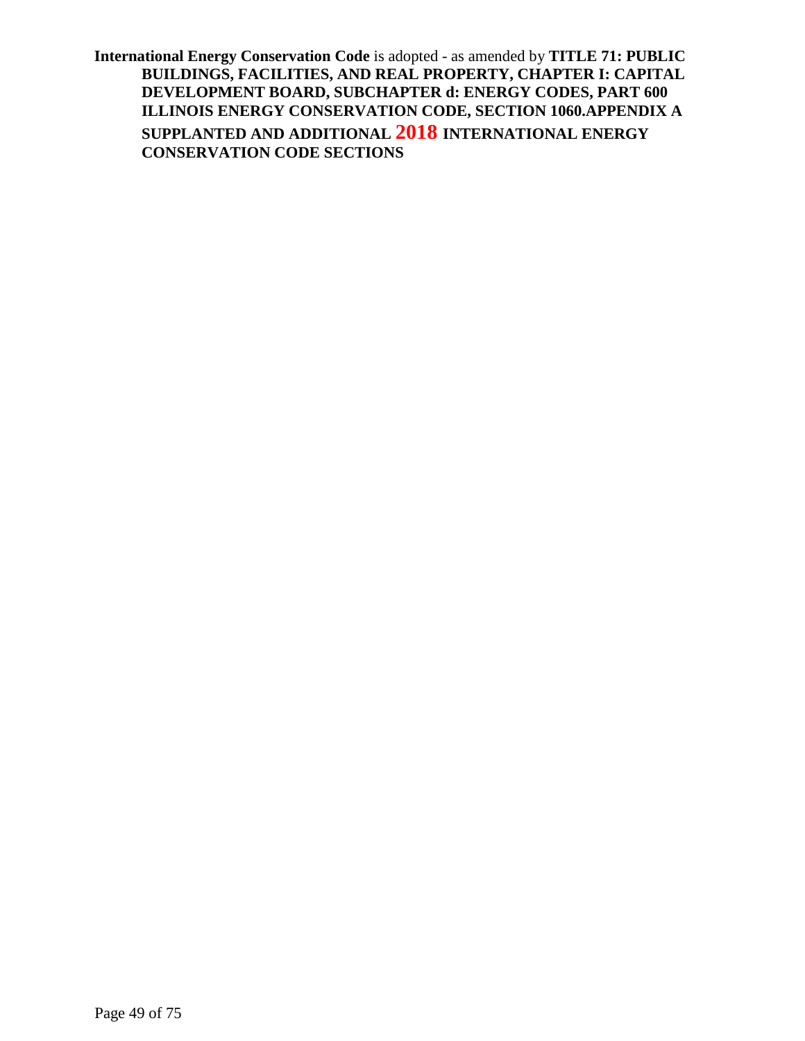**International Energy Conservation Code** is adopted - as amended by **TITLE 71: PUBLIC BUILDINGS, FACILITIES, AND REAL PROPERTY, CHAPTER I: CAPITAL DEVELOPMENT BOARD, SUBCHAPTER d: ENERGY CODES, PART 600 ILLINOIS ENERGY CONSERVATION CODE, SECTION 1060.APPENDIX A SUPPLANTED AND ADDITIONAL 2018 INTERNATIONAL ENERGY CONSERVATION CODE SECTIONS**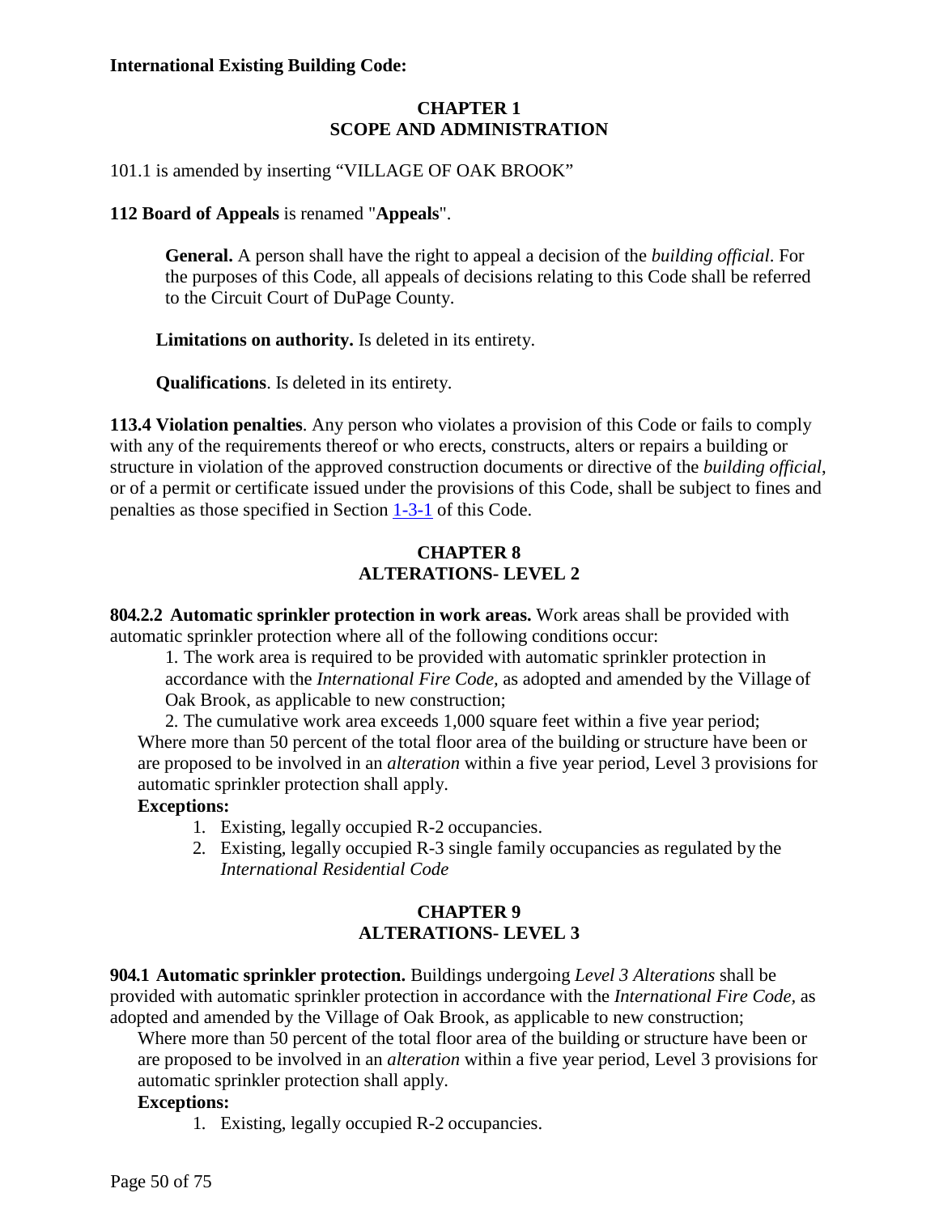**International Existing Building Code:**

## CHAPTER 1
## SCOPE AND ADMINISTRATION

101.1 is amended by inserting "VILLAGE OF OAK BROOK"

**112 Board of Appeals** is renamed "**Appeals**".

> **General.** A person shall have the right to appeal a decision of the *building official*. For the purposes of this Code, all appeals of decisions relating to this Code shall be referred to the Circuit Court of DuPage County.
>
> **Limitations on authority.** Is deleted in its entirety.
>
> **Qualifications**. Is deleted in its entirety.

**113.4 Violation penalties**. Any person who violates a provision of this Code or fails to comply with any of the requirements thereof or who erects, constructs, alters or repairs a building or structure in violation of the approved construction documents or directive of the *building official*, or of a permit or certificate issued under the provisions of this Code, shall be subject to fines and penalties as those specified in Section 1-3-1 of this Code.

## CHAPTER 8
## ALTERATIONS- LEVEL 2

**804.2.2 Automatic sprinkler protection in work areas.** Work areas shall be provided with automatic sprinkler protection where all of the following conditions occur:

1. The work area is required to be provided with automatic sprinkler protection in accordance with the *International Fire Code,* as adopted and amended by the Village of Oak Brook, as applicable to new construction;
2. The cumulative work area exceeds 1,000 square feet within a five year period;

Where more than 50 percent of the total floor area of the building or structure have been or are proposed to be involved in an *alteration* within a five year period, Level 3 provisions for automatic sprinkler protection shall apply.

**Exceptions:**

1. Existing, legally occupied R-2 occupancies.
2. Existing, legally occupied R-3 single family occupancies as regulated by the *International Residential Code*

## CHAPTER 9
## ALTERATIONS- LEVEL 3

**904.1 Automatic sprinkler protection.** Buildings undergoing *Level 3 Alterations* shall be provided with automatic sprinkler protection in accordance with the *International Fire Code,* as adopted and amended by the Village of Oak Brook, as applicable to new construction;

Where more than 50 percent of the total floor area of the building or structure have been or are proposed to be involved in an *alteration* within a five year period, Level 3 provisions for automatic sprinkler protection shall apply.

**Exceptions:**

1. Existing, legally occupied R-2 occupancies.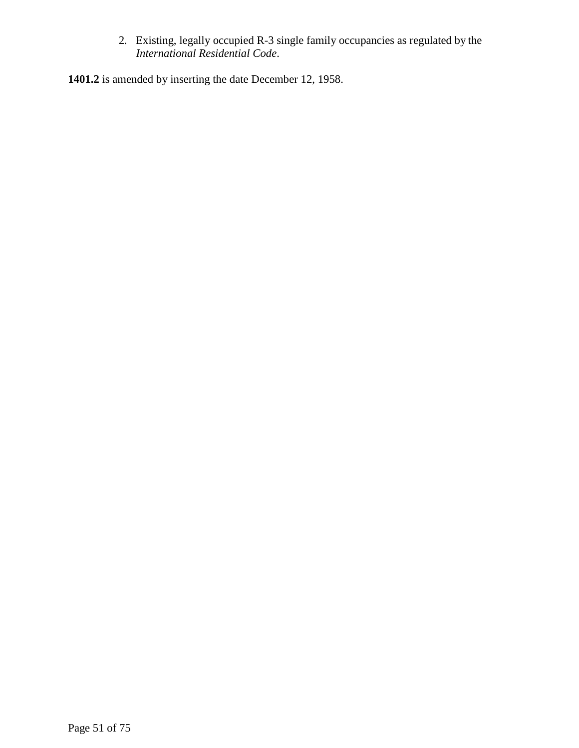2. Existing, legally occupied R-3 single family occupancies as regulated by the *International Residential Code*.

**1401.2** is amended by inserting the date December 12, 1958.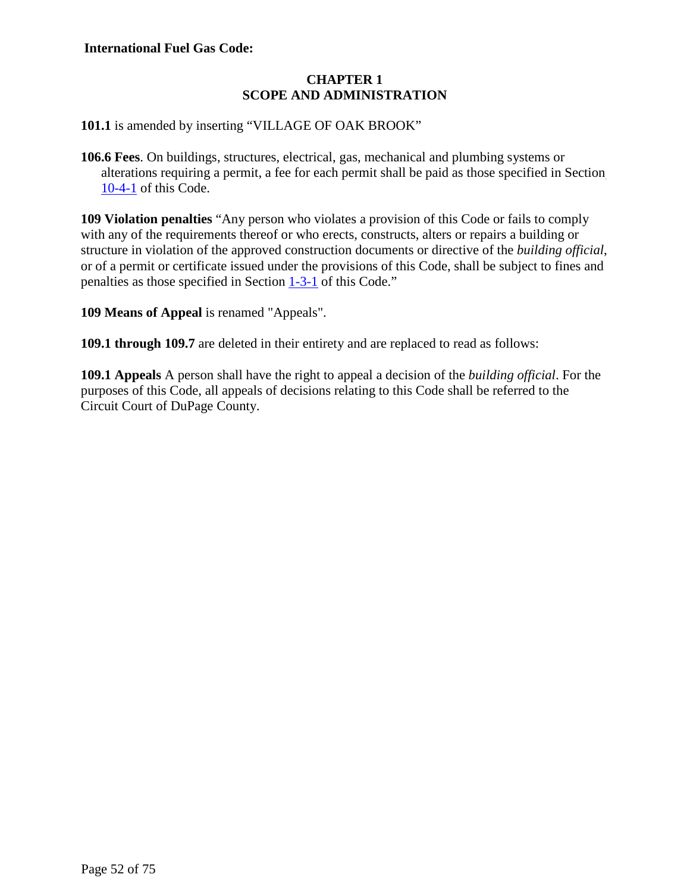**International Fuel Gas Code:**

## CHAPTER 1
## SCOPE AND ADMINISTRATION

**101.1** is amended by inserting "VILLAGE OF OAK BROOK"

**106.6 Fees**. On buildings, structures, electrical, gas, mechanical and plumbing systems or alterations requiring a permit, a fee for each permit shall be paid as those specified in Section 10-4-1 of this Code.

**109 Violation penalties** "Any person who violates a provision of this Code or fails to comply with any of the requirements thereof or who erects, constructs, alters or repairs a building or structure in violation of the approved construction documents or directive of the *building official*, or of a permit or certificate issued under the provisions of this Code, shall be subject to fines and penalties as those specified in Section 1-3-1 of this Code."

**109 Means of Appeal** is renamed "Appeals".

**109.1 through 109.7** are deleted in their entirety and are replaced to read as follows:

**109.1 Appeals** A person shall have the right to appeal a decision of the *building official*. For the purposes of this Code, all appeals of decisions relating to this Code shall be referred to the Circuit Court of DuPage County.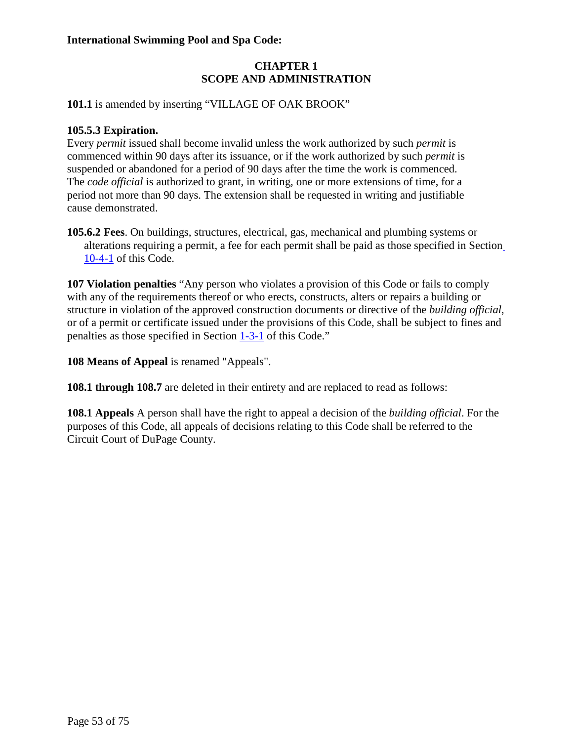**International Swimming Pool and Spa Code:**

## CHAPTER 1
## SCOPE AND ADMINISTRATION

**101.1** is amended by inserting "VILLAGE OF OAK BROOK"

**105.5.3 Expiration.**
Every *permit* issued shall become invalid unless the work authorized by such *permit* is commenced within 90 days after its issuance, or if the work authorized by such *permit* is suspended or abandoned for a period of 90 days after the time the work is commenced. The *code official* is authorized to grant, in writing, one or more extensions of time, for a period not more than 90 days. The extension shall be requested in writing and justifiable cause demonstrated.

**105.6.2 Fees**. On buildings, structures, electrical, gas, mechanical and plumbing systems or alterations requiring a permit, a fee for each permit shall be paid as those specified in Section 10-4-1 of this Code.

**107 Violation penalties** "Any person who violates a provision of this Code or fails to comply with any of the requirements thereof or who erects, constructs, alters or repairs a building or structure in violation of the approved construction documents or directive of the *building official*, or of a permit or certificate issued under the provisions of this Code, shall be subject to fines and penalties as those specified in Section 1-3-1 of this Code."

**108 Means of Appeal** is renamed "Appeals".

**108.1 through 108.7** are deleted in their entirety and are replaced to read as follows:

**108.1 Appeals** A person shall have the right to appeal a decision of the *building official*. For the purposes of this Code, all appeals of decisions relating to this Code shall be referred to the Circuit Court of DuPage County.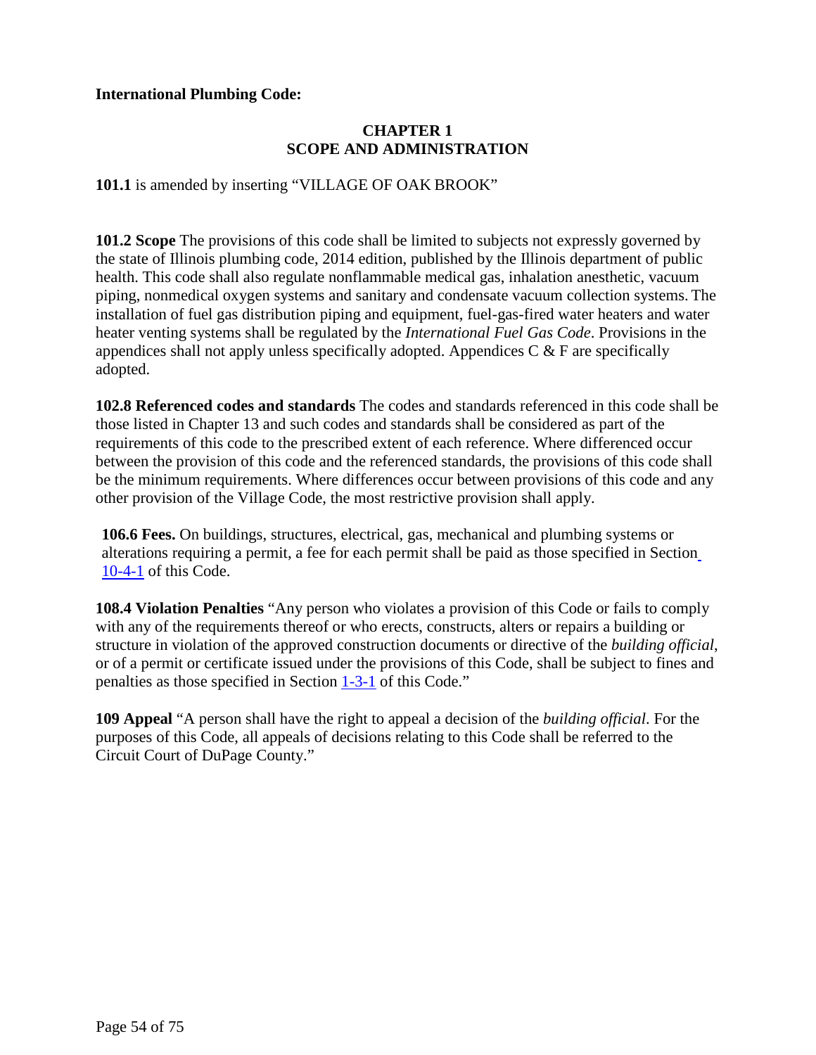**International Plumbing Code:**

## CHAPTER 1
## SCOPE AND ADMINISTRATION

**101.1** is amended by inserting "VILLAGE OF OAK BROOK"

**101.2 Scope** The provisions of this code shall be limited to subjects not expressly governed by the state of Illinois plumbing code, 2014 edition, published by the Illinois department of public health. This code shall also regulate nonflammable medical gas, inhalation anesthetic, vacuum piping, nonmedical oxygen systems and sanitary and condensate vacuum collection systems. The installation of fuel gas distribution piping and equipment, fuel-gas-fired water heaters and water heater venting systems shall be regulated by the *International Fuel Gas Code*. Provisions in the appendices shall not apply unless specifically adopted. Appendices C & F are specifically adopted.

**102.8 Referenced codes and standards** The codes and standards referenced in this code shall be those listed in Chapter 13 and such codes and standards shall be considered as part of the requirements of this code to the prescribed extent of each reference. Where differenced occur between the provision of this code and the referenced standards, the provisions of this code shall be the minimum requirements. Where differences occur between provisions of this code and any other provision of the Village Code, the most restrictive provision shall apply.

**106.6 Fees.** On buildings, structures, electrical, gas, mechanical and plumbing systems or alterations requiring a permit, a fee for each permit shall be paid as those specified in Section 10-4-1 of this Code.

**108.4 Violation Penalties** "Any person who violates a provision of this Code or fails to comply with any of the requirements thereof or who erects, constructs, alters or repairs a building or structure in violation of the approved construction documents or directive of the *building official*, or of a permit or certificate issued under the provisions of this Code, shall be subject to fines and penalties as those specified in Section 1-3-1 of this Code."

**109 Appeal** "A person shall have the right to appeal a decision of the *building official*. For the purposes of this Code, all appeals of decisions relating to this Code shall be referred to the Circuit Court of DuPage County."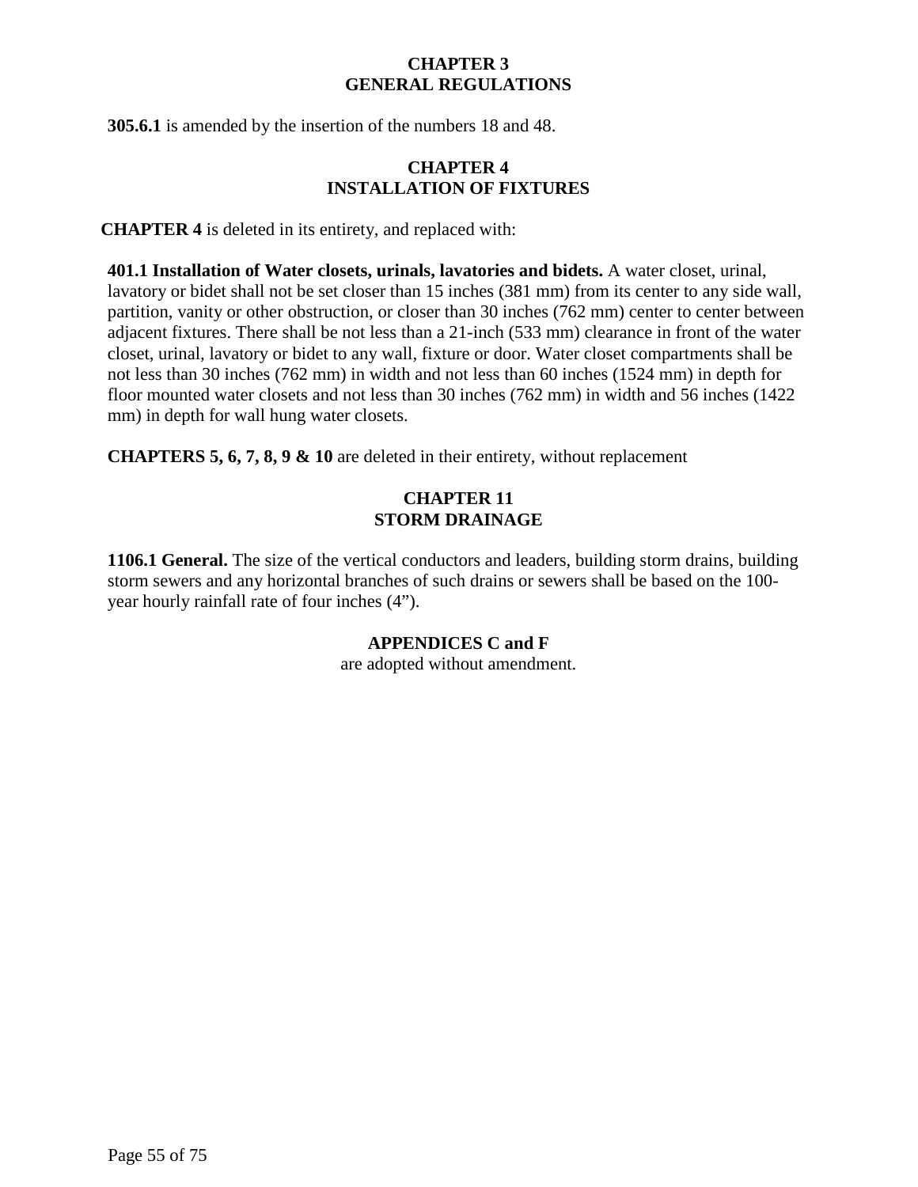## CHAPTER 3
## GENERAL REGULATIONS

**305.6.1** is amended by the insertion of the numbers 18 and 48.

## CHAPTER 4
## INSTALLATION OF FIXTURES

**CHAPTER 4** is deleted in its entirety, and replaced with:

**401.1 Installation of Water closets, urinals, lavatories and bidets.** A water closet, urinal, lavatory or bidet shall not be set closer than 15 inches (381 mm) from its center to any side wall, partition, vanity or other obstruction, or closer than 30 inches (762 mm) center to center between adjacent fixtures. There shall be not less than a 21-inch (533 mm) clearance in front of the water closet, urinal, lavatory or bidet to any wall, fixture or door. Water closet compartments shall be not less than 30 inches (762 mm) in width and not less than 60 inches (1524 mm) in depth for floor mounted water closets and not less than 30 inches (762 mm) in width and 56 inches (1422 mm) in depth for wall hung water closets.

**CHAPTERS 5, 6, 7, 8, 9 & 10** are deleted in their entirety, without replacement

## CHAPTER 11
## STORM DRAINAGE

**1106.1 General.** The size of the vertical conductors and leaders, building storm drains, building storm sewers and any horizontal branches of such drains or sewers shall be based on the 100-year hourly rainfall rate of four inches (4”).

## APPENDICES C and F

are adopted without amendment.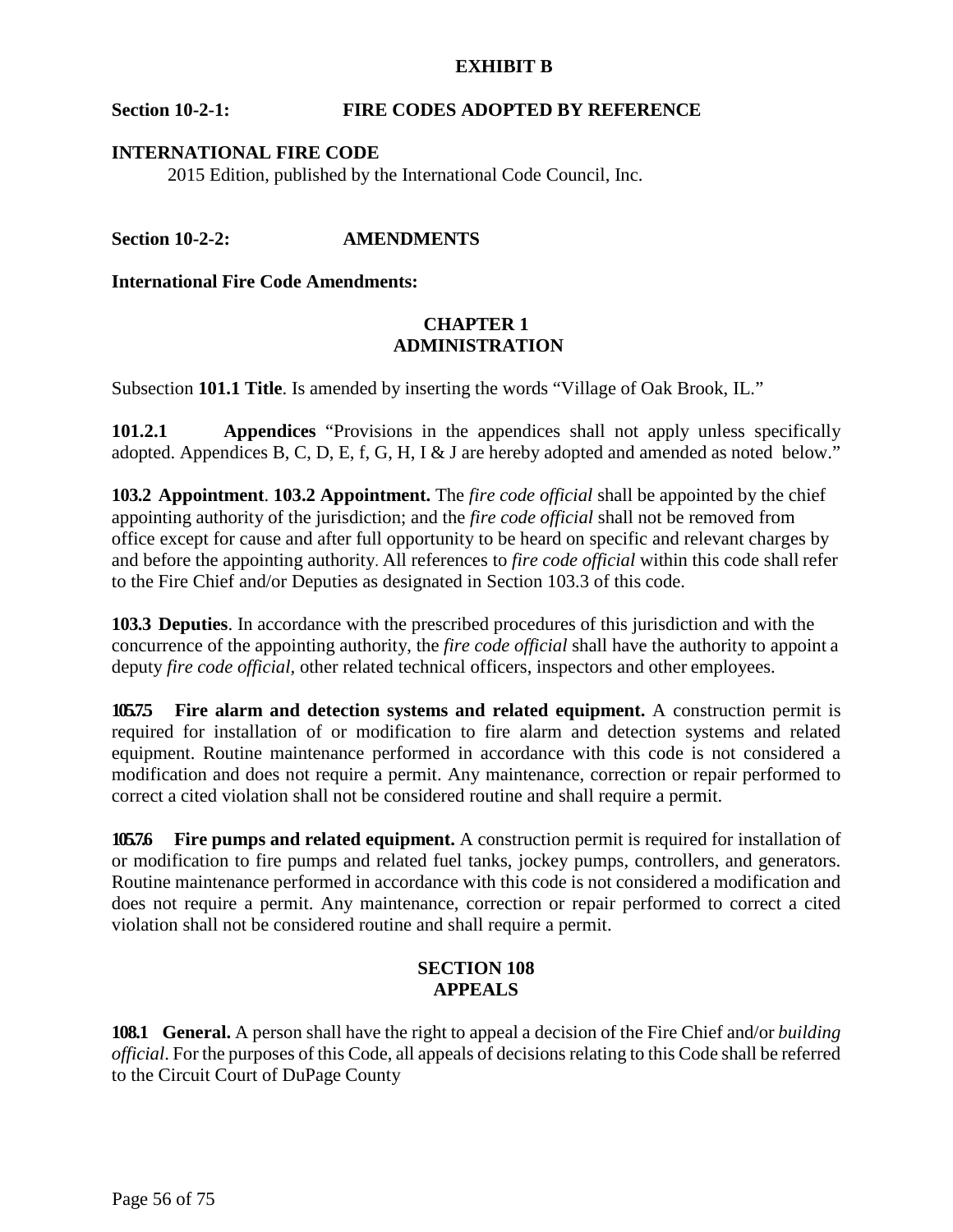**EXHIBIT B**

**Section 10-2-1: FIRE CODES ADOPTED BY REFERENCE**

**INTERNATIONAL FIRE CODE**

2015 Edition, published by the International Code Council, Inc.

**Section 10-2-2: AMENDMENTS**

**International Fire Code Amendments:**

## CHAPTER 1
## ADMINISTRATION

Subsection **101.1 Title**. Is amended by inserting the words "Village of Oak Brook, IL."

**101.2.1 Appendices** "Provisions in the appendices shall not apply unless specifically adopted. Appendices B, C, D, E, f, G, H, I & J are hereby adopted and amended as noted below."

**103.2 Appointment**. **103.2 Appointment.** The *fire code official* shall be appointed by the chief appointing authority of the jurisdiction; and the *fire code official* shall not be removed from office except for cause and after full opportunity to be heard on specific and relevant charges by and before the appointing authority. All references to *fire code official* within this code shall refer to the Fire Chief and/or Deputies as designated in Section 103.3 of this code.

**103.3 Deputies**. In accordance with the prescribed procedures of this jurisdiction and with the concurrence of the appointing authority, the *fire code official* shall have the authority to appoint a deputy *fire code official,* other related technical officers, inspectors and other employees.

**105.7.5 Fire alarm and detection systems and related equipment.** A construction permit is required for installation of or modification to fire alarm and detection systems and related equipment. Routine maintenance performed in accordance with this code is not considered a modification and does not require a permit. Any maintenance, correction or repair performed to correct a cited violation shall not be considered routine and shall require a permit.

**105.7.6 Fire pumps and related equipment.** A construction permit is required for installation of or modification to fire pumps and related fuel tanks, jockey pumps, controllers, and generators. Routine maintenance performed in accordance with this code is not considered a modification and does not require a permit. Any maintenance, correction or repair performed to correct a cited violation shall not be considered routine and shall require a permit.

## SECTION 108
## APPEALS

**108.1 General.** A person shall have the right to appeal a decision of the Fire Chief and/or *building official*. For the purposes of this Code, all appeals of decisions relating to this Code shall be referred to the Circuit Court of DuPage County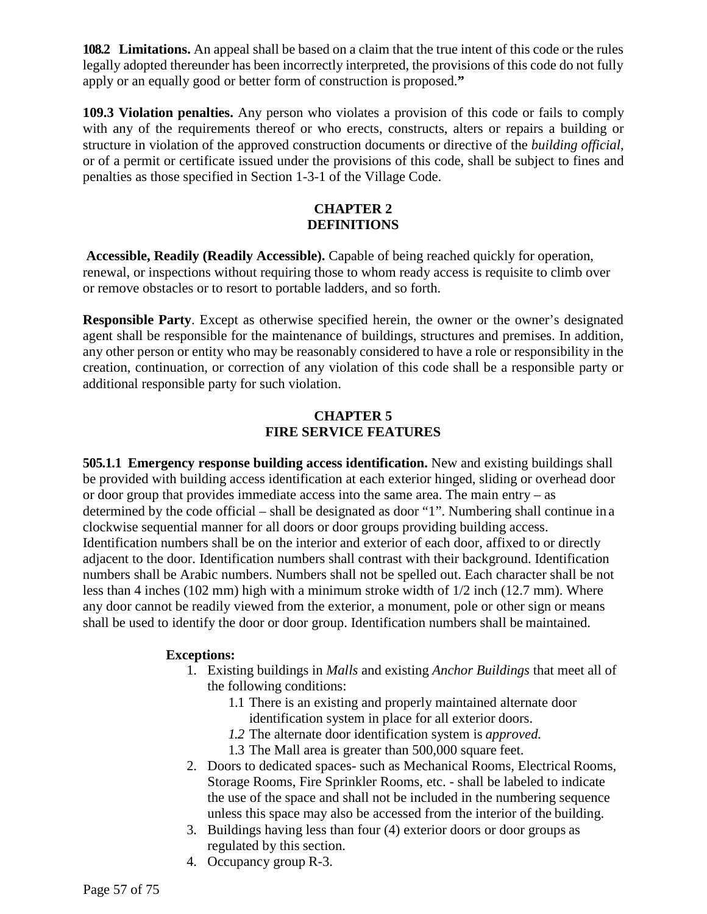**108.2 Limitations.** An appeal shall be based on a claim that the true intent of this code or the rules legally adopted thereunder has been incorrectly interpreted, the provisions of this code do not fully apply or an equally good or better form of construction is proposed.**"**

**109.3 Violation penalties.** Any person who violates a provision of this code or fails to comply with any of the requirements thereof or who erects, constructs, alters or repairs a building or structure in violation of the approved construction documents or directive of the *building official*, or of a permit or certificate issued under the provisions of this code, shall be subject to fines and penalties as those specified in Section 1-3-1 of the Village Code.

## CHAPTER 2
## DEFINITIONS

**Accessible, Readily (Readily Accessible).** Capable of being reached quickly for operation, renewal, or inspections without requiring those to whom ready access is requisite to climb over or remove obstacles or to resort to portable ladders, and so forth.

**Responsible Party**. Except as otherwise specified herein, the owner or the owner's designated agent shall be responsible for the maintenance of buildings, structures and premises. In addition, any other person or entity who may be reasonably considered to have a role or responsibility in the creation, continuation, or correction of any violation of this code shall be a responsible party or additional responsible party for such violation.

## CHAPTER 5
## FIRE SERVICE FEATURES

**505.1.1 Emergency response building access identification.** New and existing buildings shall be provided with building access identification at each exterior hinged, sliding or overhead door or door group that provides immediate access into the same area. The main entry – as determined by the code official – shall be designated as door "1". Numbering shall continue in a clockwise sequential manner for all doors or door groups providing building access. Identification numbers shall be on the interior and exterior of each door, affixed to or directly adjacent to the door. Identification numbers shall contrast with their background. Identification numbers shall be Arabic numbers. Numbers shall not be spelled out. Each character shall be not less than 4 inches (102 mm) high with a minimum stroke width of 1/2 inch (12.7 mm). Where any door cannot be readily viewed from the exterior, a monument, pole or other sign or means shall be used to identify the door or door group. Identification numbers shall be maintained.

**Exceptions:**

1. Existing buildings in *Malls* and existing *Anchor Buildings* that meet all of the following conditions:
   - 1.1 There is an existing and properly maintained alternate door identification system in place for all exterior doors.
   - *1.2* The alternate door identification system is *approved.*
   - 1.3 The Mall area is greater than 500,000 square feet.
2. Doors to dedicated spaces- such as Mechanical Rooms, Electrical Rooms, Storage Rooms, Fire Sprinkler Rooms, etc. - shall be labeled to indicate the use of the space and shall not be included in the numbering sequence unless this space may also be accessed from the interior of the building.
3. Buildings having less than four (4) exterior doors or door groups as regulated by this section.
4. Occupancy group R-3.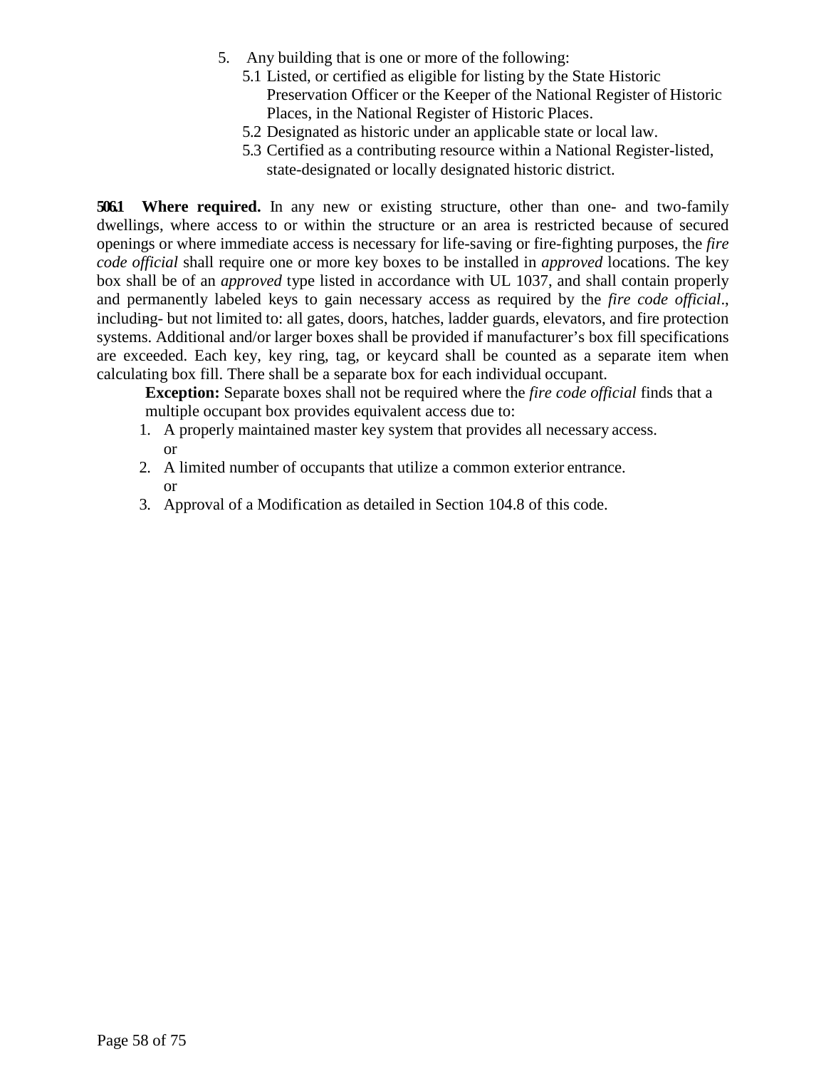5. Any building that is one or more of the following:
   - 5.1 Listed, or certified as eligible for listing by the State Historic Preservation Officer or the Keeper of the National Register of Historic Places, in the National Register of Historic Places.
   - 5.2 Designated as historic under an applicable state or local law.
   - 5.3 Certified as a contributing resource within a National Register-listed, state-designated or locally designated historic district.

**506.1 Where required.** In any new or existing structure, other than one- and two-family dwellings, where access to or within the structure or an area is restricted because of secured openings or where immediate access is necessary for life-saving or fire-fighting purposes, the *fire code official* shall require one or more key boxes to be installed in *approved* locations. The key box shall be of an *approved* type listed in accordance with UL 1037, and shall contain properly and permanently labeled keys to gain necessary access as required by the *fire code official*., including- but not limited to: all gates, doors, hatches, ladder guards, elevators, and fire protection systems. Additional and/or larger boxes shall be provided if manufacturer's box fill specifications are exceeded. Each key, key ring, tag, or keycard shall be counted as a separate item when calculating box fill. There shall be a separate box for each individual occupant.

**Exception:** Separate boxes shall not be required where the *fire code official* finds that a multiple occupant box provides equivalent access due to:

1. A properly maintained master key system that provides all necessary access. or
2. A limited number of occupants that utilize a common exterior entrance. or
3. Approval of a Modification as detailed in Section 104.8 of this code.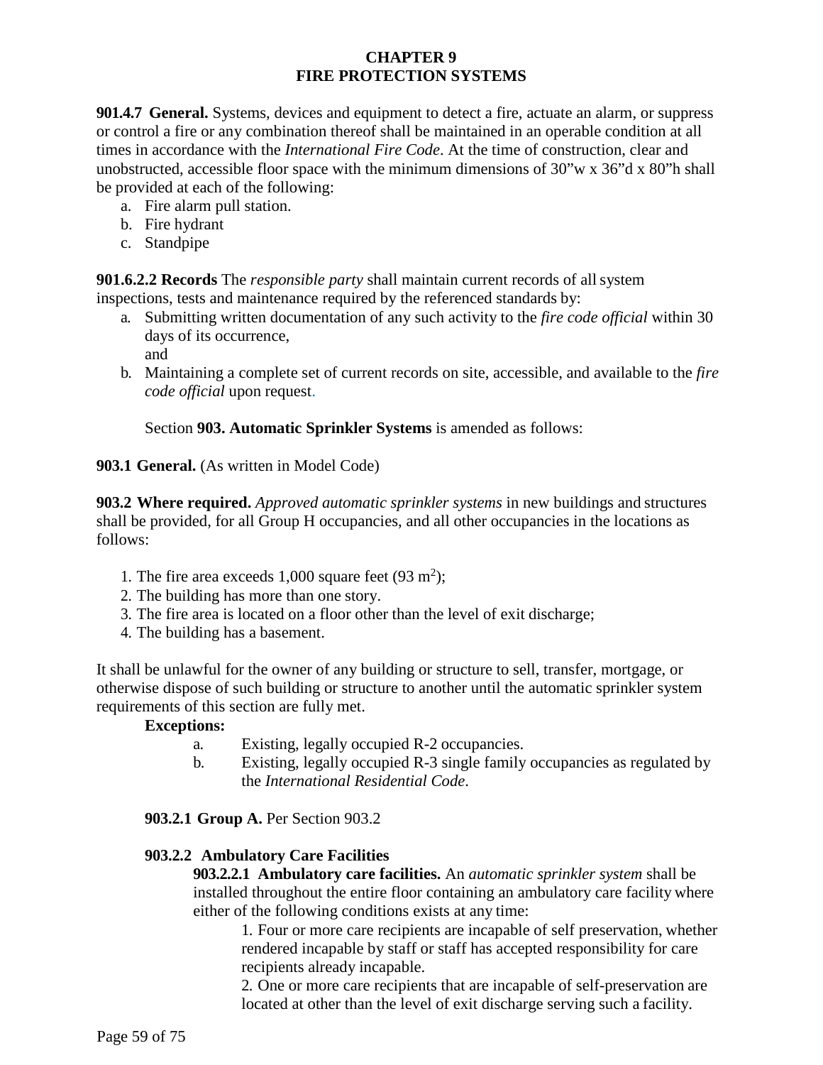# CHAPTER 9
# FIRE PROTECTION SYSTEMS

**901.4.7 General.** Systems, devices and equipment to detect a fire, actuate an alarm, or suppress or control a fire or any combination thereof shall be maintained in an operable condition at all times in accordance with the *International Fire Code*. At the time of construction, clear and unobstructed, accessible floor space with the minimum dimensions of 30"w x 36"d x 80"h shall be provided at each of the following:

a. Fire alarm pull station.
b. Fire hydrant
c. Standpipe

**901.6.2.2 Records** The *responsible party* shall maintain current records of all system inspections, tests and maintenance required by the referenced standards by:

a. Submitting written documentation of any such activity to the *fire code official* within 30 days of its occurrence,
   and
b. Maintaining a complete set of current records on site, accessible, and available to the *fire code official* upon request.

Section **903. Automatic Sprinkler Systems** is amended as follows:

**903.1 General.** (As written in Model Code)

**903.2 Where required.** *Approved automatic sprinkler systems* in new buildings and structures shall be provided, for all Group H occupancies, and all other occupancies in the locations as follows:

1. The fire area exceeds 1,000 square feet (93 $m^2$);
2. The building has more than one story.
3. The fire area is located on a floor other than the level of exit discharge;
4. The building has a basement.

It shall be unlawful for the owner of any building or structure to sell, transfer, mortgage, or otherwise dispose of such building or structure to another until the automatic sprinkler system requirements of this section are fully met.

**Exceptions:**

a. Existing, legally occupied R-2 occupancies.
b. Existing, legally occupied R-3 single family occupancies as regulated by the *International Residential Code*.

**903.2.1 Group A.** Per Section 903.2

**903.2.2 Ambulatory Care Facilities**

**903.2.2.1 Ambulatory care facilities.** An *automatic sprinkler system* shall be installed throughout the entire floor containing an ambulatory care facility where either of the following conditions exists at any time:

1. Four or more care recipients are incapable of self preservation, whether rendered incapable by staff or staff has accepted responsibility for care recipients already incapable.
2. One or more care recipients that are incapable of self-preservation are located at other than the level of exit discharge serving such a facility.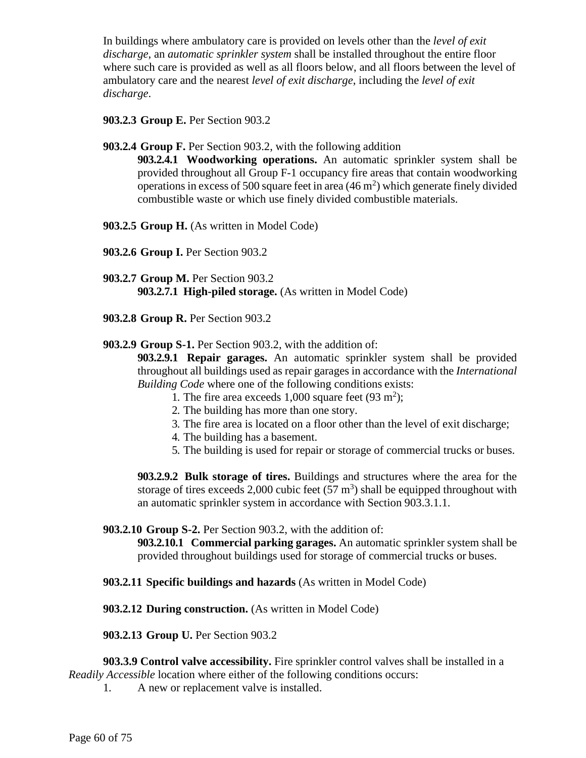In buildings where ambulatory care is provided on levels other than the *level of exit discharge*, an *automatic sprinkler system* shall be installed throughout the entire floor where such care is provided as well as all floors below, and all floors between the level of ambulatory care and the nearest *level of exit discharge*, including the *level of exit discharge.*

**903.2.3 Group E.** Per Section 903.2

**903.2.4 Group F.** Per Section 903.2, with the following addition

**903.2.4.1 Woodworking operations.** An automatic sprinkler system shall be provided throughout all Group F-1 occupancy fire areas that contain woodworking operations in excess of 500 square feet in area (46 $m^2$) which generate finely divided combustible waste or which use finely divided combustible materials.

**903.2.5 Group H.** (As written in Model Code)

**903.2.6 Group I.** Per Section 903.2

**903.2.7 Group M.** Per Section 903.2

**903.2.7.1 High-piled storage.** (As written in Model Code)

**903.2.8 Group R.** Per Section 903.2

**903.2.9 Group S-1.** Per Section 903.2, with the addition of:

**903.2.9.1 Repair garages.** An automatic sprinkler system shall be provided throughout all buildings used as repair garages in accordance with the *International Building Code* where one of the following conditions exists:

1. The fire area exceeds 1,000 square feet (93 $m^2$);
2. The building has more than one story.
3. The fire area is located on a floor other than the level of exit discharge;
4. The building has a basement.
5. The building is used for repair or storage of commercial trucks or buses.

**903.2.9.2 Bulk storage of tires.** Buildings and structures where the area for the storage of tires exceeds 2,000 cubic feet (57 $m^3$) shall be equipped throughout with an automatic sprinkler system in accordance with Section 903.3.1.1.

**903.2.10 Group S-2.** Per Section 903.2, with the addition of:

**903.2.10.1 Commercial parking garages.** An automatic sprinkler system shall be provided throughout buildings used for storage of commercial trucks or buses.

**903.2.11 Specific buildings and hazards** (As written in Model Code)

**903.2.12 During construction.** (As written in Model Code)

**903.2.13 Group U.** Per Section 903.2

**903.3.9 Control valve accessibility.** Fire sprinkler control valves shall be installed in a *Readily Accessible* location where either of the following conditions occurs:

1. A new or replacement valve is installed.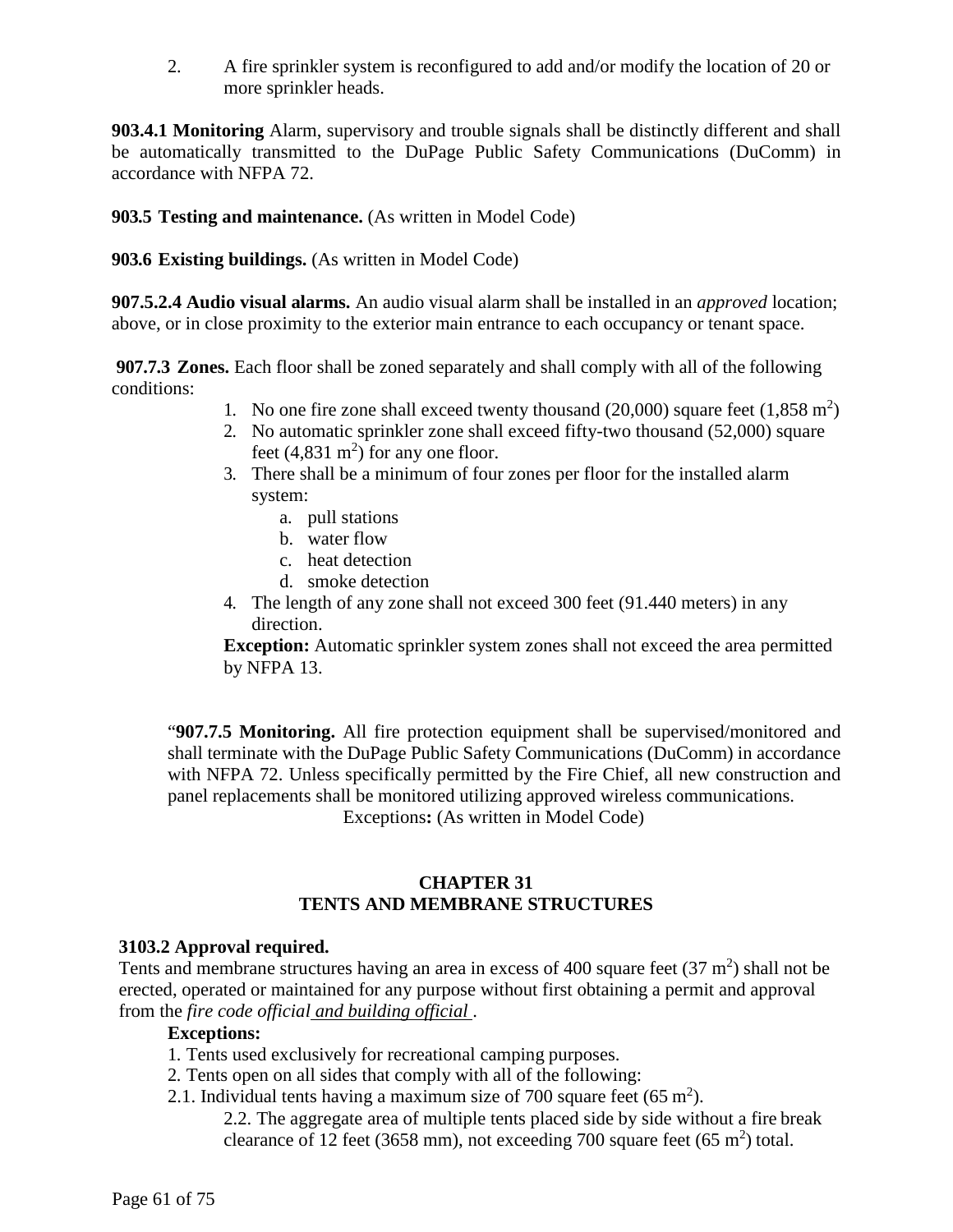2. A fire sprinkler system is reconfigured to add and/or modify the location of 20 or more sprinkler heads.

**903.4.1 Monitoring** Alarm, supervisory and trouble signals shall be distinctly different and shall be automatically transmitted to the DuPage Public Safety Communications (DuComm) in accordance with NFPA 72.

**903.5 Testing and maintenance.** (As written in Model Code)

**903.6 Existing buildings.** (As written in Model Code)

**907.5.2.4 Audio visual alarms.** An audio visual alarm shall be installed in an *approved* location; above, or in close proximity to the exterior main entrance to each occupancy or tenant space.

**907.7.3 Zones.** Each floor shall be zoned separately and shall comply with all of the following conditions:

1. No one fire zone shall exceed twenty thousand (20,000) square feet (1,858 $m^2$)
2. No automatic sprinkler zone shall exceed fifty-two thousand (52,000) square feet (4,831 $m^2$) for any one floor.
3. There shall be a minimum of four zones per floor for the installed alarm system:
   a. pull stations
   b. water flow
   c. heat detection
   d. smoke detection
4. The length of any zone shall not exceed 300 feet (91.440 meters) in any direction.

**Exception:** Automatic sprinkler system zones shall not exceed the area permitted by NFPA 13.

"**907.7.5 Monitoring.** All fire protection equipment shall be supervised/monitored and shall terminate with the DuPage Public Safety Communications (DuComm) in accordance with NFPA 72. Unless specifically permitted by the Fire Chief, all new construction and panel replacements shall be monitored utilizing approved wireless communications.

Exceptions**:** (As written in Model Code)

## CHAPTER 31
## TENTS AND MEMBRANE STRUCTURES

**3103.2 Approval required.**

Tents and membrane structures having an area in excess of 400 square feet (37 $m^2$) shall not be erected, operated or maintained for any purpose without first obtaining a permit and approval from the *fire code official* <u>*and building official*</u>.

**Exceptions:**

1. Tents used exclusively for recreational camping purposes.
2. Tents open on all sides that comply with all of the following:

2.1. Individual tents having a maximum size of 700 square feet (65 $m^2$).

2.2. The aggregate area of multiple tents placed side by side without a fire break clearance of 12 feet (3658 mm), not exceeding 700 square feet (65 $m^2$) total.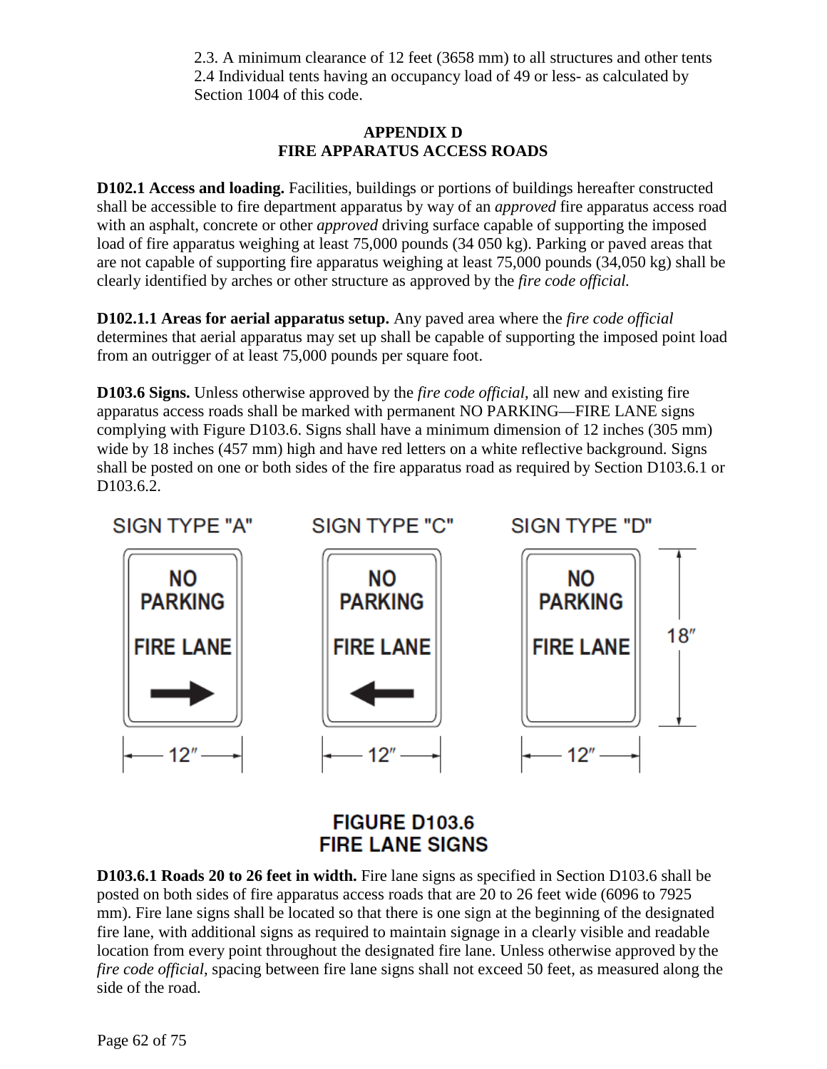2.3. A minimum clearance of 12 feet (3658 mm) to all structures and other tents
2.4 Individual tents having an occupancy load of 49 or less- as calculated by Section 1004 of this code.

## APPENDIX D
## FIRE APPARATUS ACCESS ROADS

**D102.1 Access and loading.** Facilities, buildings or portions of buildings hereafter constructed shall be accessible to fire department apparatus by way of an *approved* fire apparatus access road with an asphalt, concrete or other *approved* driving surface capable of supporting the imposed load of fire apparatus weighing at least 75,000 pounds (34 050 kg). Parking or paved areas that are not capable of supporting fire apparatus weighing at least 75,000 pounds (34,050 kg) shall be clearly identified by arches or other structure as approved by the *fire code official.*

**D102.1.1 Areas for aerial apparatus setup.** Any paved area where the *fire code official* determines that aerial apparatus may set up shall be capable of supporting the imposed point load from an outrigger of at least 75,000 pounds per square foot.

**D103.6 Signs.** Unless otherwise approved by the *fire code official*, all new and existing fire apparatus access roads shall be marked with permanent NO PARKING—FIRE LANE signs complying with Figure D103.6. Signs shall have a minimum dimension of 12 inches (305 mm) wide by 18 inches (457 mm) high and have red letters on a white reflective background. Signs shall be posted on one or both sides of the fire apparatus road as required by Section D103.6.1 or D103.6.2.

SIGN TYPE "A" — NO PARKING FIRE LANE → — 12″

SIGN TYPE "C" — NO PARKING FIRE LANE ← — 12″

SIGN TYPE "D" — NO PARKING FIRE LANE — 12″ × 18″

**FIGURE D103.6**
**FIRE LANE SIGNS**

**D103.6.1 Roads 20 to 26 feet in width.** Fire lane signs as specified in Section D103.6 shall be posted on both sides of fire apparatus access roads that are 20 to 26 feet wide (6096 to 7925 mm). Fire lane signs shall be located so that there is one sign at the beginning of the designated fire lane, with additional signs as required to maintain signage in a clearly visible and readable location from every point throughout the designated fire lane. Unless otherwise approved by the *fire code official*, spacing between fire lane signs shall not exceed 50 feet, as measured along the side of the road.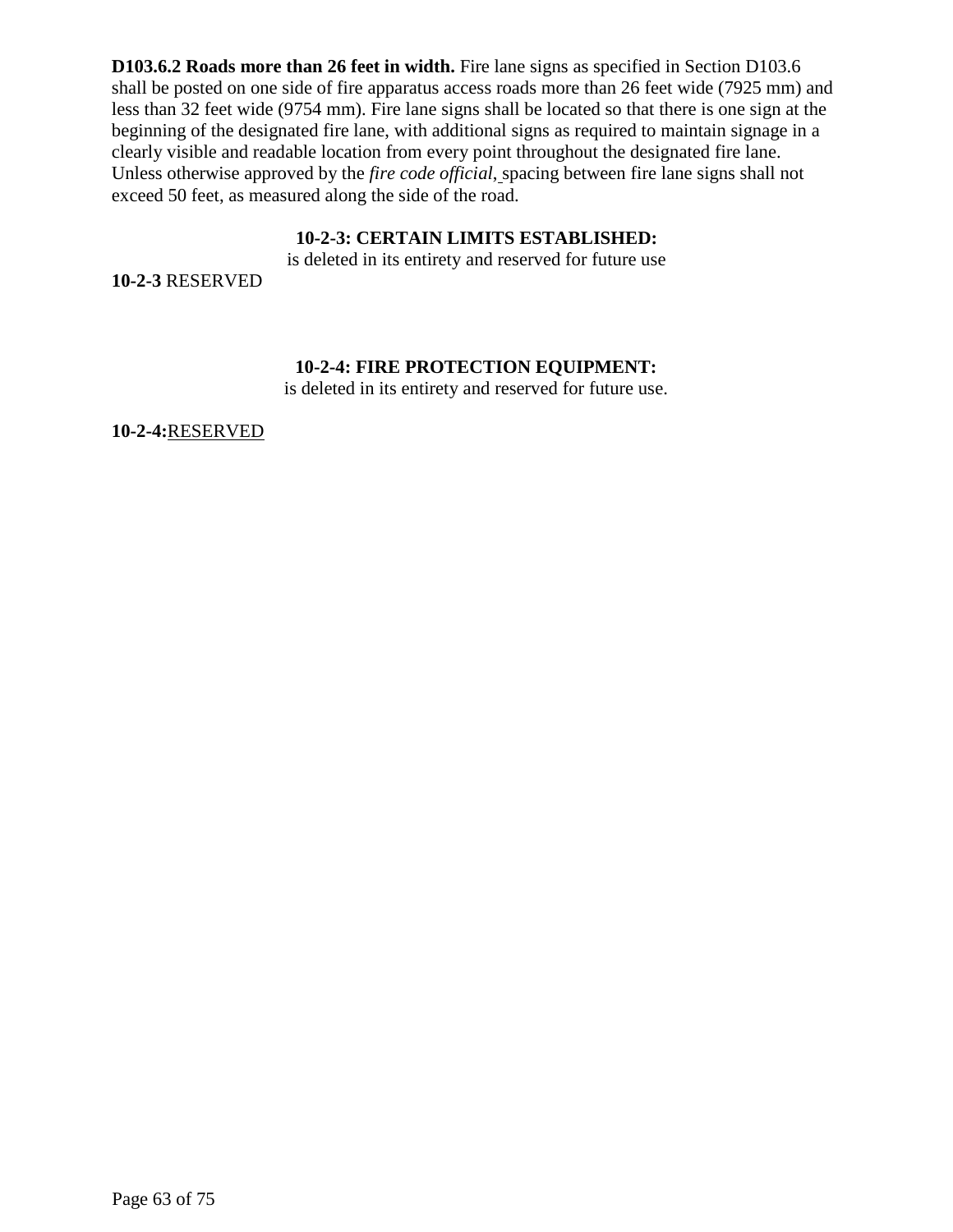**D103.6.2 Roads more than 26 feet in width.** Fire lane signs as specified in Section D103.6 shall be posted on one side of fire apparatus access roads more than 26 feet wide (7925 mm) and less than 32 feet wide (9754 mm). Fire lane signs shall be located so that there is one sign at the beginning of the designated fire lane, with additional signs as required to maintain signage in a clearly visible and readable location from every point throughout the designated fire lane. Unless otherwise approved by the *fire code official,* spacing between fire lane signs shall not exceed 50 feet, as measured along the side of the road.

**10-2-3: CERTAIN LIMITS ESTABLISHED:**
is deleted in its entirety and reserved for future use

**10-2-3** RESERVED

**10-2-4: FIRE PROTECTION EQUIPMENT:**
is deleted in its entirety and reserved for future use.

**10-2-4:**RESERVED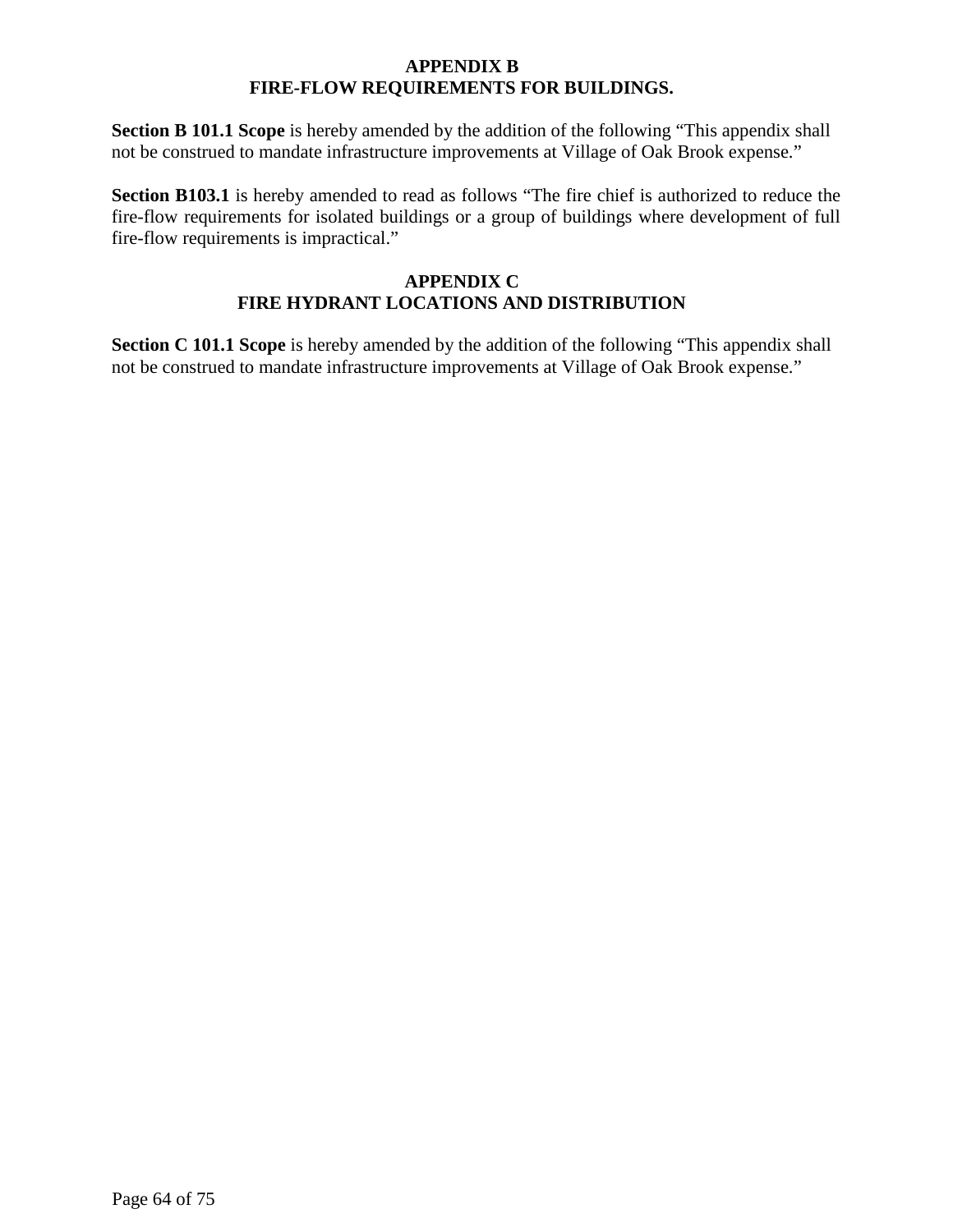## APPENDIX B
## FIRE-FLOW REQUIREMENTS FOR BUILDINGS.

**Section B 101.1 Scope** is hereby amended by the addition of the following "This appendix shall not be construed to mandate infrastructure improvements at Village of Oak Brook expense."

**Section B103.1** is hereby amended to read as follows "The fire chief is authorized to reduce the fire-flow requirements for isolated buildings or a group of buildings where development of full fire-flow requirements is impractical."

## APPENDIX C
## FIRE HYDRANT LOCATIONS AND DISTRIBUTION

**Section C 101.1 Scope** is hereby amended by the addition of the following "This appendix shall not be construed to mandate infrastructure improvements at Village of Oak Brook expense."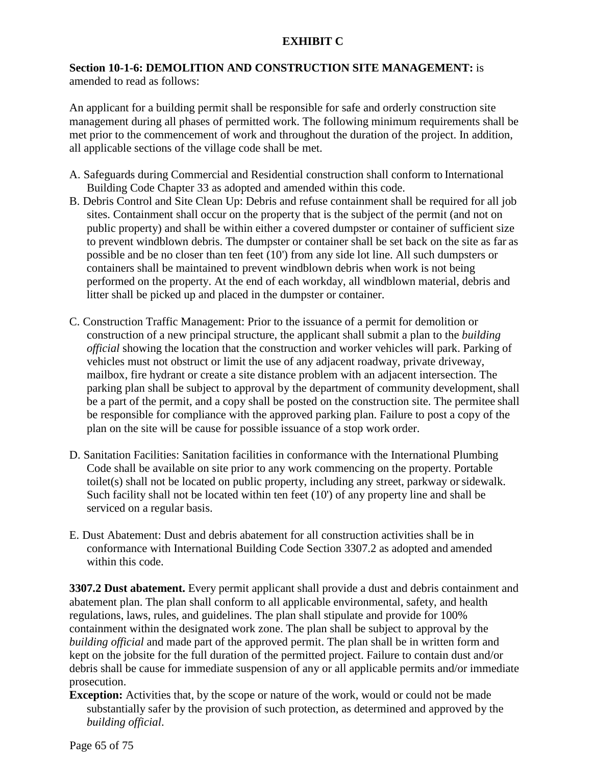# EXHIBIT C

**Section 10-1-6: DEMOLITION AND CONSTRUCTION SITE MANAGEMENT:** is amended to read as follows:

An applicant for a building permit shall be responsible for safe and orderly construction site management during all phases of permitted work. The following minimum requirements shall be met prior to the commencement of work and throughout the duration of the project. In addition, all applicable sections of the village code shall be met.

A. Safeguards during Commercial and Residential construction shall conform to International Building Code Chapter 33 as adopted and amended within this code.

B. Debris Control and Site Clean Up: Debris and refuse containment shall be required for all job sites. Containment shall occur on the property that is the subject of the permit (and not on public property) and shall be within either a covered dumpster or container of sufficient size to prevent windblown debris. The dumpster or container shall be set back on the site as far as possible and be no closer than ten feet (10') from any side lot line. All such dumpsters or containers shall be maintained to prevent windblown debris when work is not being performed on the property. At the end of each workday, all windblown material, debris and litter shall be picked up and placed in the dumpster or container.

C. Construction Traffic Management: Prior to the issuance of a permit for demolition or construction of a new principal structure, the applicant shall submit a plan to the *building official* showing the location that the construction and worker vehicles will park. Parking of vehicles must not obstruct or limit the use of any adjacent roadway, private driveway, mailbox, fire hydrant or create a site distance problem with an adjacent intersection. The parking plan shall be subject to approval by the department of community development, shall be a part of the permit, and a copy shall be posted on the construction site. The permitee shall be responsible for compliance with the approved parking plan. Failure to post a copy of the plan on the site will be cause for possible issuance of a stop work order.

D. Sanitation Facilities: Sanitation facilities in conformance with the International Plumbing Code shall be available on site prior to any work commencing on the property. Portable toilet(s) shall not be located on public property, including any street, parkway or sidewalk. Such facility shall not be located within ten feet (10') of any property line and shall be serviced on a regular basis.

E. Dust Abatement: Dust and debris abatement for all construction activities shall be in conformance with International Building Code Section 3307.2 as adopted and amended within this code.

**3307.2 Dust abatement.** Every permit applicant shall provide a dust and debris containment and abatement plan. The plan shall conform to all applicable environmental, safety, and health regulations, laws, rules, and guidelines. The plan shall stipulate and provide for 100% containment within the designated work zone. The plan shall be subject to approval by the *building official* and made part of the approved permit. The plan shall be in written form and kept on the jobsite for the full duration of the permitted project. Failure to contain dust and/or debris shall be cause for immediate suspension of any or all applicable permits and/or immediate prosecution.

**Exception:** Activities that, by the scope or nature of the work, would or could not be made substantially safer by the provision of such protection, as determined and approved by the *building official*.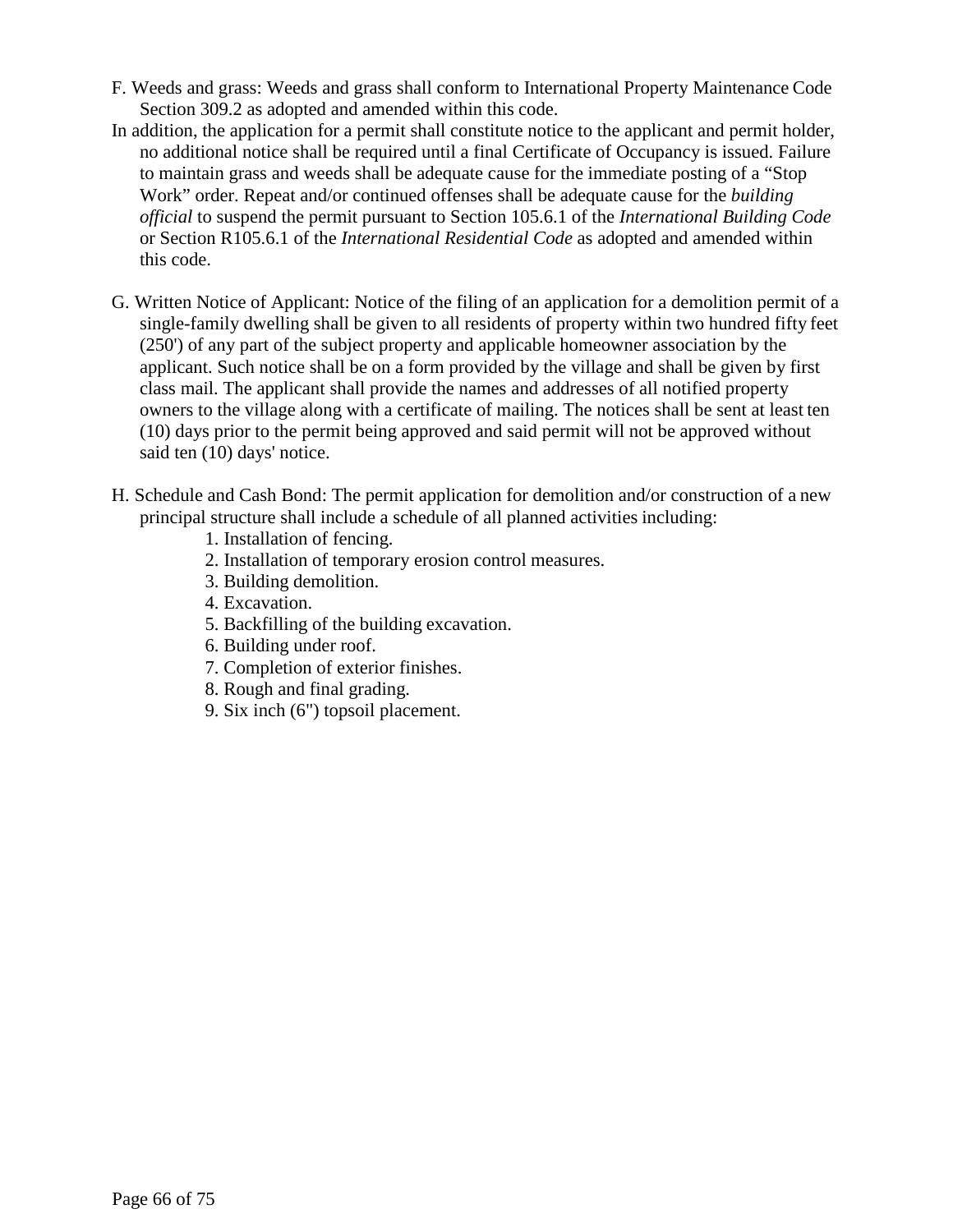F. Weeds and grass: Weeds and grass shall conform to International Property Maintenance Code Section 309.2 as adopted and amended within this code.

In addition, the application for a permit shall constitute notice to the applicant and permit holder, no additional notice shall be required until a final Certificate of Occupancy is issued. Failure to maintain grass and weeds shall be adequate cause for the immediate posting of a "Stop Work" order. Repeat and/or continued offenses shall be adequate cause for the *building official* to suspend the permit pursuant to Section 105.6.1 of the *International Building Code* or Section R105.6.1 of the *International Residential Code* as adopted and amended within this code.

G. Written Notice of Applicant: Notice of the filing of an application for a demolition permit of a single-family dwelling shall be given to all residents of property within two hundred fifty feet (250') of any part of the subject property and applicable homeowner association by the applicant. Such notice shall be on a form provided by the village and shall be given by first class mail. The applicant shall provide the names and addresses of all notified property owners to the village along with a certificate of mailing. The notices shall be sent at least ten (10) days prior to the permit being approved and said permit will not be approved without said ten (10) days' notice.

H. Schedule and Cash Bond: The permit application for demolition and/or construction of a new principal structure shall include a schedule of all planned activities including:

1. Installation of fencing.
2. Installation of temporary erosion control measures.
3. Building demolition.
4. Excavation.
5. Backfilling of the building excavation.
6. Building under roof.
7. Completion of exterior finishes.
8. Rough and final grading.
9. Six inch (6") topsoil placement.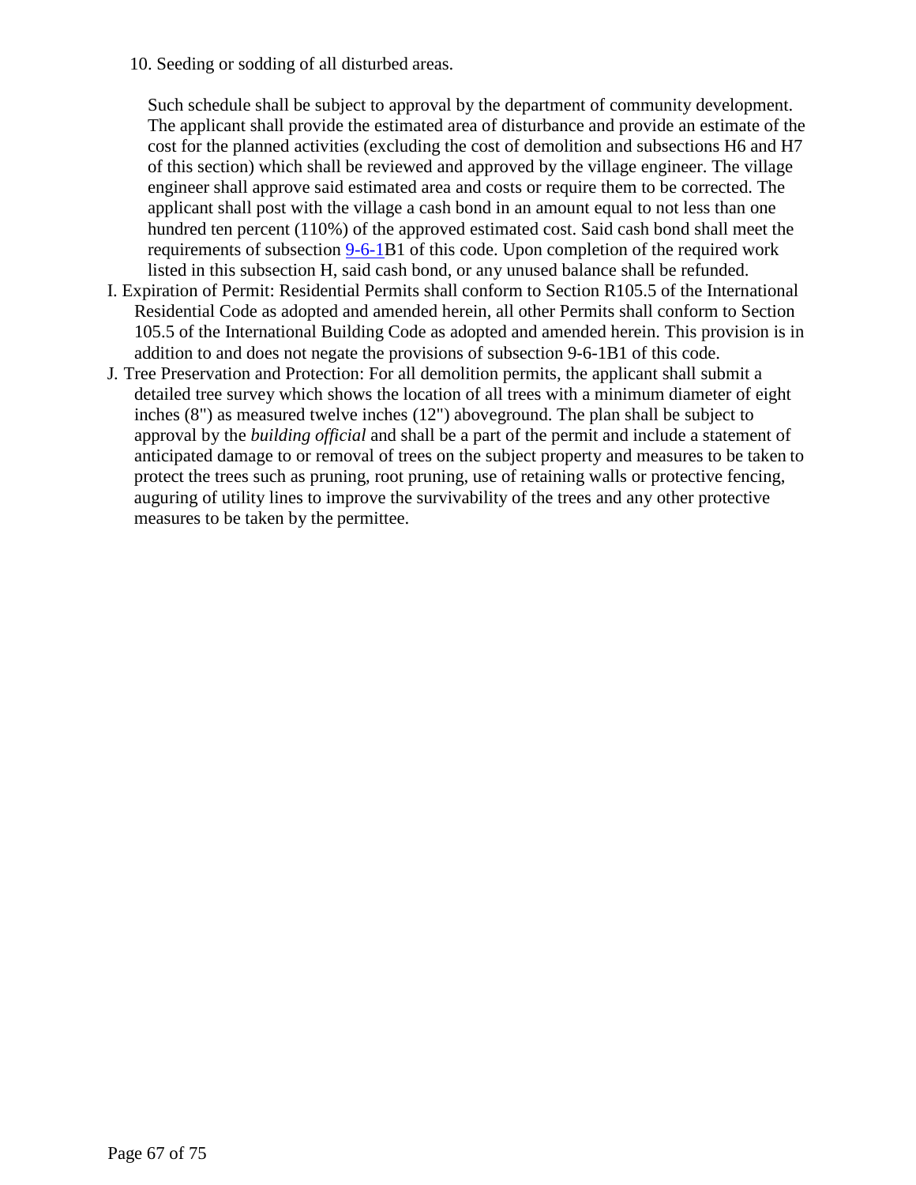10. Seeding or sodding of all disturbed areas.

Such schedule shall be subject to approval by the department of community development. The applicant shall provide the estimated area of disturbance and provide an estimate of the cost for the planned activities (excluding the cost of demolition and subsections H6 and H7 of this section) which shall be reviewed and approved by the village engineer. The village engineer shall approve said estimated area and costs or require them to be corrected. The applicant shall post with the village a cash bond in an amount equal to not less than one hundred ten percent (110%) of the approved estimated cost. Said cash bond shall meet the requirements of subsection 9-6-1B1 of this code. Upon completion of the required work listed in this subsection H, said cash bond, or any unused balance shall be refunded.

I. Expiration of Permit: Residential Permits shall conform to Section R105.5 of the International Residential Code as adopted and amended herein, all other Permits shall conform to Section 105.5 of the International Building Code as adopted and amended herein. This provision is in addition to and does not negate the provisions of subsection 9-6-1B1 of this code.

J. Tree Preservation and Protection: For all demolition permits, the applicant shall submit a detailed tree survey which shows the location of all trees with a minimum diameter of eight inches (8") as measured twelve inches (12") aboveground. The plan shall be subject to approval by the *building official* and shall be a part of the permit and include a statement of anticipated damage to or removal of trees on the subject property and measures to be taken to protect the trees such as pruning, root pruning, use of retaining walls or protective fencing, auguring of utility lines to improve the survivability of the trees and any other protective measures to be taken by the permittee.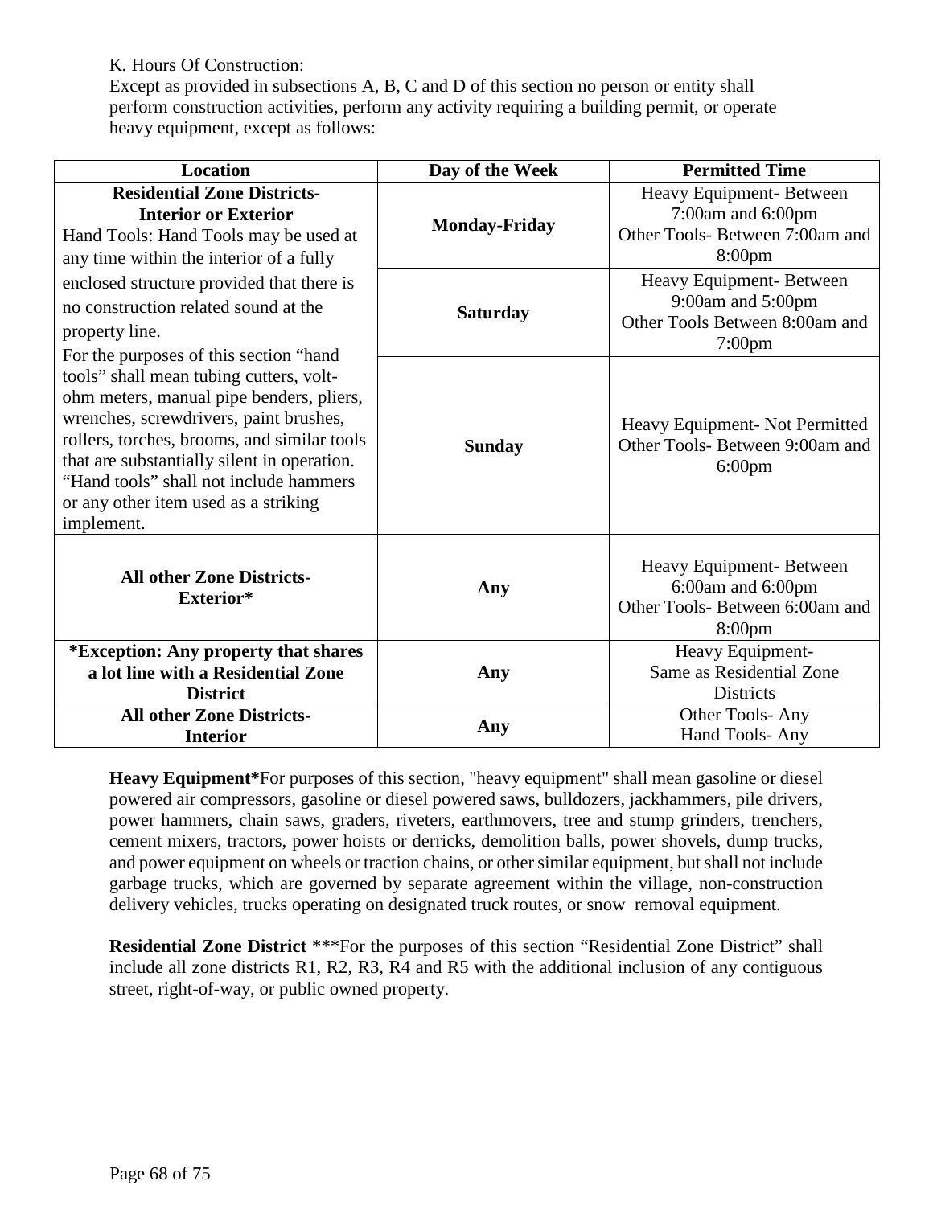K. Hours Of Construction:
Except as provided in subsections A, B, C and D of this section no person or entity shall perform construction activities, perform any activity requiring a building permit, or operate heavy equipment, except as follows:

| Location | Day of the Week | Permitted Time |
|---|---|---|
| **Residential Zone Districts- Interior or Exterior**<br>Hand Tools: Hand Tools may be used at any time within the interior of a fully enclosed structure provided that there is no construction related sound at the property line.<br>For the purposes of this section "hand tools" shall mean tubing cutters, volt-ohm meters, manual pipe benders, pliers, wrenches, screwdrivers, paint brushes, rollers, torches, brooms, and similar tools that are substantially silent in operation. "Hand tools" shall not include hammers or any other item used as a striking implement. | **Monday-Friday** | Heavy Equipment- Between 7:00am and 6:00pm<br>Other Tools- Between 7:00am and 8:00pm |
| | **Saturday** | Heavy Equipment- Between 9:00am and 5:00pm<br>Other Tools Between 8:00am and 7:00pm |
| | **Sunday** | Heavy Equipment- Not Permitted<br>Other Tools- Between 9:00am and 6:00pm |
| **All other Zone Districts- Exterior*** | **Any** | Heavy Equipment- Between 6:00am and 6:00pm<br>Other Tools- Between 6:00am and 8:00pm |
| ***Exception: Any property that shares a lot line with a Residential Zone District** | **Any** | Heavy Equipment- Same as Residential Zone Districts |
| **All other Zone Districts- Interior** | **Any** | Other Tools- Any<br>Hand Tools- Any |

**Heavy Equipment***For purposes of this section, "heavy equipment" shall mean gasoline or diesel powered air compressors, gasoline or diesel powered saws, bulldozers, jackhammers, pile drivers, power hammers, chain saws, graders, riveters, earthmovers, tree and stump grinders, trenchers, cement mixers, tractors, power hoists or derricks, demolition balls, power shovels, dump trucks, and power equipment on wheels or traction chains, or other similar equipment, but shall not include garbage trucks, which are governed by separate agreement within the village, non-construction delivery vehicles, trucks operating on designated truck routes, or snow removal equipment.

**Residential Zone District** ***For the purposes of this section "Residential Zone District" shall include all zone districts R1, R2, R3, R4 and R5 with the additional inclusion of any contiguous street, right-of-way, or public owned property.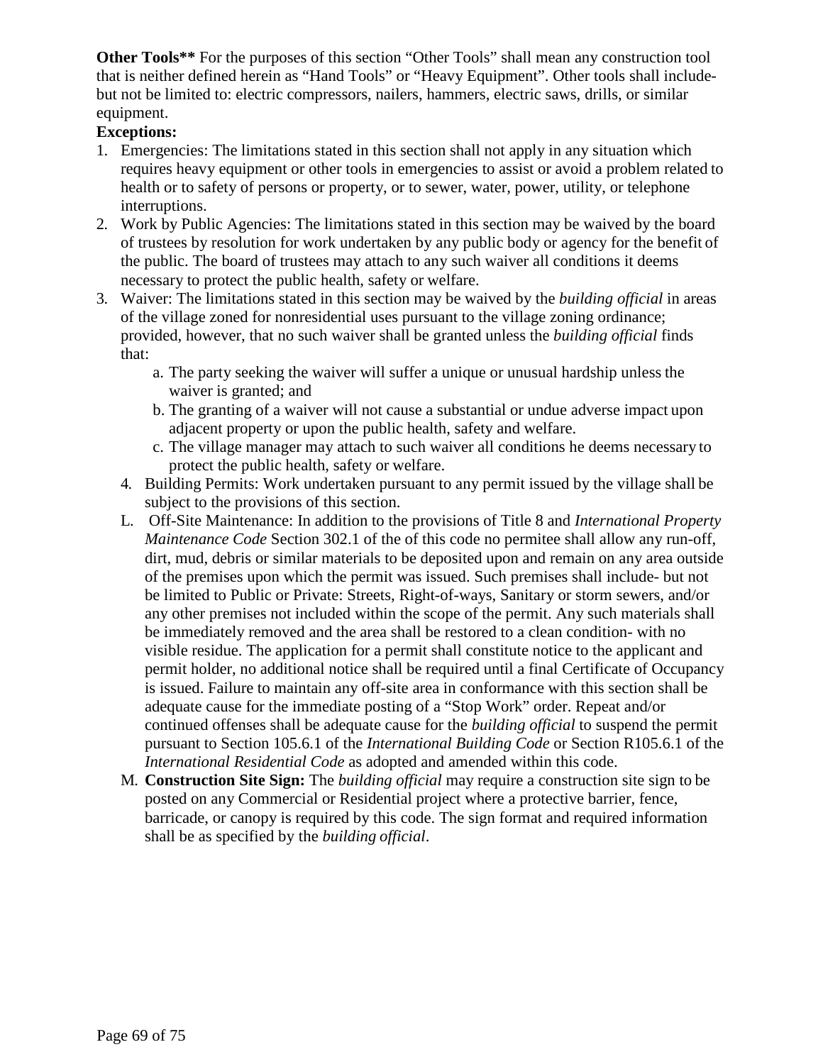**Other Tools**** For the purposes of this section "Other Tools" shall mean any construction tool that is neither defined herein as "Hand Tools" or "Heavy Equipment". Other tools shall include- but not be limited to: electric compressors, nailers, hammers, electric saws, drills, or similar equipment.

**Exceptions:**

1. Emergencies: The limitations stated in this section shall not apply in any situation which requires heavy equipment or other tools in emergencies to assist or avoid a problem related to health or to safety of persons or property, or to sewer, water, power, utility, or telephone interruptions.
2. Work by Public Agencies: The limitations stated in this section may be waived by the board of trustees by resolution for work undertaken by any public body or agency for the benefit of the public. The board of trustees may attach to any such waiver all conditions it deems necessary to protect the public health, safety or welfare.
3. Waiver: The limitations stated in this section may be waived by the *building official* in areas of the village zoned for nonresidential uses pursuant to the village zoning ordinance; provided, however, that no such waiver shall be granted unless the *building official* finds that:
   a. The party seeking the waiver will suffer a unique or unusual hardship unless the waiver is granted; and
   b. The granting of a waiver will not cause a substantial or undue adverse impact upon adjacent property or upon the public health, safety and welfare.
   c. The village manager may attach to such waiver all conditions he deems necessary to protect the public health, safety or welfare.
4. Building Permits: Work undertaken pursuant to any permit issued by the village shall be subject to the provisions of this section.

L. Off-Site Maintenance: In addition to the provisions of Title 8 and *International Property Maintenance Code* Section 302.1 of the of this code no permitee shall allow any run-off, dirt, mud, debris or similar materials to be deposited upon and remain on any area outside of the premises upon which the permit was issued. Such premises shall include- but not be limited to Public or Private: Streets, Right-of-ways, Sanitary or storm sewers, and/or any other premises not included within the scope of the permit. Any such materials shall be immediately removed and the area shall be restored to a clean condition- with no visible residue. The application for a permit shall constitute notice to the applicant and permit holder, no additional notice shall be required until a final Certificate of Occupancy is issued. Failure to maintain any off-site area in conformance with this section shall be adequate cause for the immediate posting of a "Stop Work" order. Repeat and/or continued offenses shall be adequate cause for the *building official* to suspend the permit pursuant to Section 105.6.1 of the *International Building Code* or Section R105.6.1 of the *International Residential Code* as adopted and amended within this code.

M. **Construction Site Sign:** The *building official* may require a construction site sign to be posted on any Commercial or Residential project where a protective barrier, fence, barricade, or canopy is required by this code. The sign format and required information shall be as specified by the *building official*.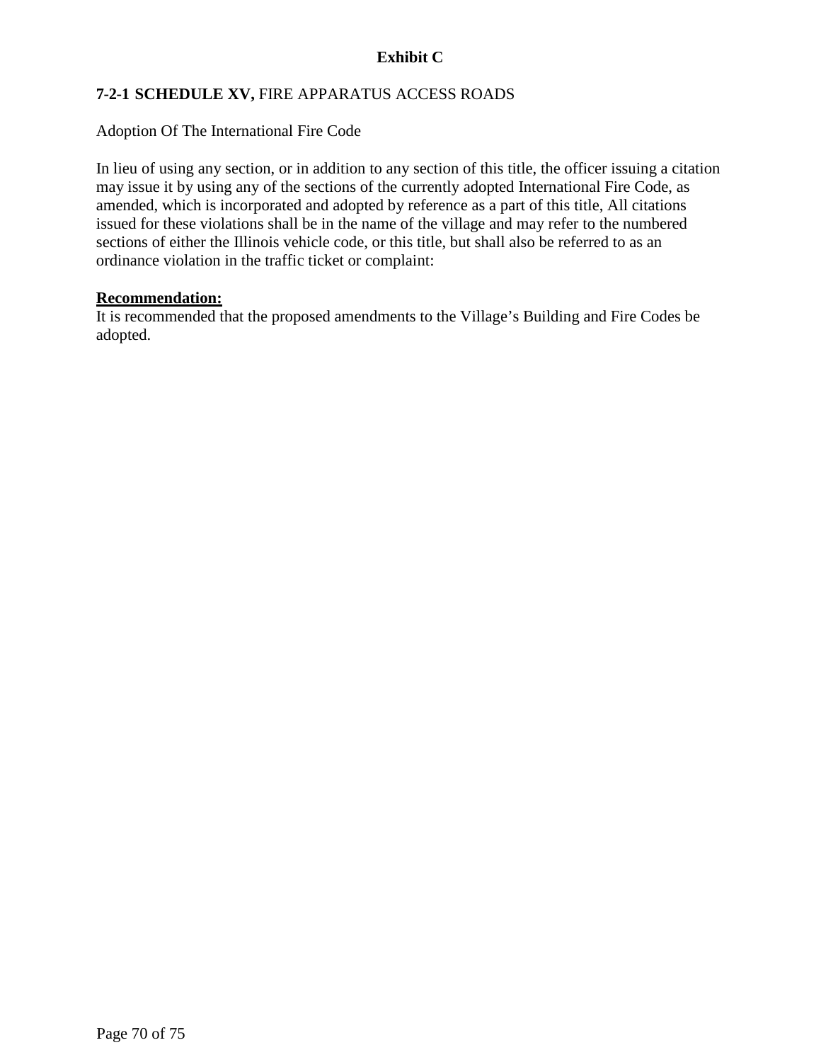**Exhibit C**

**7-2-1 SCHEDULE XV,** FIRE APPARATUS ACCESS ROADS

Adoption Of The International Fire Code

In lieu of using any section, or in addition to any section of this title, the officer issuing a citation may issue it by using any of the sections of the currently adopted International Fire Code, as amended, which is incorporated and adopted by reference as a part of this title, All citations issued for these violations shall be in the name of the village and may refer to the numbered sections of either the Illinois vehicle code, or this title, but shall also be referred to as an ordinance violation in the traffic ticket or complaint:

**Recommendation:**

It is recommended that the proposed amendments to the Village's Building and Fire Codes be adopted.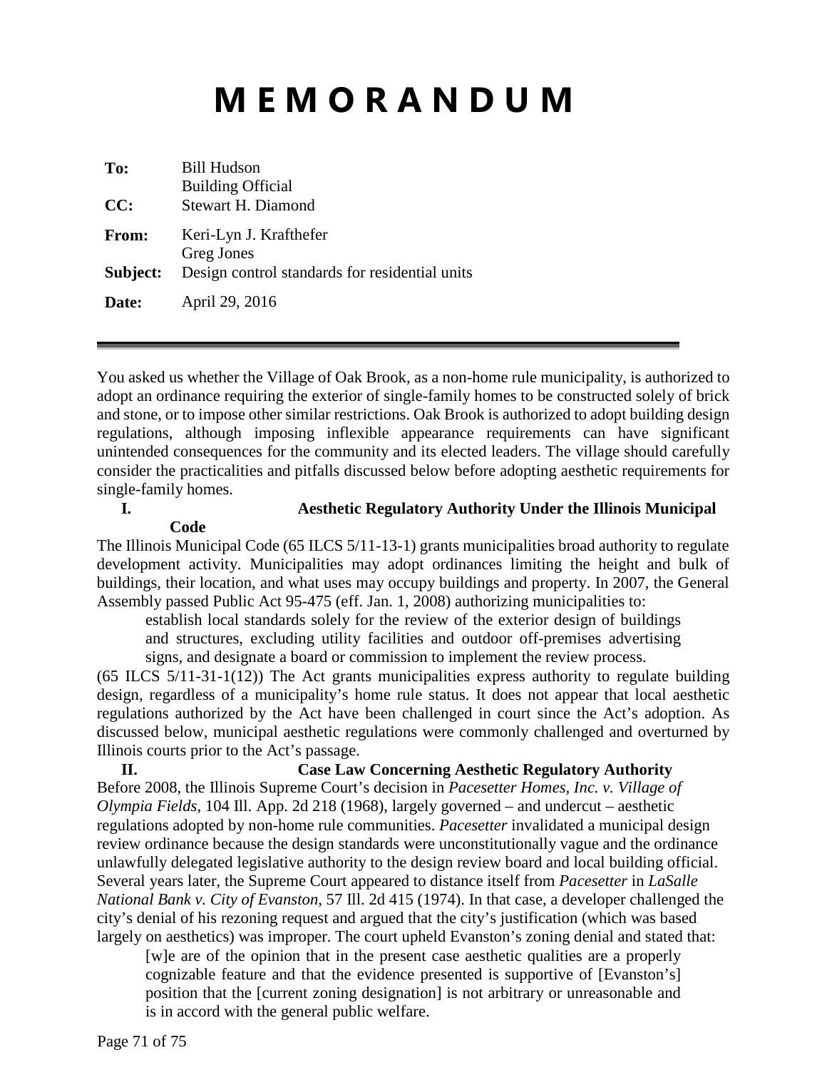# M E M O R A N D U M

| | |
|---|---|
| **To:** | Bill Hudson<br>Building Official |
| **CC:** | Stewart H. Diamond |
| **From:** | Keri-Lyn J. Krafthefer<br>Greg Jones |
| **Subject:** | Design control standards for residential units |
| **Date:** | April 29, 2016 |

---

You asked us whether the Village of Oak Brook, as a non-home rule municipality, is authorized to adopt an ordinance requiring the exterior of single-family homes to be constructed solely of brick and stone, or to impose other similar restrictions. Oak Brook is authorized to adopt building design regulations, although imposing inflexible appearance requirements can have significant unintended consequences for the community and its elected leaders. The village should carefully consider the practicalities and pitfalls discussed below before adopting aesthetic requirements for single-family homes.

## I. Aesthetic Regulatory Authority Under the Illinois Municipal Code

The Illinois Municipal Code (65 ILCS 5/11-13-1) grants municipalities broad authority to regulate development activity. Municipalities may adopt ordinances limiting the height and bulk of buildings, their location, and what uses may occupy buildings and property. In 2007, the General Assembly passed Public Act 95-475 (eff. Jan. 1, 2008) authorizing municipalities to:

> establish local standards solely for the review of the exterior design of buildings and structures, excluding utility facilities and outdoor off-premises advertising signs, and designate a board or commission to implement the review process.

(65 ILCS 5/11-31-1(12)) The Act grants municipalities express authority to regulate building design, regardless of a municipality's home rule status. It does not appear that local aesthetic regulations authorized by the Act have been challenged in court since the Act's adoption. As discussed below, municipal aesthetic regulations were commonly challenged and overturned by Illinois courts prior to the Act's passage.

## II. Case Law Concerning Aesthetic Regulatory Authority

Before 2008, the Illinois Supreme Court's decision in *Pacesetter Homes, Inc. v. Village of Olympia Fields*, 104 Ill. App. 2d 218 (1968), largely governed – and undercut – aesthetic regulations adopted by non-home rule communities. *Pacesetter* invalidated a municipal design review ordinance because the design standards were unconstitutionally vague and the ordinance unlawfully delegated legislative authority to the design review board and local building official. Several years later, the Supreme Court appeared to distance itself from *Pacesetter* in *LaSalle National Bank v. City of Evanston*, 57 Ill. 2d 415 (1974). In that case, a developer challenged the city's denial of his rezoning request and argued that the city's justification (which was based largely on aesthetics) was improper. The court upheld Evanston's zoning denial and stated that:

> [w]e are of the opinion that in the present case aesthetic qualities are a properly cognizable feature and that the evidence presented is supportive of [Evanston's] position that the [current zoning designation] is not arbitrary or unreasonable and is in accord with the general public welfare.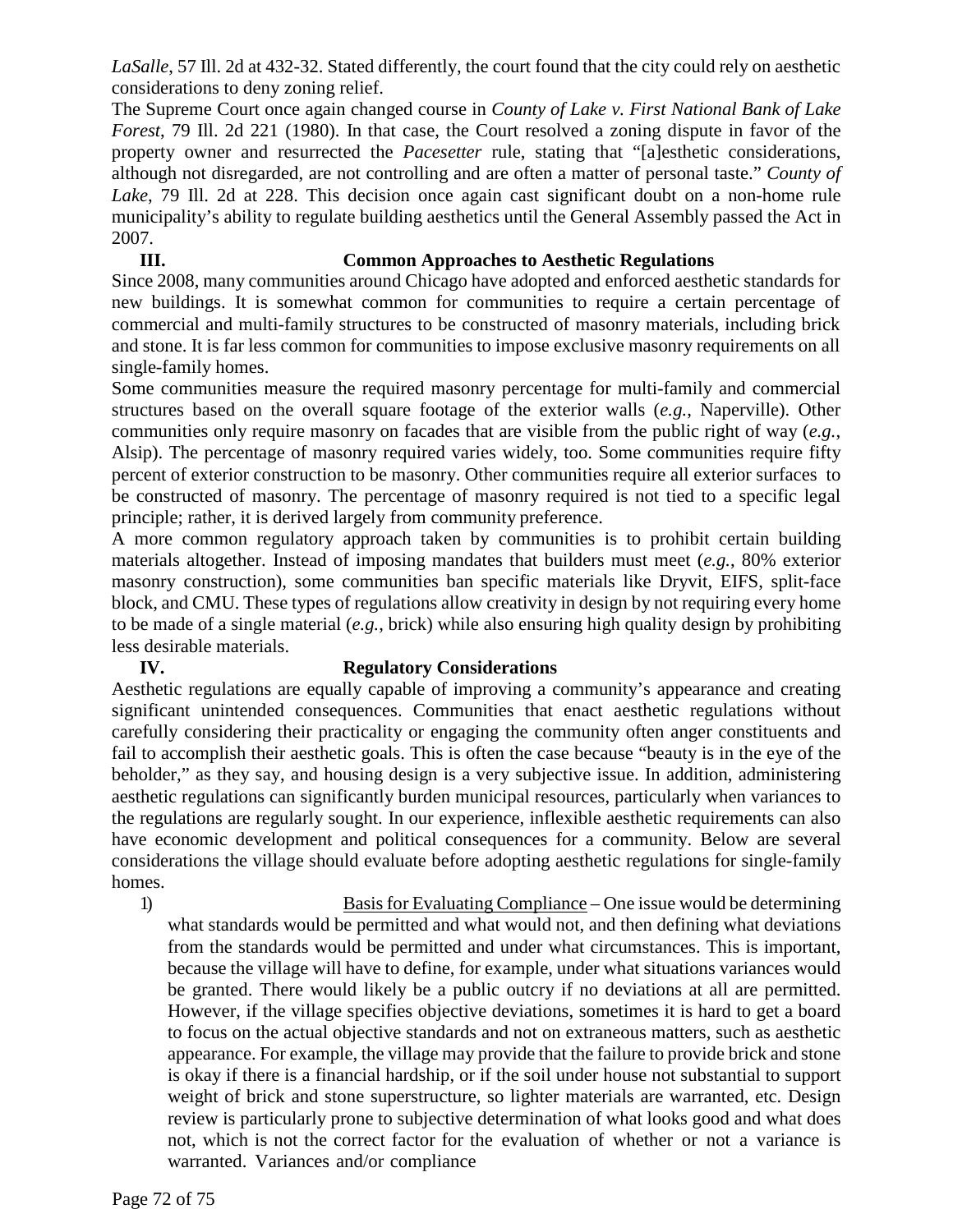*LaSalle*, 57 Ill. 2d at 432-32. Stated differently, the court found that the city could rely on aesthetic considerations to deny zoning relief.

The Supreme Court once again changed course in *County of Lake v. First National Bank of Lake Forest*, 79 Ill. 2d 221 (1980). In that case, the Court resolved a zoning dispute in favor of the property owner and resurrected the *Pacesetter* rule, stating that "[a]esthetic considerations, although not disregarded, are not controlling and are often a matter of personal taste." *County of Lake*, 79 Ill. 2d at 228. This decision once again cast significant doubt on a non-home rule municipality's ability to regulate building aesthetics until the General Assembly passed the Act in 2007.

## III. Common Approaches to Aesthetic Regulations

Since 2008, many communities around Chicago have adopted and enforced aesthetic standards for new buildings. It is somewhat common for communities to require a certain percentage of commercial and multi-family structures to be constructed of masonry materials, including brick and stone. It is far less common for communities to impose exclusive masonry requirements on all single-family homes.

Some communities measure the required masonry percentage for multi-family and commercial structures based on the overall square footage of the exterior walls (*e.g.*, Naperville). Other communities only require masonry on facades that are visible from the public right of way (*e.g.*, Alsip). The percentage of masonry required varies widely, too. Some communities require fifty percent of exterior construction to be masonry. Other communities require all exterior surfaces to be constructed of masonry. The percentage of masonry required is not tied to a specific legal principle; rather, it is derived largely from community preference.

A more common regulatory approach taken by communities is to prohibit certain building materials altogether. Instead of imposing mandates that builders must meet (*e.g.*, 80% exterior masonry construction), some communities ban specific materials like Dryvit, EIFS, split-face block, and CMU. These types of regulations allow creativity in design by not requiring every home to be made of a single material (*e.g.*, brick) while also ensuring high quality design by prohibiting less desirable materials.

## IV. Regulatory Considerations

Aesthetic regulations are equally capable of improving a community's appearance and creating significant unintended consequences. Communities that enact aesthetic regulations without carefully considering their practicality or engaging the community often anger constituents and fail to accomplish their aesthetic goals. This is often the case because "beauty is in the eye of the beholder," as they say, and housing design is a very subjective issue. In addition, administering aesthetic regulations can significantly burden municipal resources, particularly when variances to the regulations are regularly sought. In our experience, inflexible aesthetic requirements can also have economic development and political consequences for a community. Below are several considerations the village should evaluate before adopting aesthetic regulations for single-family homes.

1) Basis for Evaluating Compliance – One issue would be determining what standards would be permitted and what would not, and then defining what deviations from the standards would be permitted and under what circumstances. This is important, because the village will have to define, for example, under what situations variances would be granted. There would likely be a public outcry if no deviations at all are permitted. However, if the village specifies objective deviations, sometimes it is hard to get a board to focus on the actual objective standards and not on extraneous matters, such as aesthetic appearance. For example, the village may provide that the failure to provide brick and stone is okay if there is a financial hardship, or if the soil under house not substantial to support weight of brick and stone superstructure, so lighter materials are warranted, etc. Design review is particularly prone to subjective determination of what looks good and what does not, which is not the correct factor for the evaluation of whether or not a variance is warranted. Variances and/or compliance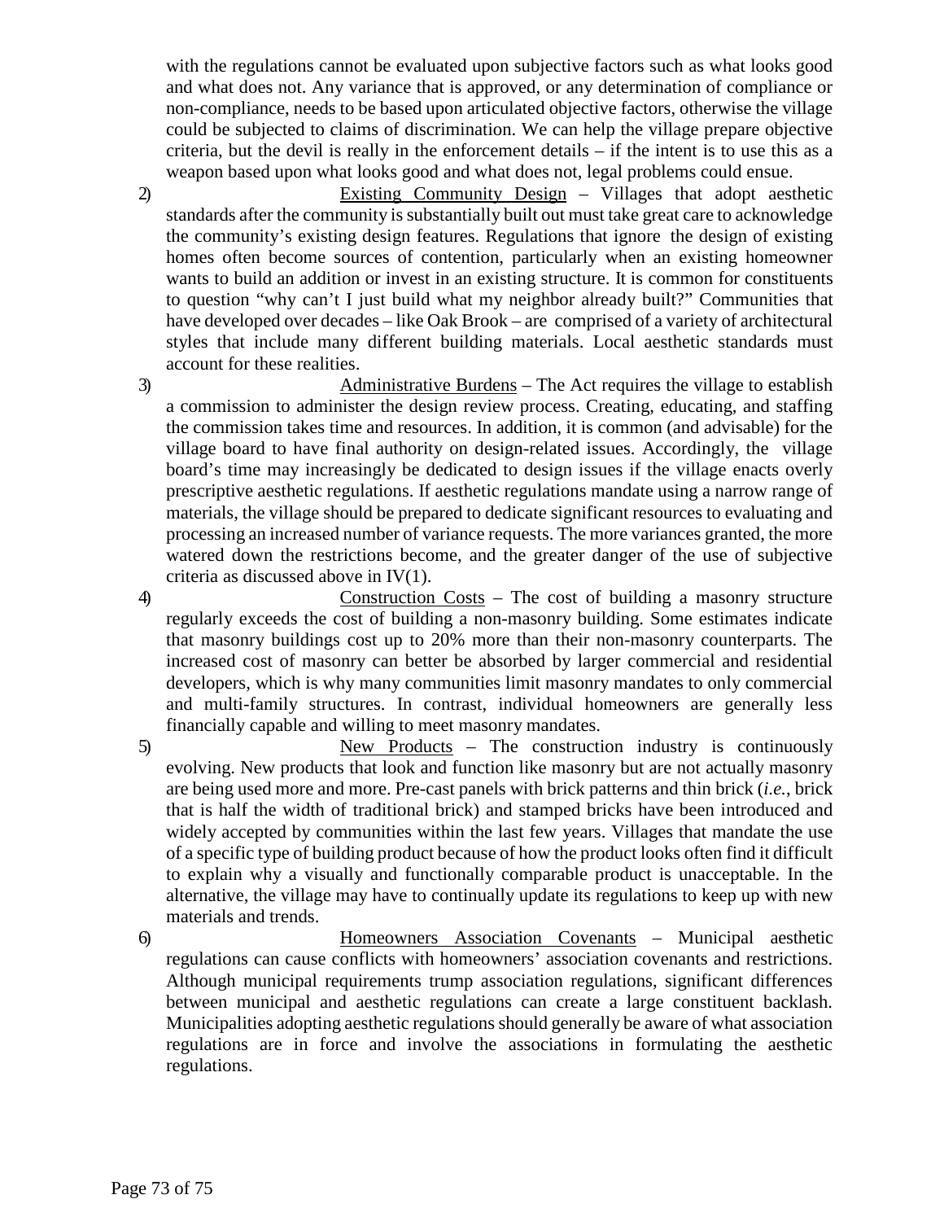with the regulations cannot be evaluated upon subjective factors such as what looks good and what does not. Any variance that is approved, or any determination of compliance or non-compliance, needs to be based upon articulated objective factors, otherwise the village could be subjected to claims of discrimination. We can help the village prepare objective criteria, but the devil is really in the enforcement details – if the intent is to use this as a weapon based upon what looks good and what does not, legal problems could ensue.

2) Existing Community Design – Villages that adopt aesthetic standards after the community is substantially built out must take great care to acknowledge the community's existing design features. Regulations that ignore the design of existing homes often become sources of contention, particularly when an existing homeowner wants to build an addition or invest in an existing structure. It is common for constituents to question "why can't I just build what my neighbor already built?" Communities that have developed over decades – like Oak Brook – are comprised of a variety of architectural styles that include many different building materials. Local aesthetic standards must account for these realities.

3) Administrative Burdens – The Act requires the village to establish a commission to administer the design review process. Creating, educating, and staffing the commission takes time and resources. In addition, it is common (and advisable) for the village board to have final authority on design-related issues. Accordingly, the village board's time may increasingly be dedicated to design issues if the village enacts overly prescriptive aesthetic regulations. If aesthetic regulations mandate using a narrow range of materials, the village should be prepared to dedicate significant resources to evaluating and processing an increased number of variance requests. The more variances granted, the more watered down the restrictions become, and the greater danger of the use of subjective criteria as discussed above in IV(1).

4) Construction Costs – The cost of building a masonry structure regularly exceeds the cost of building a non-masonry building. Some estimates indicate that masonry buildings cost up to 20% more than their non-masonry counterparts. The increased cost of masonry can better be absorbed by larger commercial and residential developers, which is why many communities limit masonry mandates to only commercial and multi-family structures. In contrast, individual homeowners are generally less financially capable and willing to meet masonry mandates.

5) New Products – The construction industry is continuously evolving. New products that look and function like masonry but are not actually masonry are being used more and more. Pre-cast panels with brick patterns and thin brick (*i.e.*, brick that is half the width of traditional brick) and stamped bricks have been introduced and widely accepted by communities within the last few years. Villages that mandate the use of a specific type of building product because of how the product looks often find it difficult to explain why a visually and functionally comparable product is unacceptable. In the alternative, the village may have to continually update its regulations to keep up with new materials and trends.

6) Homeowners Association Covenants – Municipal aesthetic regulations can cause conflicts with homeowners' association covenants and restrictions. Although municipal requirements trump association regulations, significant differences between municipal and aesthetic regulations can create a large constituent backlash. Municipalities adopting aesthetic regulations should generally be aware of what association regulations are in force and involve the associations in formulating the aesthetic regulations.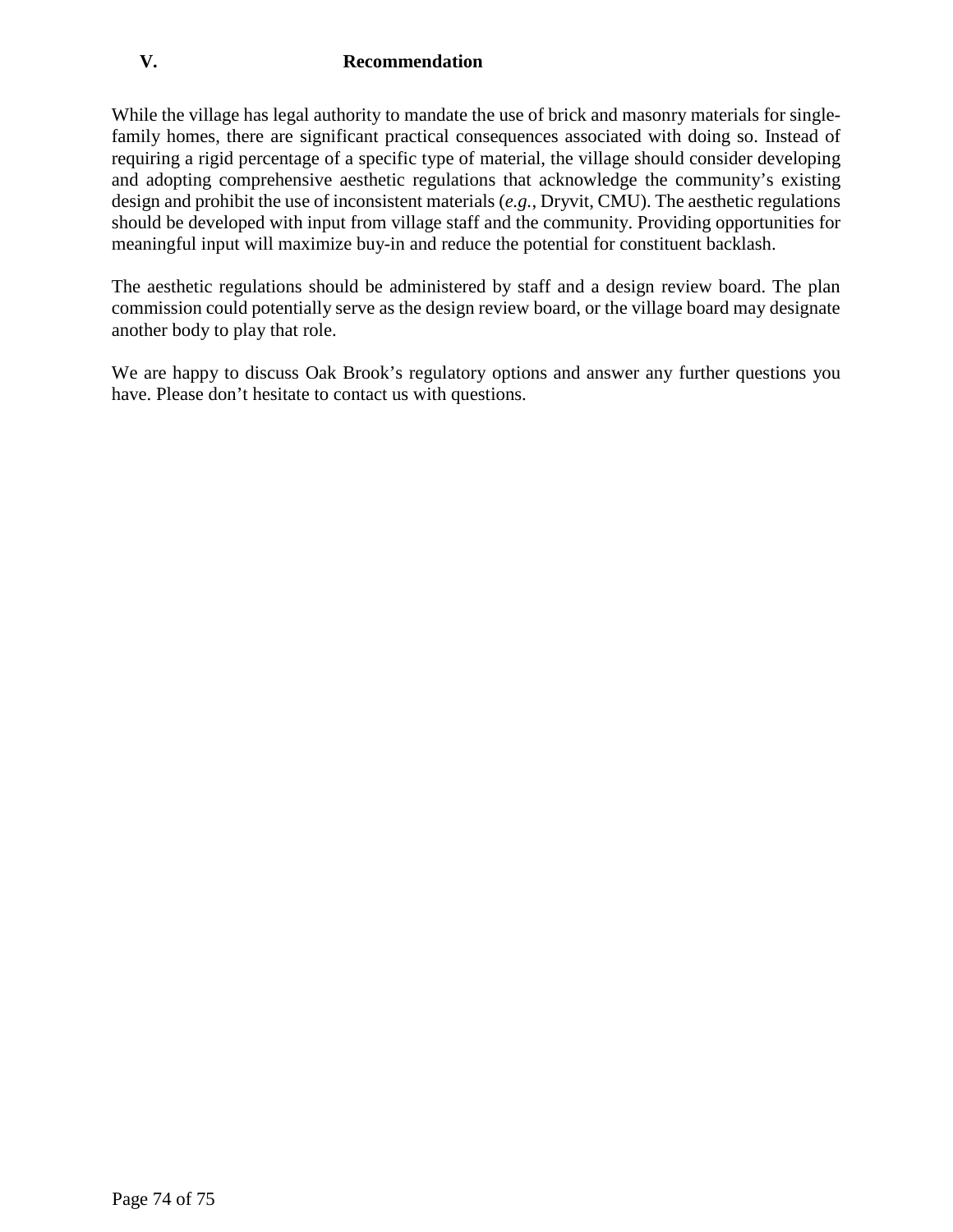## V. Recommendation

While the village has legal authority to mandate the use of brick and masonry materials for single-family homes, there are significant practical consequences associated with doing so. Instead of requiring a rigid percentage of a specific type of material, the village should consider developing and adopting comprehensive aesthetic regulations that acknowledge the community's existing design and prohibit the use of inconsistent materials (*e.g.*, Dryvit, CMU). The aesthetic regulations should be developed with input from village staff and the community. Providing opportunities for meaningful input will maximize buy-in and reduce the potential for constituent backlash.

The aesthetic regulations should be administered by staff and a design review board. The plan commission could potentially serve as the design review board, or the village board may designate another body to play that role.

We are happy to discuss Oak Brook's regulatory options and answer any further questions you have. Please don't hesitate to contact us with questions.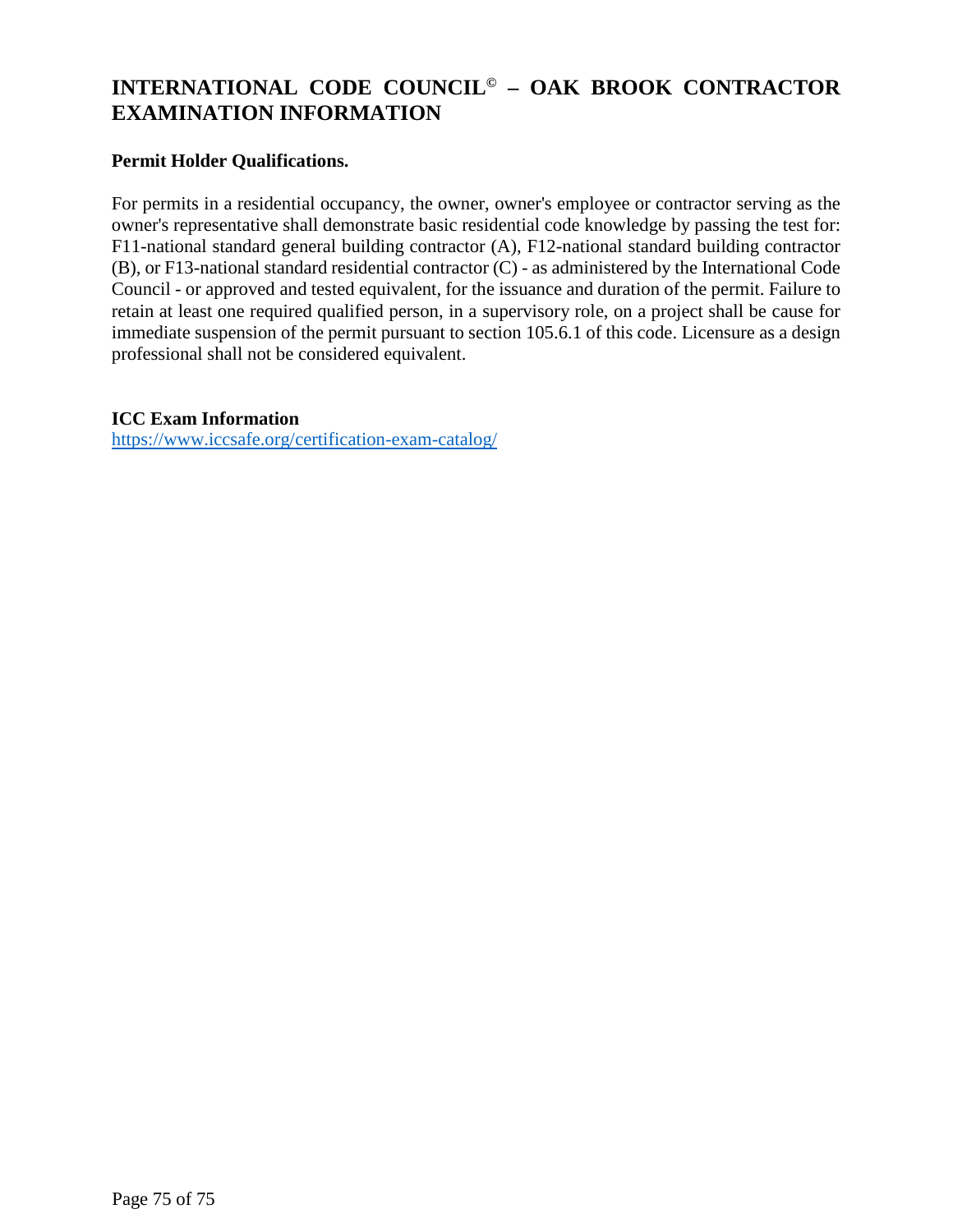# INTERNATIONAL CODE COUNCIL© – OAK BROOK CONTRACTOR EXAMINATION INFORMATION

**Permit Holder Qualifications.**

For permits in a residential occupancy, the owner, owner's employee or contractor serving as the owner's representative shall demonstrate basic residential code knowledge by passing the test for: F11-national standard general building contractor (A), F12-national standard building contractor (B), or F13-national standard residential contractor (C) - as administered by the International Code Council - or approved and tested equivalent, for the issuance and duration of the permit. Failure to retain at least one required qualified person, in a supervisory role, on a project shall be cause for immediate suspension of the permit pursuant to section 105.6.1 of this code. Licensure as a design professional shall not be considered equivalent.

**ICC Exam Information**

https://www.iccsafe.org/certification-exam-catalog/